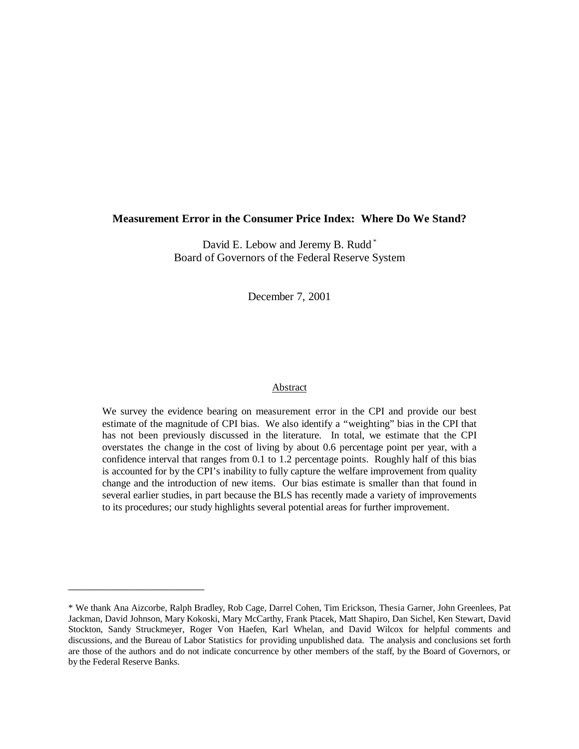# Measurement Error in the Consumer Price Index: Where Do We Stand?

David E. Lebow and Jeremy B. Rudd [*]
Board of Governors of the Federal Reserve System

December 7, 2001

## Abstract

We survey the evidence bearing on measurement error in the CPI and provide our best estimate of the magnitude of CPI bias. We also identify a "weighting" bias in the CPI that has not been previously discussed in the literature. In total, we estimate that the CPI overstates the change in the cost of living by about 0.6 percentage point per year, with a confidence interval that ranges from 0.1 to 1.2 percentage points. Roughly half of this bias is accounted for by the CPI's inability to fully capture the welfare improvement from quality change and the introduction of new items. Our bias estimate is smaller than that found in several earlier studies, in part because the BLS has recently made a variety of improvements to its procedures; our study highlights several potential areas for further improvement.

---

[*] We thank Ana Aizcorbe, Ralph Bradley, Rob Cage, Darrel Cohen, Tim Erickson, Thesia Garner, John Greenlees, Pat Jackman, David Johnson, Mary Kokoski, Mary McCarthy, Frank Ptacek, Matt Shapiro, Dan Sichel, Ken Stewart, David Stockton, Sandy Struckmeyer, Roger Von Haefen, Karl Whelan, and David Wilcox for helpful comments and discussions, and the Bureau of Labor Statistics for providing unpublished data. The analysis and conclusions set forth are those of the authors and do not indicate concurrence by other members of the staff, by the Board of Governors, or by the Federal Reserve Banks.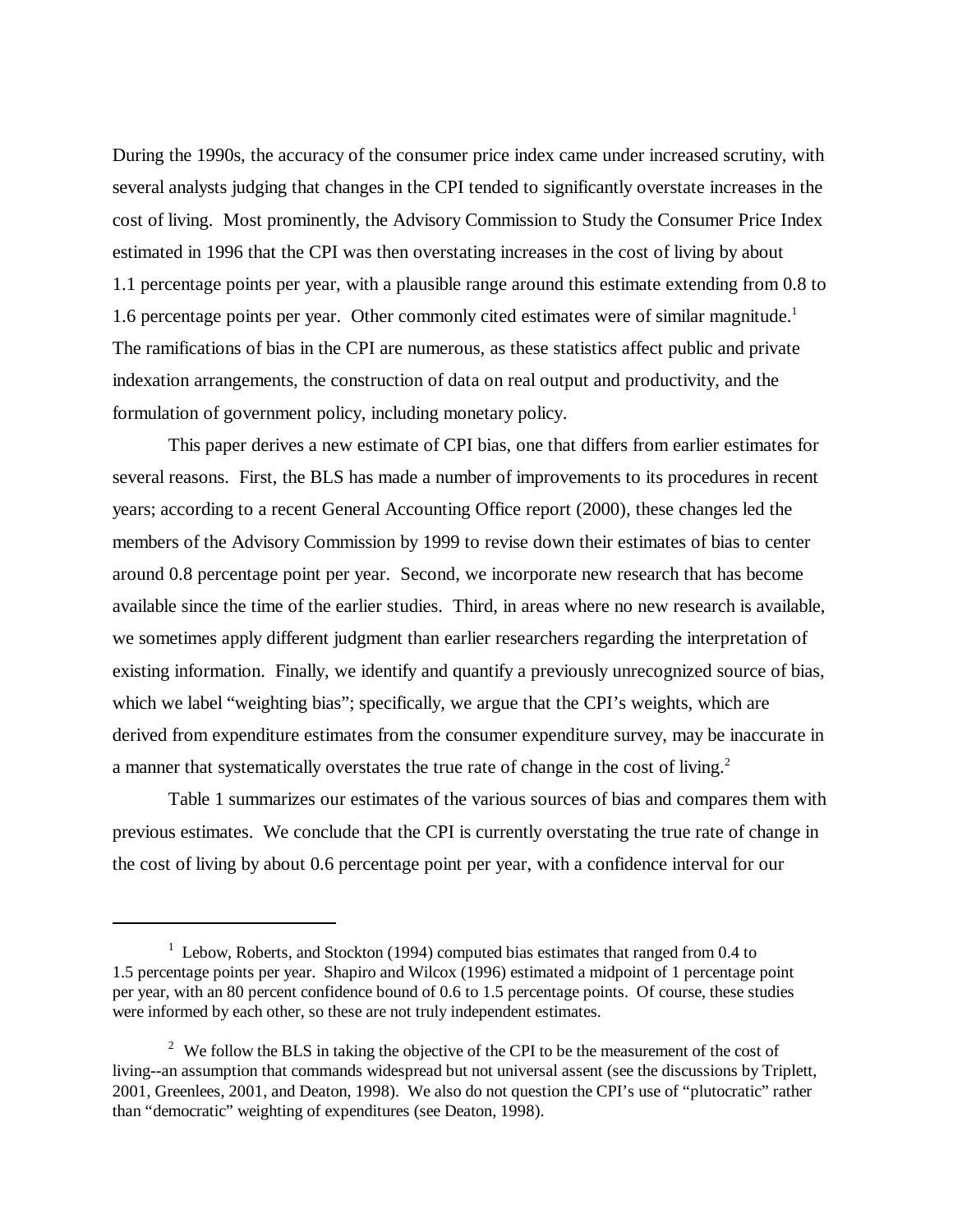During the 1990s, the accuracy of the consumer price index came under increased scrutiny, with several analysts judging that changes in the CPI tended to significantly overstate increases in the cost of living. Most prominently, the Advisory Commission to Study the Consumer Price Index estimated in 1996 that the CPI was then overstating increases in the cost of living by about 1.1 percentage points per year, with a plausible range around this estimate extending from 0.8 to 1.6 percentage points per year. Other commonly cited estimates were of similar magnitude.[1] The ramifications of bias in the CPI are numerous, as these statistics affect public and private indexation arrangements, the construction of data on real output and productivity, and the formulation of government policy, including monetary policy.

This paper derives a new estimate of CPI bias, one that differs from earlier estimates for several reasons. First, the BLS has made a number of improvements to its procedures in recent years; according to a recent General Accounting Office report (2000), these changes led the members of the Advisory Commission by 1999 to revise down their estimates of bias to center around 0.8 percentage point per year. Second, we incorporate new research that has become available since the time of the earlier studies. Third, in areas where no new research is available, we sometimes apply different judgment than earlier researchers regarding the interpretation of existing information. Finally, we identify and quantify a previously unrecognized source of bias, which we label "weighting bias"; specifically, we argue that the CPI's weights, which are derived from expenditure estimates from the consumer expenditure survey, may be inaccurate in a manner that systematically overstates the true rate of change in the cost of living.[2]

Table 1 summarizes our estimates of the various sources of bias and compares them with previous estimates. We conclude that the CPI is currently overstating the true rate of change in the cost of living by about 0.6 percentage point per year, with a confidence interval for our

---

[1] Lebow, Roberts, and Stockton (1994) computed bias estimates that ranged from 0.4 to 1.5 percentage points per year. Shapiro and Wilcox (1996) estimated a midpoint of 1 percentage point per year, with an 80 percent confidence bound of 0.6 to 1.5 percentage points. Of course, these studies were informed by each other, so these are not truly independent estimates.

[2] We follow the BLS in taking the objective of the CPI to be the measurement of the cost of living--an assumption that commands widespread but not universal assent (see the discussions by Triplett, 2001, Greenlees, 2001, and Deaton, 1998). We also do not question the CPI's use of "plutocratic" rather than "democratic" weighting of expenditures (see Deaton, 1998).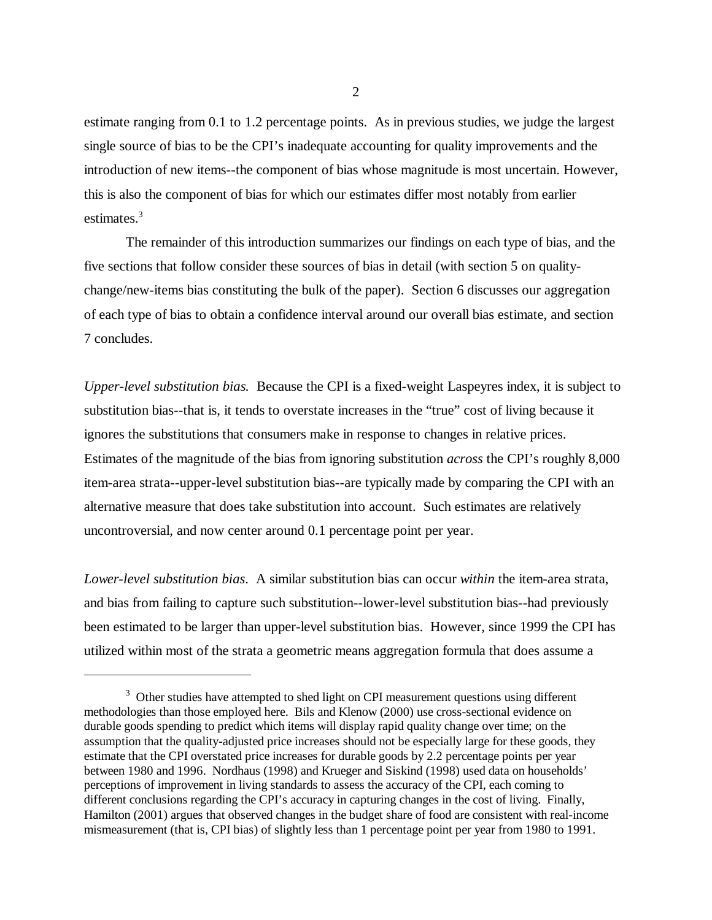estimate ranging from 0.1 to 1.2 percentage points. As in previous studies, we judge the largest single source of bias to be the CPI's inadequate accounting for quality improvements and the introduction of new items--the component of bias whose magnitude is most uncertain. However, this is also the component of bias for which our estimates differ most notably from earlier estimates.[3]

The remainder of this introduction summarizes our findings on each type of bias, and the five sections that follow consider these sources of bias in detail (with section 5 on quality-change/new-items bias constituting the bulk of the paper). Section 6 discusses our aggregation of each type of bias to obtain a confidence interval around our overall bias estimate, and section 7 concludes.

*Upper-level substitution bias.* Because the CPI is a fixed-weight Laspeyres index, it is subject to substitution bias--that is, it tends to overstate increases in the "true" cost of living because it ignores the substitutions that consumers make in response to changes in relative prices. Estimates of the magnitude of the bias from ignoring substitution *across* the CPI's roughly 8,000 item-area strata--upper-level substitution bias--are typically made by comparing the CPI with an alternative measure that does take substitution into account. Such estimates are relatively uncontroversial, and now center around 0.1 percentage point per year.

*Lower-level substitution bias*. A similar substitution bias can occur *within* the item-area strata, and bias from failing to capture such substitution--lower-level substitution bias--had previously been estimated to be larger than upper-level substitution bias. However, since 1999 the CPI has utilized within most of the strata a geometric means aggregation formula that does assume a

---

[3] Other studies have attempted to shed light on CPI measurement questions using different methodologies than those employed here. Bils and Klenow (2000) use cross-sectional evidence on durable goods spending to predict which items will display rapid quality change over time; on the assumption that the quality-adjusted price increases should not be especially large for these goods, they estimate that the CPI overstated price increases for durable goods by 2.2 percentage points per year between 1980 and 1996. Nordhaus (1998) and Krueger and Siskind (1998) used data on households' perceptions of improvement in living standards to assess the accuracy of the CPI, each coming to different conclusions regarding the CPI's accuracy in capturing changes in the cost of living. Finally, Hamilton (2001) argues that observed changes in the budget share of food are consistent with real-income mismeasurement (that is, CPI bias) of slightly less than 1 percentage point per year from 1980 to 1991.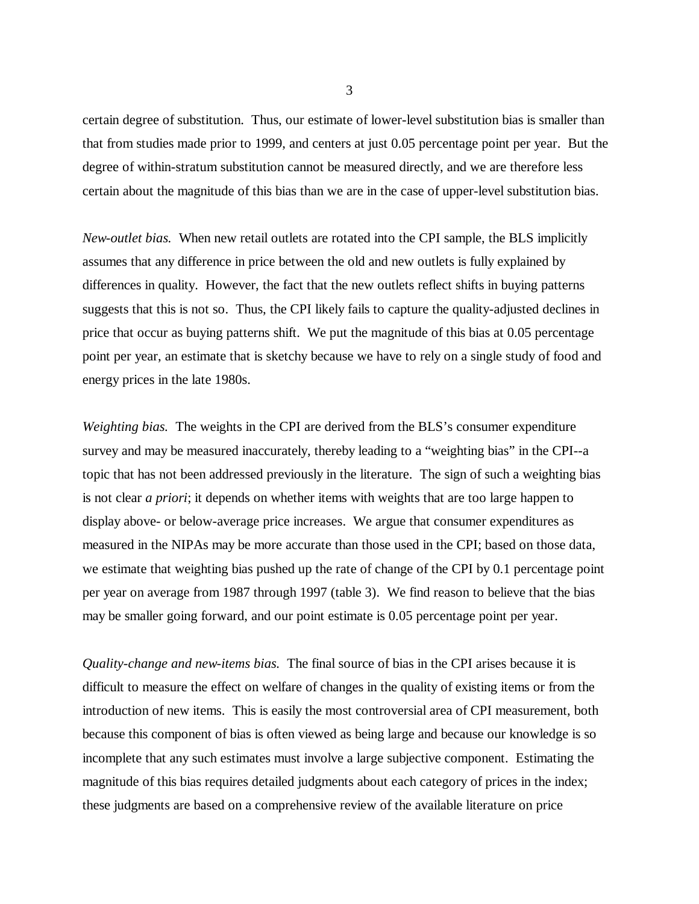certain degree of substitution. Thus, our estimate of lower-level substitution bias is smaller than that from studies made prior to 1999, and centers at just 0.05 percentage point per year. But the degree of within-stratum substitution cannot be measured directly, and we are therefore less certain about the magnitude of this bias than we are in the case of upper-level substitution bias.

*New-outlet bias.* When new retail outlets are rotated into the CPI sample, the BLS implicitly assumes that any difference in price between the old and new outlets is fully explained by differences in quality. However, the fact that the new outlets reflect shifts in buying patterns suggests that this is not so. Thus, the CPI likely fails to capture the quality-adjusted declines in price that occur as buying patterns shift. We put the magnitude of this bias at 0.05 percentage point per year, an estimate that is sketchy because we have to rely on a single study of food and energy prices in the late 1980s.

*Weighting bias.* The weights in the CPI are derived from the BLS's consumer expenditure survey and may be measured inaccurately, thereby leading to a "weighting bias" in the CPI--a topic that has not been addressed previously in the literature. The sign of such a weighting bias is not clear *a priori*; it depends on whether items with weights that are too large happen to display above- or below-average price increases. We argue that consumer expenditures as measured in the NIPAs may be more accurate than those used in the CPI; based on those data, we estimate that weighting bias pushed up the rate of change of the CPI by 0.1 percentage point per year on average from 1987 through 1997 (table 3). We find reason to believe that the bias may be smaller going forward, and our point estimate is 0.05 percentage point per year.

*Quality-change and new-items bias.* The final source of bias in the CPI arises because it is difficult to measure the effect on welfare of changes in the quality of existing items or from the introduction of new items. This is easily the most controversial area of CPI measurement, both because this component of bias is often viewed as being large and because our knowledge is so incomplete that any such estimates must involve a large subjective component. Estimating the magnitude of this bias requires detailed judgments about each category of prices in the index; these judgments are based on a comprehensive review of the available literature on price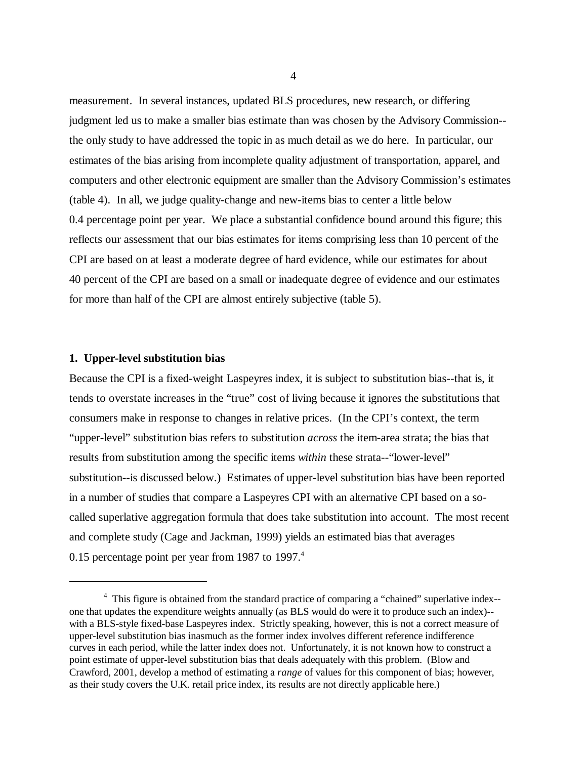measurement. In several instances, updated BLS procedures, new research, or differing judgment led us to make a smaller bias estimate than was chosen by the Advisory Commission--the only study to have addressed the topic in as much detail as we do here. In particular, our estimates of the bias arising from incomplete quality adjustment of transportation, apparel, and computers and other electronic equipment are smaller than the Advisory Commission's estimates (table 4). In all, we judge quality-change and new-items bias to center a little below 0.4 percentage point per year. We place a substantial confidence bound around this figure; this reflects our assessment that our bias estimates for items comprising less than 10 percent of the CPI are based on at least a moderate degree of hard evidence, while our estimates for about 40 percent of the CPI are based on a small or inadequate degree of evidence and our estimates for more than half of the CPI are almost entirely subjective (table 5).

### 1. Upper-level substitution bias

Because the CPI is a fixed-weight Laspeyres index, it is subject to substitution bias--that is, it tends to overstate increases in the "true" cost of living because it ignores the substitutions that consumers make in response to changes in relative prices. (In the CPI's context, the term "upper-level" substitution bias refers to substitution *across* the item-area strata; the bias that results from substitution among the specific items *within* these strata--"lower-level" substitution--is discussed below.) Estimates of upper-level substitution bias have been reported in a number of studies that compare a Laspeyres CPI with an alternative CPI based on a so-called superlative aggregation formula that does take substitution into account. The most recent and complete study (Cage and Jackman, 1999) yields an estimated bias that averages 0.15 percentage point per year from 1987 to 1997.[4]

---

[4] This figure is obtained from the standard practice of comparing a "chained" superlative index--one that updates the expenditure weights annually (as BLS would do were it to produce such an index)--with a BLS-style fixed-base Laspeyres index. Strictly speaking, however, this is not a correct measure of upper-level substitution bias inasmuch as the former index involves different reference indifference curves in each period, while the latter index does not. Unfortunately, it is not known how to construct a point estimate of upper-level substitution bias that deals adequately with this problem. (Blow and Crawford, 2001, develop a method of estimating a *range* of values for this component of bias; however, as their study covers the U.K. retail price index, its results are not directly applicable here.)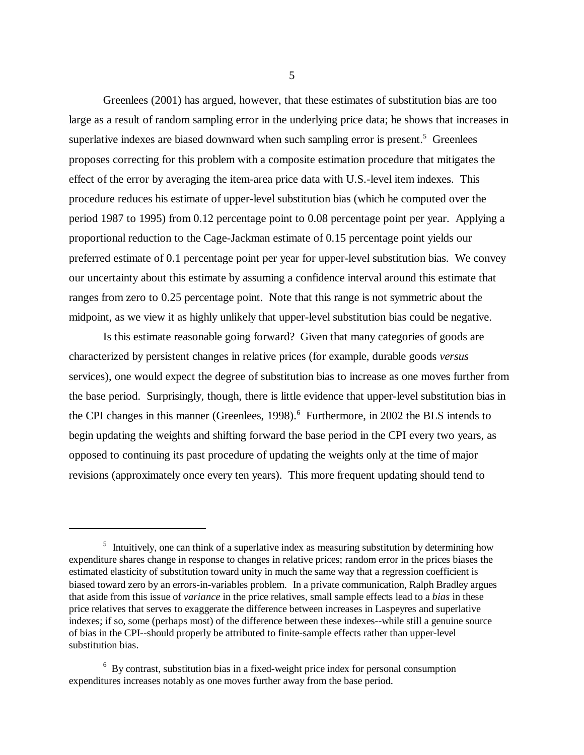Greenlees (2001) has argued, however, that these estimates of substitution bias are too large as a result of random sampling error in the underlying price data; he shows that increases in superlative indexes are biased downward when such sampling error is present.[5] Greenlees proposes correcting for this problem with a composite estimation procedure that mitigates the effect of the error by averaging the item-area price data with U.S.-level item indexes. This procedure reduces his estimate of upper-level substitution bias (which he computed over the period 1987 to 1995) from 0.12 percentage point to 0.08 percentage point per year. Applying a proportional reduction to the Cage-Jackman estimate of 0.15 percentage point yields our preferred estimate of 0.1 percentage point per year for upper-level substitution bias. We convey our uncertainty about this estimate by assuming a confidence interval around this estimate that ranges from zero to 0.25 percentage point. Note that this range is not symmetric about the midpoint, as we view it as highly unlikely that upper-level substitution bias could be negative.

Is this estimate reasonable going forward? Given that many categories of goods are characterized by persistent changes in relative prices (for example, durable goods *versus* services), one would expect the degree of substitution bias to increase as one moves further from the base period. Surprisingly, though, there is little evidence that upper-level substitution bias in the CPI changes in this manner (Greenlees, 1998).[6] Furthermore, in 2002 the BLS intends to begin updating the weights and shifting forward the base period in the CPI every two years, as opposed to continuing its past procedure of updating the weights only at the time of major revisions (approximately once every ten years). This more frequent updating should tend to

---

[5] Intuitively, one can think of a superlative index as measuring substitution by determining how expenditure shares change in response to changes in relative prices; random error in the prices biases the estimated elasticity of substitution toward unity in much the same way that a regression coefficient is biased toward zero by an errors-in-variables problem. In a private communication, Ralph Bradley argues that aside from this issue of *variance* in the price relatives, small sample effects lead to a *bias* in these price relatives that serves to exaggerate the difference between increases in Laspeyres and superlative indexes; if so, some (perhaps most) of the difference between these indexes--while still a genuine source of bias in the CPI--should properly be attributed to finite-sample effects rather than upper-level substitution bias.

[6] By contrast, substitution bias in a fixed-weight price index for personal consumption expenditures increases notably as one moves further away from the base period.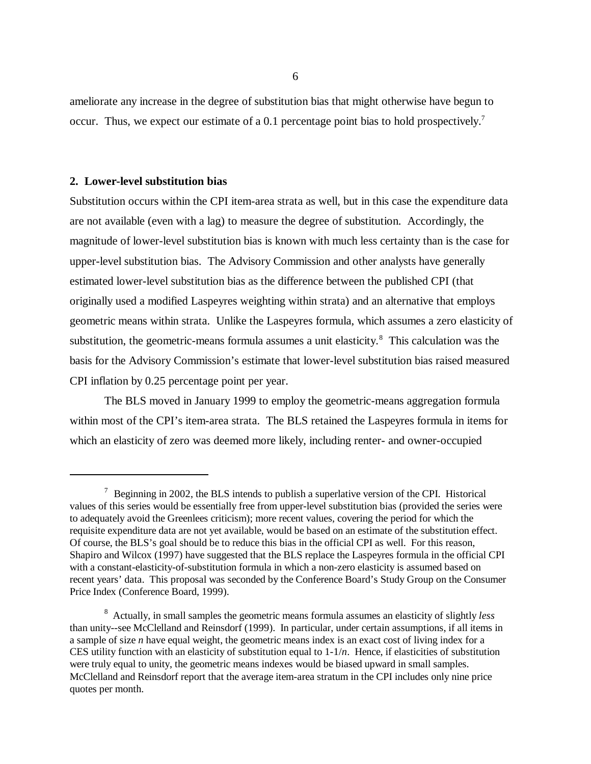ameliorate any increase in the degree of substitution bias that might otherwise have begun to occur. Thus, we expect our estimate of a 0.1 percentage point bias to hold prospectively.[7]

## 2. Lower-level substitution bias

Substitution occurs within the CPI item-area strata as well, but in this case the expenditure data are not available (even with a lag) to measure the degree of substitution. Accordingly, the magnitude of lower-level substitution bias is known with much less certainty than is the case for upper-level substitution bias. The Advisory Commission and other analysts have generally estimated lower-level substitution bias as the difference between the published CPI (that originally used a modified Laspeyres weighting within strata) and an alternative that employs geometric means within strata. Unlike the Laspeyres formula, which assumes a zero elasticity of substitution, the geometric-means formula assumes a unit elasticity.[8] This calculation was the basis for the Advisory Commission's estimate that lower-level substitution bias raised measured CPI inflation by 0.25 percentage point per year.

The BLS moved in January 1999 to employ the geometric-means aggregation formula within most of the CPI's item-area strata. The BLS retained the Laspeyres formula in items for which an elasticity of zero was deemed more likely, including renter- and owner-occupied

---

[7] Beginning in 2002, the BLS intends to publish a superlative version of the CPI. Historical values of this series would be essentially free from upper-level substitution bias (provided the series were to adequately avoid the Greenlees criticism); more recent values, covering the period for which the requisite expenditure data are not yet available, would be based on an estimate of the substitution effect. Of course, the BLS's goal should be to reduce this bias in the official CPI as well. For this reason, Shapiro and Wilcox (1997) have suggested that the BLS replace the Laspeyres formula in the official CPI with a constant-elasticity-of-substitution formula in which a non-zero elasticity is assumed based on recent years' data. This proposal was seconded by the Conference Board's Study Group on the Consumer Price Index (Conference Board, 1999).

[8] Actually, in small samples the geometric means formula assumes an elasticity of slightly *less* than unity--see McClelland and Reinsdorf (1999). In particular, under certain assumptions, if all items in a sample of size $n$ have equal weight, the geometric means index is an exact cost of living index for a CES utility function with an elasticity of substitution equal to $1-1/n$. Hence, if elasticities of substitution were truly equal to unity, the geometric means indexes would be biased upward in small samples. McClelland and Reinsdorf report that the average item-area stratum in the CPI includes only nine price quotes per month.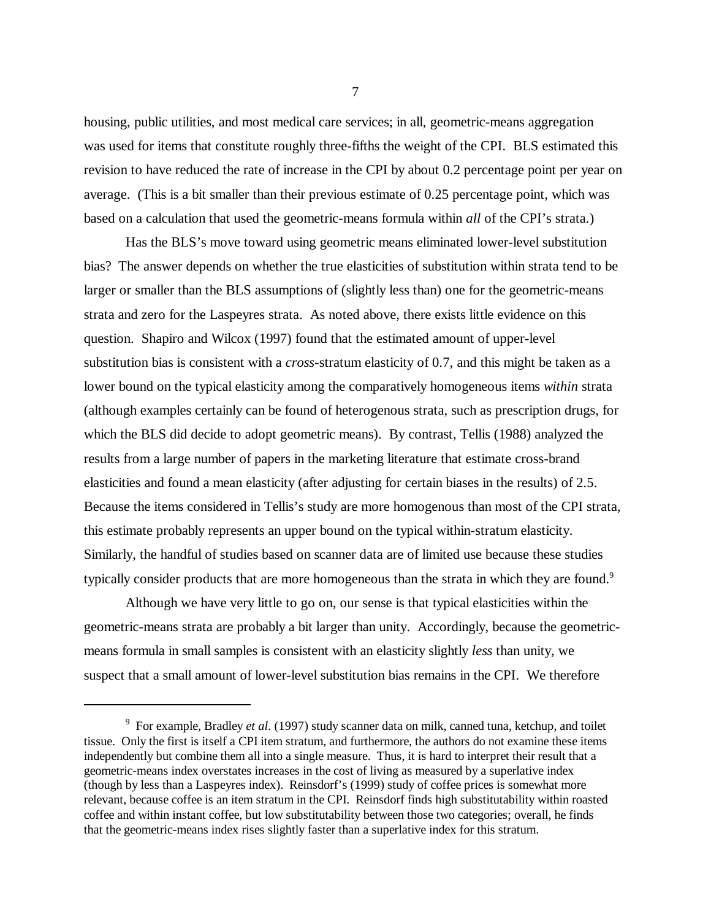housing, public utilities, and most medical care services; in all, geometric-means aggregation was used for items that constitute roughly three-fifths the weight of the CPI. BLS estimated this revision to have reduced the rate of increase in the CPI by about 0.2 percentage point per year on average. (This is a bit smaller than their previous estimate of 0.25 percentage point, which was based on a calculation that used the geometric-means formula within *all* of the CPI's strata.)

Has the BLS's move toward using geometric means eliminated lower-level substitution bias? The answer depends on whether the true elasticities of substitution within strata tend to be larger or smaller than the BLS assumptions of (slightly less than) one for the geometric-means strata and zero for the Laspeyres strata. As noted above, there exists little evidence on this question. Shapiro and Wilcox (1997) found that the estimated amount of upper-level substitution bias is consistent with a *cross*-stratum elasticity of 0.7, and this might be taken as a lower bound on the typical elasticity among the comparatively homogeneous items *within* strata (although examples certainly can be found of heterogenous strata, such as prescription drugs, for which the BLS did decide to adopt geometric means). By contrast, Tellis (1988) analyzed the results from a large number of papers in the marketing literature that estimate cross-brand elasticities and found a mean elasticity (after adjusting for certain biases in the results) of 2.5. Because the items considered in Tellis's study are more homogenous than most of the CPI strata, this estimate probably represents an upper bound on the typical within-stratum elasticity. Similarly, the handful of studies based on scanner data are of limited use because these studies typically consider products that are more homogeneous than the strata in which they are found.[9]

Although we have very little to go on, our sense is that typical elasticities within the geometric-means strata are probably a bit larger than unity. Accordingly, because the geometric-means formula in small samples is consistent with an elasticity slightly *less* than unity, we suspect that a small amount of lower-level substitution bias remains in the CPI. We therefore

---

[9] For example, Bradley *et al.* (1997) study scanner data on milk, canned tuna, ketchup, and toilet tissue. Only the first is itself a CPI item stratum, and furthermore, the authors do not examine these items independently but combine them all into a single measure. Thus, it is hard to interpret their result that a geometric-means index overstates increases in the cost of living as measured by a superlative index (though by less than a Laspeyres index). Reinsdorf's (1999) study of coffee prices is somewhat more relevant, because coffee is an item stratum in the CPI. Reinsdorf finds high substitutability within roasted coffee and within instant coffee, but low substitutability between those two categories; overall, he finds that the geometric-means index rises slightly faster than a superlative index for this stratum.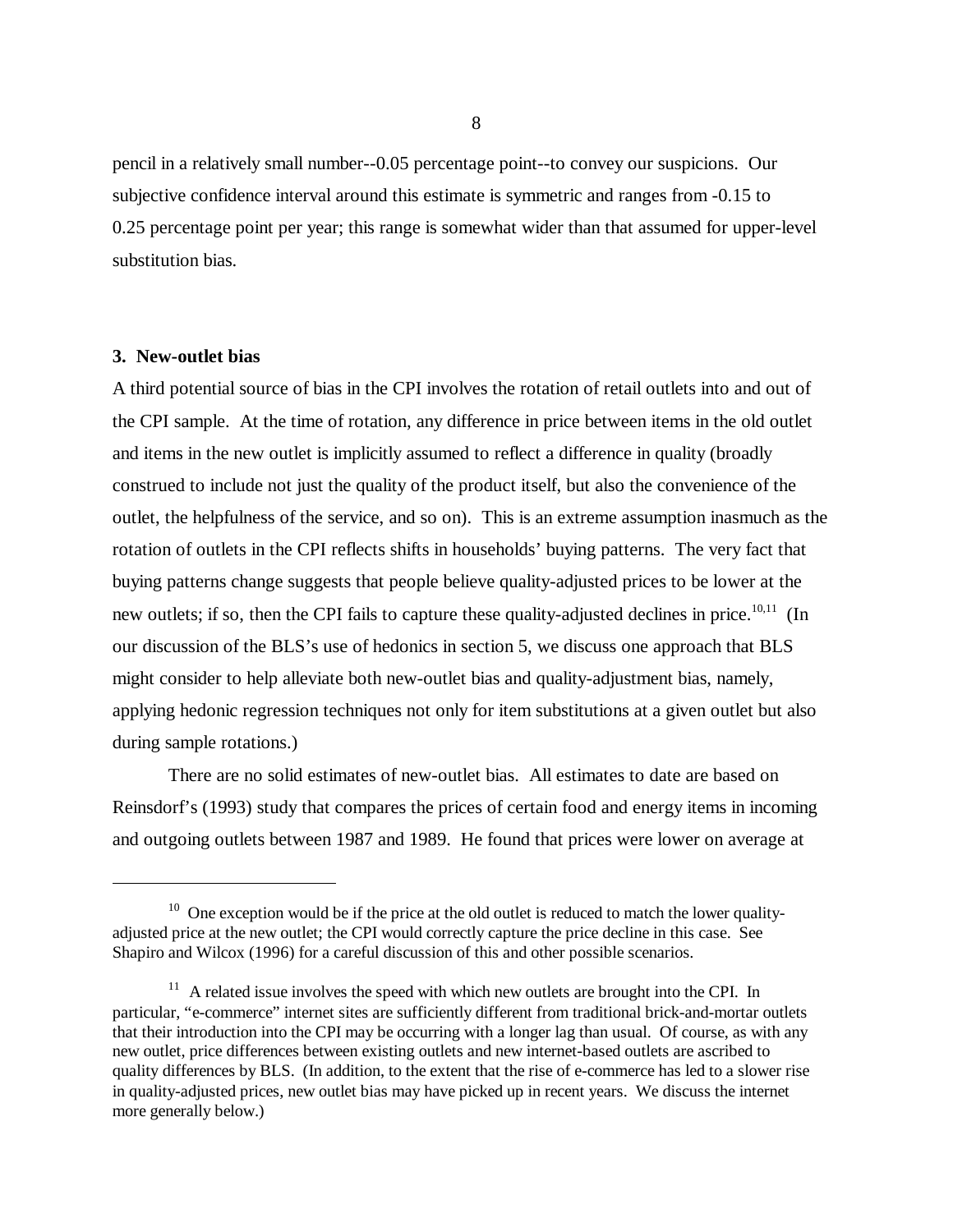pencil in a relatively small number--0.05 percentage point--to convey our suspicions. Our subjective confidence interval around this estimate is symmetric and ranges from -0.15 to 0.25 percentage point per year; this range is somewhat wider than that assumed for upper-level substitution bias.

### 3. New-outlet bias

A third potential source of bias in the CPI involves the rotation of retail outlets into and out of the CPI sample. At the time of rotation, any difference in price between items in the old outlet and items in the new outlet is implicitly assumed to reflect a difference in quality (broadly construed to include not just the quality of the product itself, but also the convenience of the outlet, the helpfulness of the service, and so on). This is an extreme assumption inasmuch as the rotation of outlets in the CPI reflects shifts in households' buying patterns. The very fact that buying patterns change suggests that people believe quality-adjusted prices to be lower at the new outlets; if so, then the CPI fails to capture these quality-adjusted declines in price.[10,11] (In our discussion of the BLS's use of hedonics in section 5, we discuss one approach that BLS might consider to help alleviate both new-outlet bias and quality-adjustment bias, namely, applying hedonic regression techniques not only for item substitutions at a given outlet but also during sample rotations.)

There are no solid estimates of new-outlet bias. All estimates to date are based on Reinsdorf's (1993) study that compares the prices of certain food and energy items in incoming and outgoing outlets between 1987 and 1989. He found that prices were lower on average at

---

[10] One exception would be if the price at the old outlet is reduced to match the lower quality-adjusted price at the new outlet; the CPI would correctly capture the price decline in this case. See Shapiro and Wilcox (1996) for a careful discussion of this and other possible scenarios.

[11] A related issue involves the speed with which new outlets are brought into the CPI. In particular, "e-commerce" internet sites are sufficiently different from traditional brick-and-mortar outlets that their introduction into the CPI may be occurring with a longer lag than usual. Of course, as with any new outlet, price differences between existing outlets and new internet-based outlets are ascribed to quality differences by BLS. (In addition, to the extent that the rise of e-commerce has led to a slower rise in quality-adjusted prices, new outlet bias may have picked up in recent years. We discuss the internet more generally below.)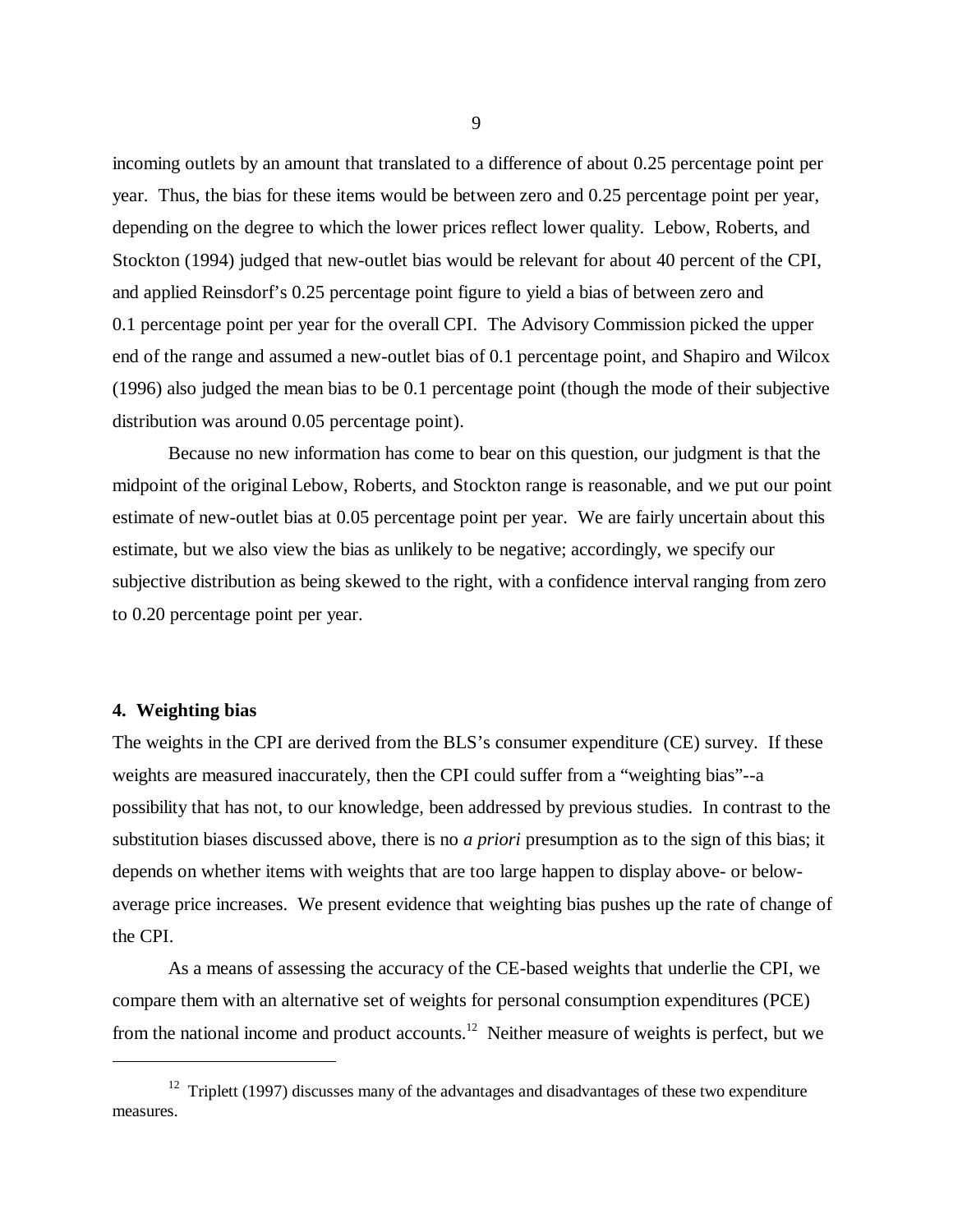incoming outlets by an amount that translated to a difference of about 0.25 percentage point per year. Thus, the bias for these items would be between zero and 0.25 percentage point per year, depending on the degree to which the lower prices reflect lower quality. Lebow, Roberts, and Stockton (1994) judged that new-outlet bias would be relevant for about 40 percent of the CPI, and applied Reinsdorf's 0.25 percentage point figure to yield a bias of between zero and 0.1 percentage point per year for the overall CPI. The Advisory Commission picked the upper end of the range and assumed a new-outlet bias of 0.1 percentage point, and Shapiro and Wilcox (1996) also judged the mean bias to be 0.1 percentage point (though the mode of their subjective distribution was around 0.05 percentage point).

Because no new information has come to bear on this question, our judgment is that the midpoint of the original Lebow, Roberts, and Stockton range is reasonable, and we put our point estimate of new-outlet bias at 0.05 percentage point per year. We are fairly uncertain about this estimate, but we also view the bias as unlikely to be negative; accordingly, we specify our subjective distribution as being skewed to the right, with a confidence interval ranging from zero to 0.20 percentage point per year.

## 4. Weighting bias

The weights in the CPI are derived from the BLS's consumer expenditure (CE) survey. If these weights are measured inaccurately, then the CPI could suffer from a "weighting bias"--a possibility that has not, to our knowledge, been addressed by previous studies. In contrast to the substitution biases discussed above, there is no *a priori* presumption as to the sign of this bias; it depends on whether items with weights that are too large happen to display above- or below-average price increases. We present evidence that weighting bias pushes up the rate of change of the CPI.

As a means of assessing the accuracy of the CE-based weights that underlie the CPI, we compare them with an alternative set of weights for personal consumption expenditures (PCE) from the national income and product accounts.[12] Neither measure of weights is perfect, but we

[12] Triplett (1997) discusses many of the advantages and disadvantages of these two expenditure measures.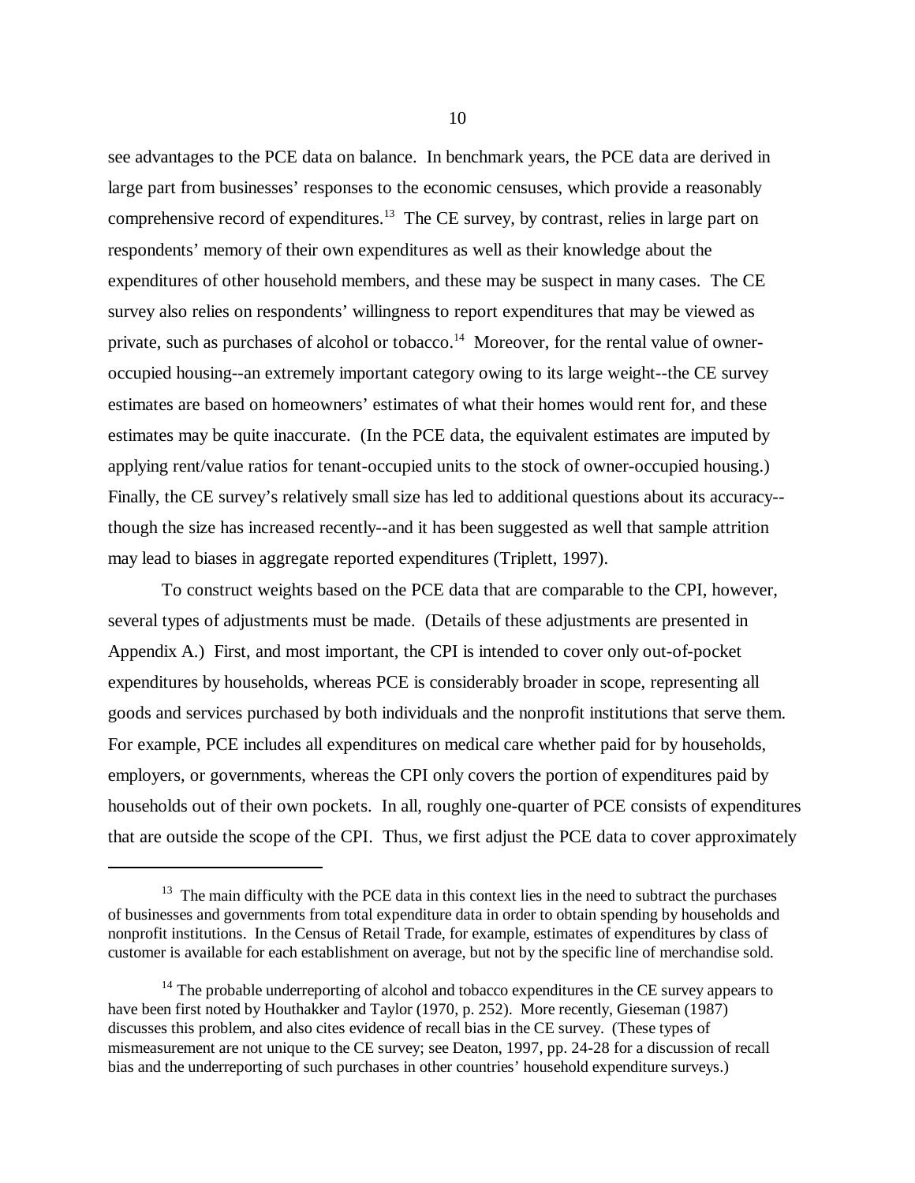see advantages to the PCE data on balance. In benchmark years, the PCE data are derived in large part from businesses' responses to the economic censuses, which provide a reasonably comprehensive record of expenditures.[13] The CE survey, by contrast, relies in large part on respondents' memory of their own expenditures as well as their knowledge about the expenditures of other household members, and these may be suspect in many cases. The CE survey also relies on respondents' willingness to report expenditures that may be viewed as private, such as purchases of alcohol or tobacco.[14] Moreover, for the rental value of owner-occupied housing--an extremely important category owing to its large weight--the CE survey estimates are based on homeowners' estimates of what their homes would rent for, and these estimates may be quite inaccurate. (In the PCE data, the equivalent estimates are imputed by applying rent/value ratios for tenant-occupied units to the stock of owner-occupied housing.) Finally, the CE survey's relatively small size has led to additional questions about its accuracy--though the size has increased recently--and it has been suggested as well that sample attrition may lead to biases in aggregate reported expenditures (Triplett, 1997).

To construct weights based on the PCE data that are comparable to the CPI, however, several types of adjustments must be made. (Details of these adjustments are presented in Appendix A.) First, and most important, the CPI is intended to cover only out-of-pocket expenditures by households, whereas PCE is considerably broader in scope, representing all goods and services purchased by both individuals and the nonprofit institutions that serve them. For example, PCE includes all expenditures on medical care whether paid for by households, employers, or governments, whereas the CPI only covers the portion of expenditures paid by households out of their own pockets. In all, roughly one-quarter of PCE consists of expenditures that are outside the scope of the CPI. Thus, we first adjust the PCE data to cover approximately

---

[13] The main difficulty with the PCE data in this context lies in the need to subtract the purchases of businesses and governments from total expenditure data in order to obtain spending by households and nonprofit institutions. In the Census of Retail Trade, for example, estimates of expenditures by class of customer is available for each establishment on average, but not by the specific line of merchandise sold.

[14] The probable underreporting of alcohol and tobacco expenditures in the CE survey appears to have been first noted by Houthakker and Taylor (1970, p. 252). More recently, Gieseman (1987) discusses this problem, and also cites evidence of recall bias in the CE survey. (These types of mismeasurement are not unique to the CE survey; see Deaton, 1997, pp. 24-28 for a discussion of recall bias and the underreporting of such purchases in other countries' household expenditure surveys.)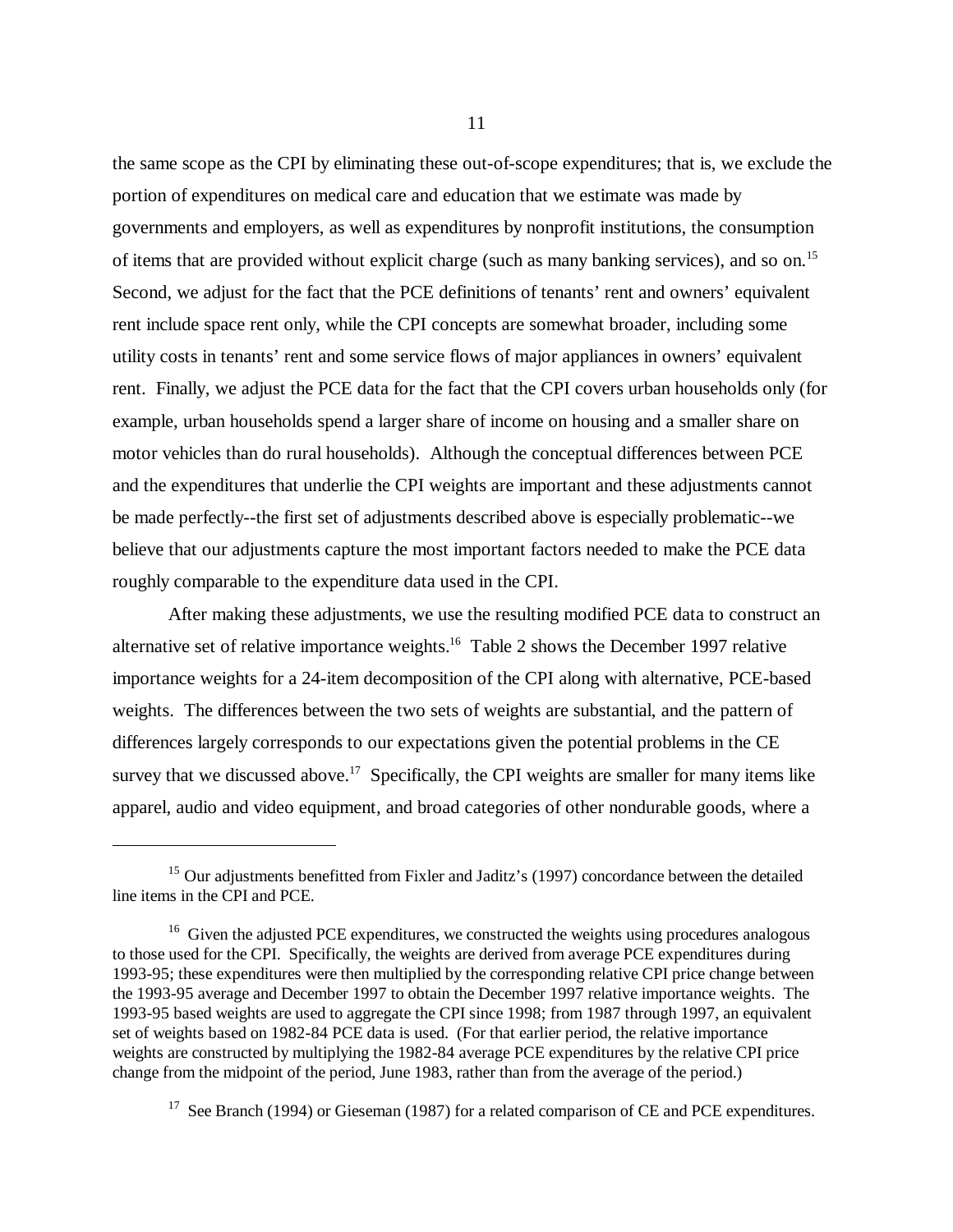the same scope as the CPI by eliminating these out-of-scope expenditures; that is, we exclude the portion of expenditures on medical care and education that we estimate was made by governments and employers, as well as expenditures by nonprofit institutions, the consumption of items that are provided without explicit charge (such as many banking services), and so on.[15] Second, we adjust for the fact that the PCE definitions of tenants' rent and owners' equivalent rent include space rent only, while the CPI concepts are somewhat broader, including some utility costs in tenants' rent and some service flows of major appliances in owners' equivalent rent. Finally, we adjust the PCE data for the fact that the CPI covers urban households only (for example, urban households spend a larger share of income on housing and a smaller share on motor vehicles than do rural households). Although the conceptual differences between PCE and the expenditures that underlie the CPI weights are important and these adjustments cannot be made perfectly--the first set of adjustments described above is especially problematic--we believe that our adjustments capture the most important factors needed to make the PCE data roughly comparable to the expenditure data used in the CPI.

After making these adjustments, we use the resulting modified PCE data to construct an alternative set of relative importance weights.[16] Table 2 shows the December 1997 relative importance weights for a 24-item decomposition of the CPI along with alternative, PCE-based weights. The differences between the two sets of weights are substantial, and the pattern of differences largely corresponds to our expectations given the potential problems in the CE survey that we discussed above.[17] Specifically, the CPI weights are smaller for many items like apparel, audio and video equipment, and broad categories of other nondurable goods, where a

---

[15] Our adjustments benefitted from Fixler and Jaditz's (1997) concordance between the detailed line items in the CPI and PCE.

[16] Given the adjusted PCE expenditures, we constructed the weights using procedures analogous to those used for the CPI. Specifically, the weights are derived from average PCE expenditures during 1993-95; these expenditures were then multiplied by the corresponding relative CPI price change between the 1993-95 average and December 1997 to obtain the December 1997 relative importance weights. The 1993-95 based weights are used to aggregate the CPI since 1998; from 1987 through 1997, an equivalent set of weights based on 1982-84 PCE data is used. (For that earlier period, the relative importance weights are constructed by multiplying the 1982-84 average PCE expenditures by the relative CPI price change from the midpoint of the period, June 1983, rather than from the average of the period.)

[17] See Branch (1994) or Gieseman (1987) for a related comparison of CE and PCE expenditures.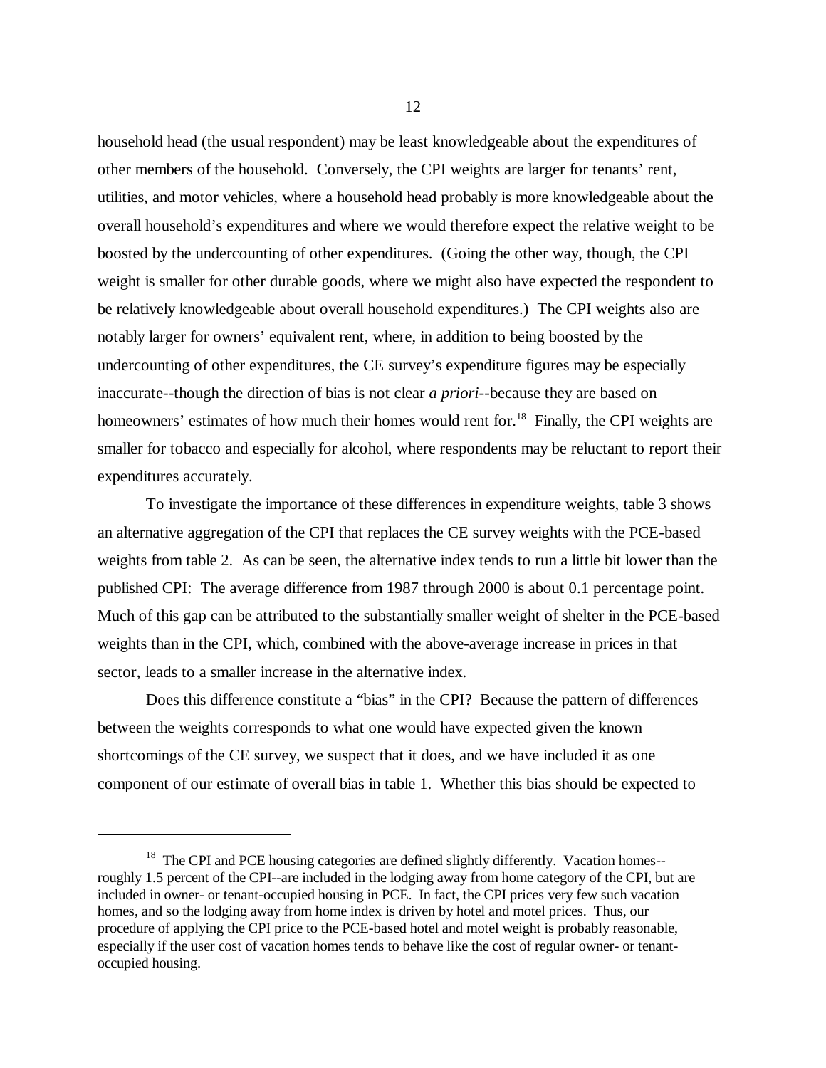household head (the usual respondent) may be least knowledgeable about the expenditures of other members of the household. Conversely, the CPI weights are larger for tenants' rent, utilities, and motor vehicles, where a household head probably is more knowledgeable about the overall household's expenditures and where we would therefore expect the relative weight to be boosted by the undercounting of other expenditures. (Going the other way, though, the CPI weight is smaller for other durable goods, where we might also have expected the respondent to be relatively knowledgeable about overall household expenditures.) The CPI weights also are notably larger for owners' equivalent rent, where, in addition to being boosted by the undercounting of other expenditures, the CE survey's expenditure figures may be especially inaccurate--though the direction of bias is not clear *a priori*--because they are based on homeowners' estimates of how much their homes would rent for.[18] Finally, the CPI weights are smaller for tobacco and especially for alcohol, where respondents may be reluctant to report their expenditures accurately.

To investigate the importance of these differences in expenditure weights, table 3 shows an alternative aggregation of the CPI that replaces the CE survey weights with the PCE-based weights from table 2. As can be seen, the alternative index tends to run a little bit lower than the published CPI: The average difference from 1987 through 2000 is about 0.1 percentage point. Much of this gap can be attributed to the substantially smaller weight of shelter in the PCE-based weights than in the CPI, which, combined with the above-average increase in prices in that sector, leads to a smaller increase in the alternative index.

Does this difference constitute a "bias" in the CPI? Because the pattern of differences between the weights corresponds to what one would have expected given the known shortcomings of the CE survey, we suspect that it does, and we have included it as one component of our estimate of overall bias in table 1. Whether this bias should be expected to

---

[18] The CPI and PCE housing categories are defined slightly differently. Vacation homes--roughly 1.5 percent of the CPI--are included in the lodging away from home category of the CPI, but are included in owner- or tenant-occupied housing in PCE. In fact, the CPI prices very few such vacation homes, and so the lodging away from home index is driven by hotel and motel prices. Thus, our procedure of applying the CPI price to the PCE-based hotel and motel weight is probably reasonable, especially if the user cost of vacation homes tends to behave like the cost of regular owner- or tenant-occupied housing.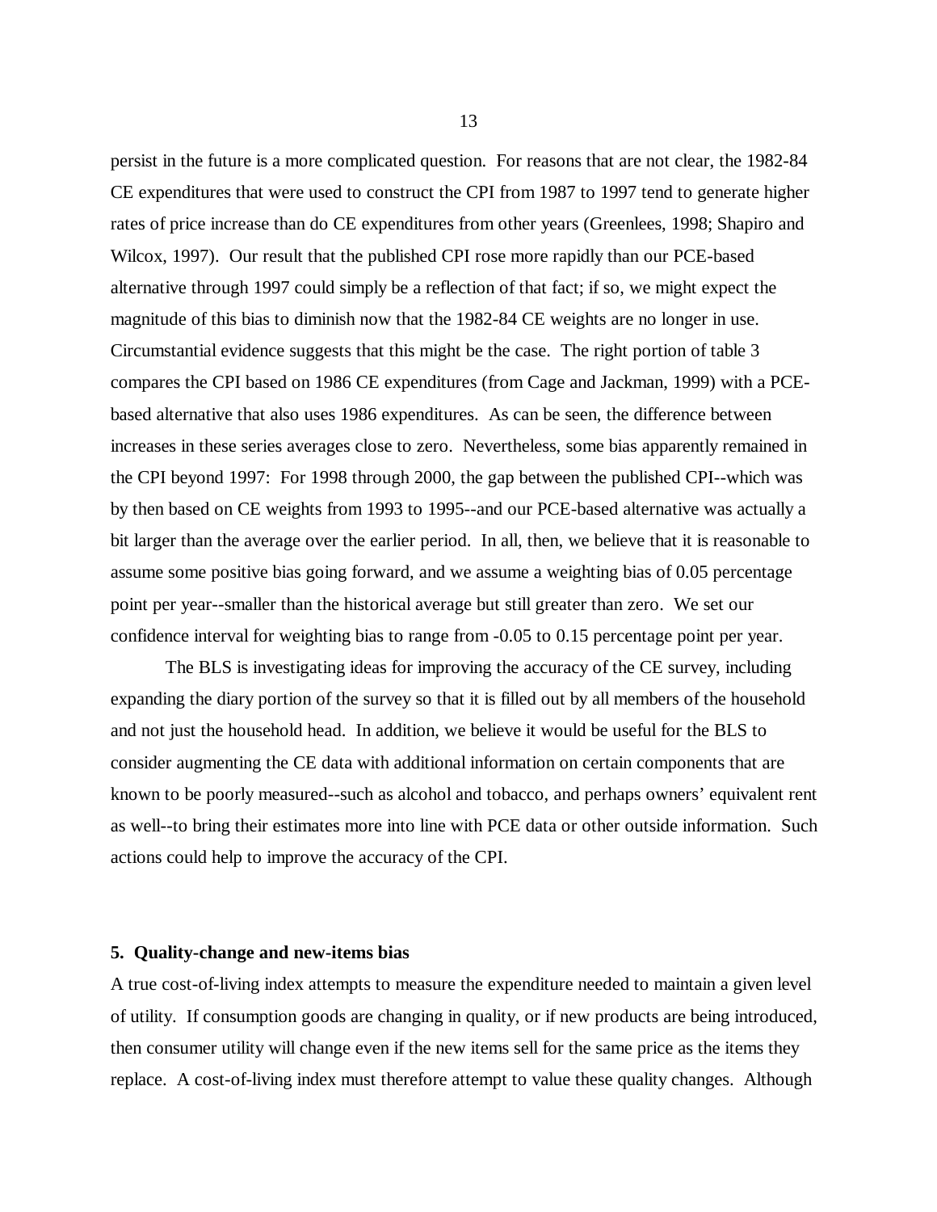persist in the future is a more complicated question. For reasons that are not clear, the 1982-84 CE expenditures that were used to construct the CPI from 1987 to 1997 tend to generate higher rates of price increase than do CE expenditures from other years (Greenlees, 1998; Shapiro and Wilcox, 1997). Our result that the published CPI rose more rapidly than our PCE-based alternative through 1997 could simply be a reflection of that fact; if so, we might expect the magnitude of this bias to diminish now that the 1982-84 CE weights are no longer in use. Circumstantial evidence suggests that this might be the case. The right portion of table 3 compares the CPI based on 1986 CE expenditures (from Cage and Jackman, 1999) with a PCE-based alternative that also uses 1986 expenditures. As can be seen, the difference between increases in these series averages close to zero. Nevertheless, some bias apparently remained in the CPI beyond 1997: For 1998 through 2000, the gap between the published CPI--which was by then based on CE weights from 1993 to 1995--and our PCE-based alternative was actually a bit larger than the average over the earlier period. In all, then, we believe that it is reasonable to assume some positive bias going forward, and we assume a weighting bias of 0.05 percentage point per year--smaller than the historical average but still greater than zero. We set our confidence interval for weighting bias to range from -0.05 to 0.15 percentage point per year.

The BLS is investigating ideas for improving the accuracy of the CE survey, including expanding the diary portion of the survey so that it is filled out by all members of the household and not just the household head. In addition, we believe it would be useful for the BLS to consider augmenting the CE data with additional information on certain components that are known to be poorly measured--such as alcohol and tobacco, and perhaps owners' equivalent rent as well--to bring their estimates more into line with PCE data or other outside information. Such actions could help to improve the accuracy of the CPI.

## 5. Quality-change and new-items bias

A true cost-of-living index attempts to measure the expenditure needed to maintain a given level of utility. If consumption goods are changing in quality, or if new products are being introduced, then consumer utility will change even if the new items sell for the same price as the items they replace. A cost-of-living index must therefore attempt to value these quality changes. Although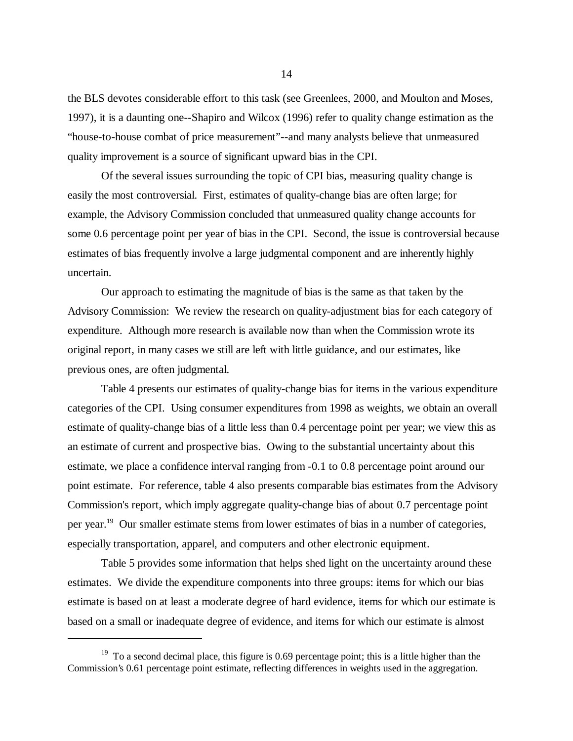the BLS devotes considerable effort to this task (see Greenlees, 2000, and Moulton and Moses, 1997), it is a daunting one--Shapiro and Wilcox (1996) refer to quality change estimation as the "house-to-house combat of price measurement"--and many analysts believe that unmeasured quality improvement is a source of significant upward bias in the CPI.

Of the several issues surrounding the topic of CPI bias, measuring quality change is easily the most controversial. First, estimates of quality-change bias are often large; for example, the Advisory Commission concluded that unmeasured quality change accounts for some 0.6 percentage point per year of bias in the CPI. Second, the issue is controversial because estimates of bias frequently involve a large judgmental component and are inherently highly uncertain.

Our approach to estimating the magnitude of bias is the same as that taken by the Advisory Commission: We review the research on quality-adjustment bias for each category of expenditure. Although more research is available now than when the Commission wrote its original report, in many cases we still are left with little guidance, and our estimates, like previous ones, are often judgmental.

Table 4 presents our estimates of quality-change bias for items in the various expenditure categories of the CPI. Using consumer expenditures from 1998 as weights, we obtain an overall estimate of quality-change bias of a little less than 0.4 percentage point per year; we view this as an estimate of current and prospective bias. Owing to the substantial uncertainty about this estimate, we place a confidence interval ranging from -0.1 to 0.8 percentage point around our point estimate. For reference, table 4 also presents comparable bias estimates from the Advisory Commission's report, which imply aggregate quality-change bias of about 0.7 percentage point per year.[19] Our smaller estimate stems from lower estimates of bias in a number of categories, especially transportation, apparel, and computers and other electronic equipment.

Table 5 provides some information that helps shed light on the uncertainty around these estimates. We divide the expenditure components into three groups: items for which our bias estimate is based on at least a moderate degree of hard evidence, items for which our estimate is based on a small or inadequate degree of evidence, and items for which our estimate is almost

[19] To a second decimal place, this figure is 0.69 percentage point; this is a little higher than the Commission's 0.61 percentage point estimate, reflecting differences in weights used in the aggregation.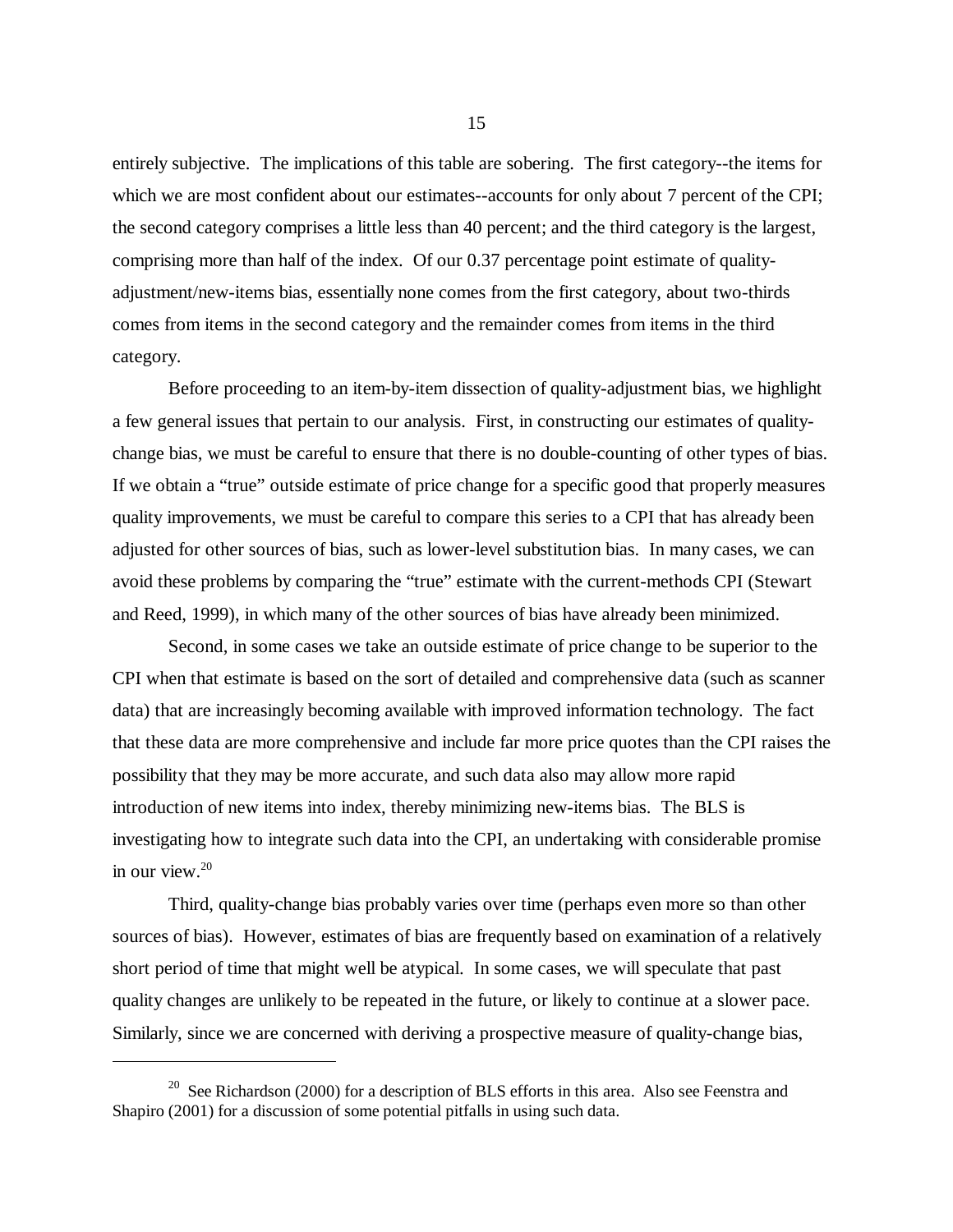entirely subjective. The implications of this table are sobering. The first category--the items for which we are most confident about our estimates--accounts for only about 7 percent of the CPI; the second category comprises a little less than 40 percent; and the third category is the largest, comprising more than half of the index. Of our 0.37 percentage point estimate of quality-adjustment/new-items bias, essentially none comes from the first category, about two-thirds comes from items in the second category and the remainder comes from items in the third category.

Before proceeding to an item-by-item dissection of quality-adjustment bias, we highlight a few general issues that pertain to our analysis. First, in constructing our estimates of quality-change bias, we must be careful to ensure that there is no double-counting of other types of bias. If we obtain a "true" outside estimate of price change for a specific good that properly measures quality improvements, we must be careful to compare this series to a CPI that has already been adjusted for other sources of bias, such as lower-level substitution bias. In many cases, we can avoid these problems by comparing the "true" estimate with the current-methods CPI (Stewart and Reed, 1999), in which many of the other sources of bias have already been minimized.

Second, in some cases we take an outside estimate of price change to be superior to the CPI when that estimate is based on the sort of detailed and comprehensive data (such as scanner data) that are increasingly becoming available with improved information technology. The fact that these data are more comprehensive and include far more price quotes than the CPI raises the possibility that they may be more accurate, and such data also may allow more rapid introduction of new items into index, thereby minimizing new-items bias. The BLS is investigating how to integrate such data into the CPI, an undertaking with considerable promise in our view.[20]

Third, quality-change bias probably varies over time (perhaps even more so than other sources of bias). However, estimates of bias are frequently based on examination of a relatively short period of time that might well be atypical. In some cases, we will speculate that past quality changes are unlikely to be repeated in the future, or likely to continue at a slower pace. Similarly, since we are concerned with deriving a prospective measure of quality-change bias,

[20] See Richardson (2000) for a description of BLS efforts in this area. Also see Feenstra and Shapiro (2001) for a discussion of some potential pitfalls in using such data.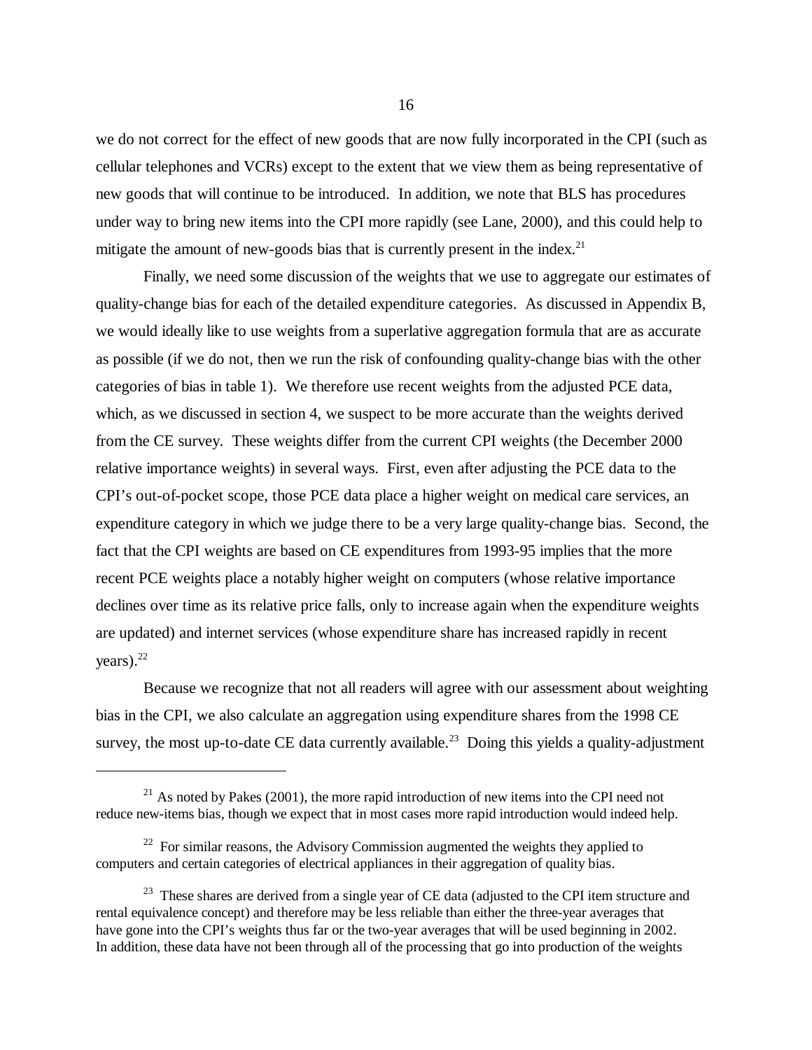we do not correct for the effect of new goods that are now fully incorporated in the CPI (such as cellular telephones and VCRs) except to the extent that we view them as being representative of new goods that will continue to be introduced. In addition, we note that BLS has procedures under way to bring new items into the CPI more rapidly (see Lane, 2000), and this could help to mitigate the amount of new-goods bias that is currently present in the index.[21]

Finally, we need some discussion of the weights that we use to aggregate our estimates of quality-change bias for each of the detailed expenditure categories. As discussed in Appendix B, we would ideally like to use weights from a superlative aggregation formula that are as accurate as possible (if we do not, then we run the risk of confounding quality-change bias with the other categories of bias in table 1). We therefore use recent weights from the adjusted PCE data, which, as we discussed in section 4, we suspect to be more accurate than the weights derived from the CE survey. These weights differ from the current CPI weights (the December 2000 relative importance weights) in several ways. First, even after adjusting the PCE data to the CPI's out-of-pocket scope, those PCE data place a higher weight on medical care services, an expenditure category in which we judge there to be a very large quality-change bias. Second, the fact that the CPI weights are based on CE expenditures from 1993-95 implies that the more recent PCE weights place a notably higher weight on computers (whose relative importance declines over time as its relative price falls, only to increase again when the expenditure weights are updated) and internet services (whose expenditure share has increased rapidly in recent years).[22]

Because we recognize that not all readers will agree with our assessment about weighting bias in the CPI, we also calculate an aggregation using expenditure shares from the 1998 CE survey, the most up-to-date CE data currently available.[23] Doing this yields a quality-adjustment

---

[21] As noted by Pakes (2001), the more rapid introduction of new items into the CPI need not reduce new-items bias, though we expect that in most cases more rapid introduction would indeed help.

[22] For similar reasons, the Advisory Commission augmented the weights they applied to computers and certain categories of electrical appliances in their aggregation of quality bias.

[23] These shares are derived from a single year of CE data (adjusted to the CPI item structure and rental equivalence concept) and therefore may be less reliable than either the three-year averages that have gone into the CPI's weights thus far or the two-year averages that will be used beginning in 2002. In addition, these data have not been through all of the processing that go into production of the weights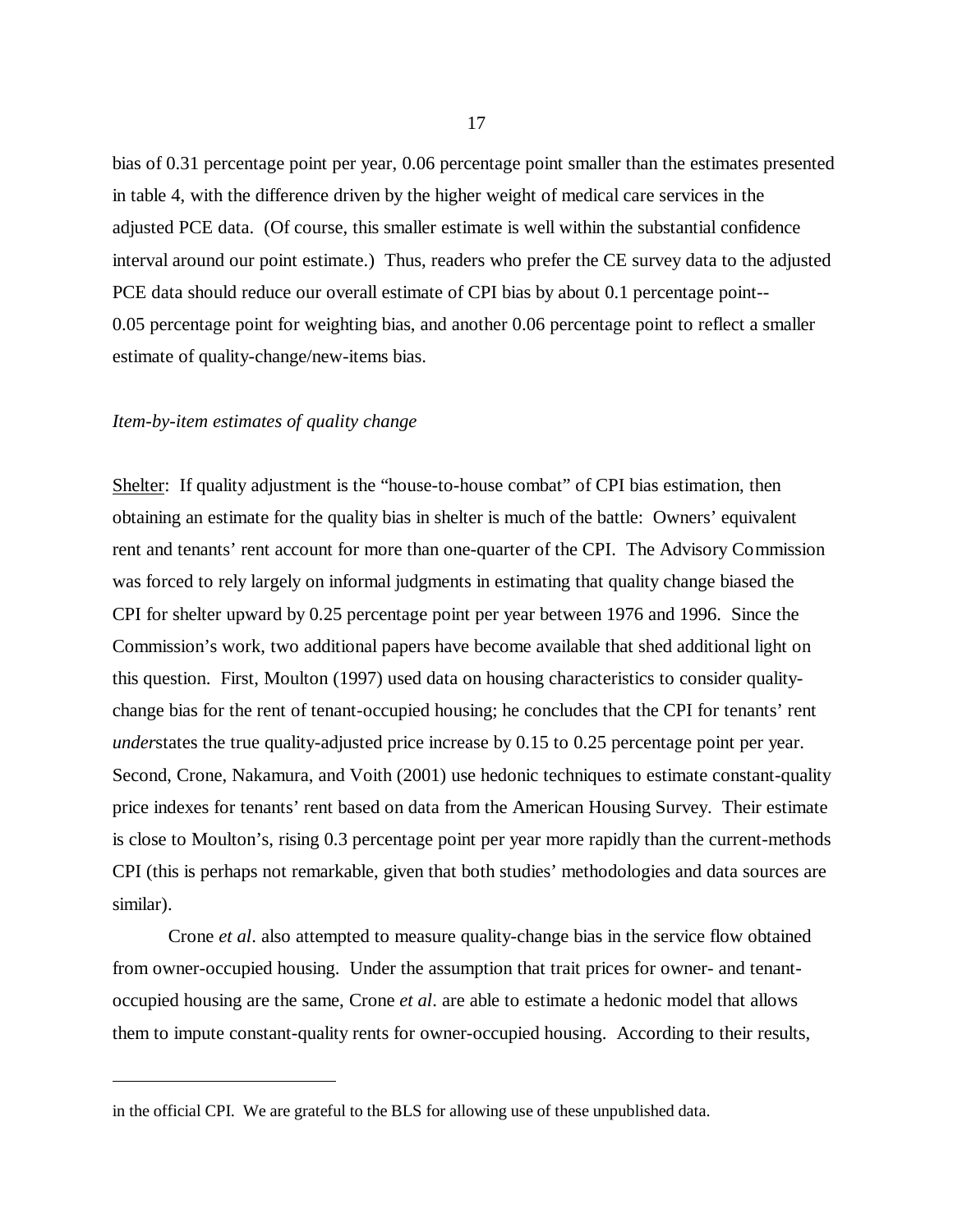bias of 0.31 percentage point per year, 0.06 percentage point smaller than the estimates presented in table 4, with the difference driven by the higher weight of medical care services in the adjusted PCE data. (Of course, this smaller estimate is well within the substantial confidence interval around our point estimate.) Thus, readers who prefer the CE survey data to the adjusted PCE data should reduce our overall estimate of CPI bias by about 0.1 percentage point--0.05 percentage point for weighting bias, and another 0.06 percentage point to reflect a smaller estimate of quality-change/new-items bias.

*Item-by-item estimates of quality change*

Shelter: If quality adjustment is the "house-to-house combat" of CPI bias estimation, then obtaining an estimate for the quality bias in shelter is much of the battle: Owners' equivalent rent and tenants' rent account for more than one-quarter of the CPI. The Advisory Commission was forced to rely largely on informal judgments in estimating that quality change biased the CPI for shelter upward by 0.25 percentage point per year between 1976 and 1996. Since the Commission's work, two additional papers have become available that shed additional light on this question. First, Moulton (1997) used data on housing characteristics to consider quality-change bias for the rent of tenant-occupied housing; he concludes that the CPI for tenants' rent *under*states the true quality-adjusted price increase by 0.15 to 0.25 percentage point per year. Second, Crone, Nakamura, and Voith (2001) use hedonic techniques to estimate constant-quality price indexes for tenants' rent based on data from the American Housing Survey. Their estimate is close to Moulton's, rising 0.3 percentage point per year more rapidly than the current-methods CPI (this is perhaps not remarkable, given that both studies' methodologies and data sources are similar).

Crone *et al*. also attempted to measure quality-change bias in the service flow obtained from owner-occupied housing. Under the assumption that trait prices for owner- and tenant-occupied housing are the same, Crone *et al*. are able to estimate a hedonic model that allows them to impute constant-quality rents for owner-occupied housing. According to their results,

---

in the official CPI. We are grateful to the BLS for allowing use of these unpublished data.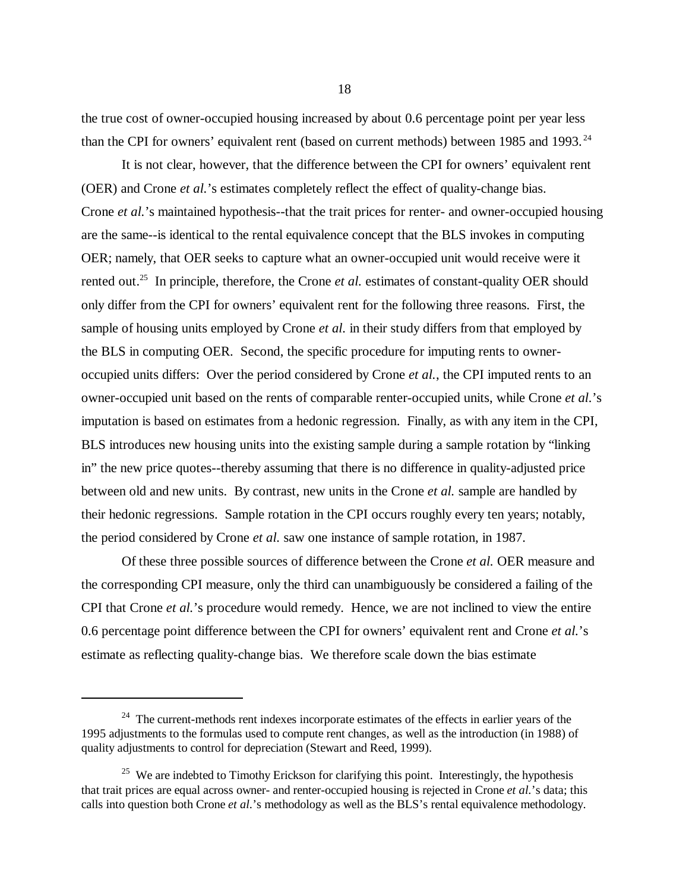the true cost of owner-occupied housing increased by about 0.6 percentage point per year less than the CPI for owners' equivalent rent (based on current methods) between 1985 and 1993.[24]

It is not clear, however, that the difference between the CPI for owners' equivalent rent (OER) and Crone *et al.*'s estimates completely reflect the effect of quality-change bias. Crone *et al.*'s maintained hypothesis--that the trait prices for renter- and owner-occupied housing are the same--is identical to the rental equivalence concept that the BLS invokes in computing OER; namely, that OER seeks to capture what an owner-occupied unit would receive were it rented out.[25] In principle, therefore, the Crone *et al.* estimates of constant-quality OER should only differ from the CPI for owners' equivalent rent for the following three reasons. First, the sample of housing units employed by Crone *et al.* in their study differs from that employed by the BLS in computing OER. Second, the specific procedure for imputing rents to owner-occupied units differs: Over the period considered by Crone *et al.*, the CPI imputed rents to an owner-occupied unit based on the rents of comparable renter-occupied units, while Crone *et al.*'s imputation is based on estimates from a hedonic regression. Finally, as with any item in the CPI, BLS introduces new housing units into the existing sample during a sample rotation by "linking in" the new price quotes--thereby assuming that there is no difference in quality-adjusted price between old and new units. By contrast, new units in the Crone *et al.* sample are handled by their hedonic regressions. Sample rotation in the CPI occurs roughly every ten years; notably, the period considered by Crone *et al.* saw one instance of sample rotation, in 1987.

Of these three possible sources of difference between the Crone *et al.* OER measure and the corresponding CPI measure, only the third can unambiguously be considered a failing of the CPI that Crone *et al.*'s procedure would remedy. Hence, we are not inclined to view the entire 0.6 percentage point difference between the CPI for owners' equivalent rent and Crone *et al.*'s estimate as reflecting quality-change bias. We therefore scale down the bias estimate

---

[24] The current-methods rent indexes incorporate estimates of the effects in earlier years of the 1995 adjustments to the formulas used to compute rent changes, as well as the introduction (in 1988) of quality adjustments to control for depreciation (Stewart and Reed, 1999).

[25] We are indebted to Timothy Erickson for clarifying this point. Interestingly, the hypothesis that trait prices are equal across owner- and renter-occupied housing is rejected in Crone *et al.*'s data; this calls into question both Crone *et al.*'s methodology as well as the BLS's rental equivalence methodology.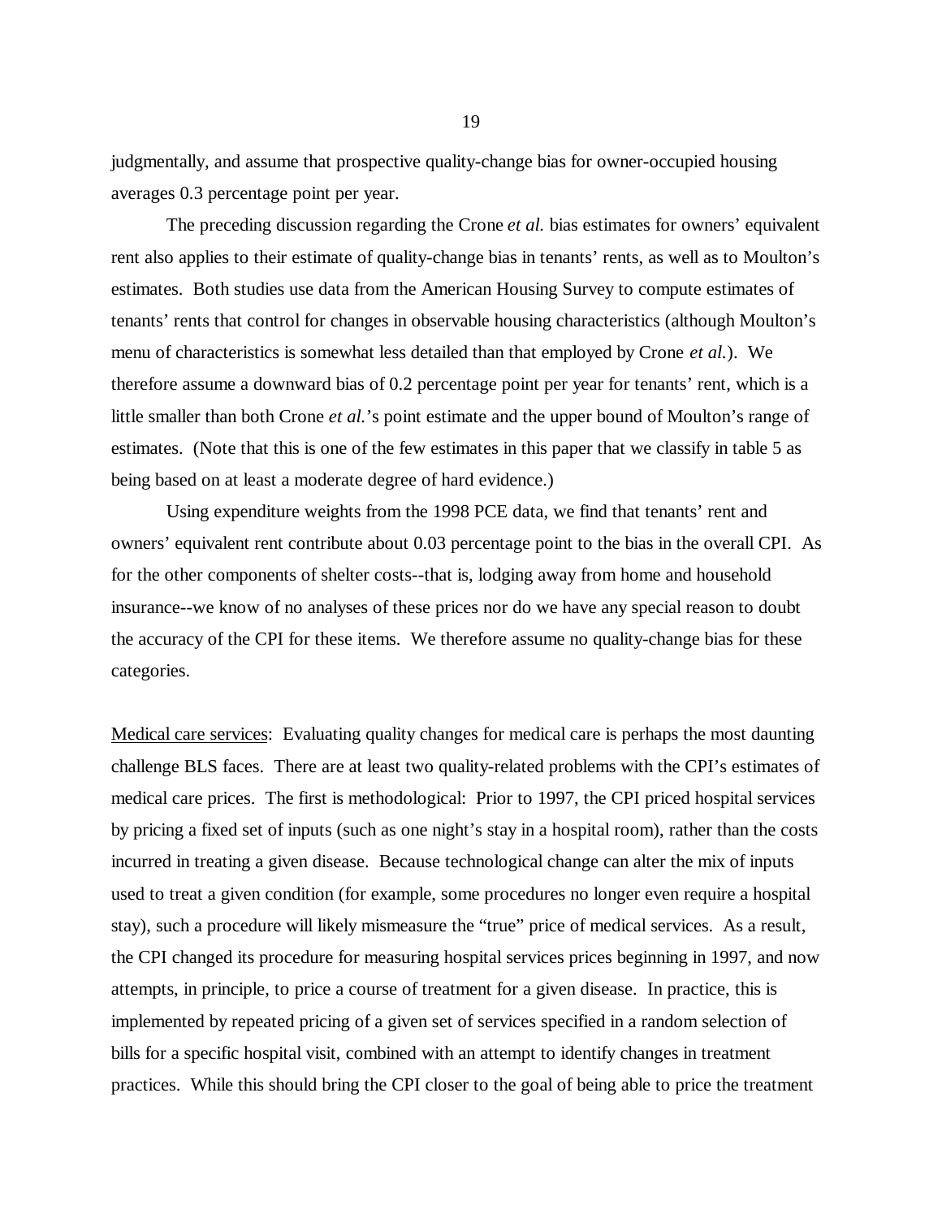judgmentally, and assume that prospective quality-change bias for owner-occupied housing averages 0.3 percentage point per year.

The preceding discussion regarding the Crone *et al.* bias estimates for owners' equivalent rent also applies to their estimate of quality-change bias in tenants' rents, as well as to Moulton's estimates. Both studies use data from the American Housing Survey to compute estimates of tenants' rents that control for changes in observable housing characteristics (although Moulton's menu of characteristics is somewhat less detailed than that employed by Crone *et al.*). We therefore assume a downward bias of 0.2 percentage point per year for tenants' rent, which is a little smaller than both Crone *et al.*'s point estimate and the upper bound of Moulton's range of estimates. (Note that this is one of the few estimates in this paper that we classify in table 5 as being based on at least a moderate degree of hard evidence.)

Using expenditure weights from the 1998 PCE data, we find that tenants' rent and owners' equivalent rent contribute about 0.03 percentage point to the bias in the overall CPI. As for the other components of shelter costs--that is, lodging away from home and household insurance--we know of no analyses of these prices nor do we have any special reason to doubt the accuracy of the CPI for these items. We therefore assume no quality-change bias for these categories.

<u>Medical care services</u>: Evaluating quality changes for medical care is perhaps the most daunting challenge BLS faces. There are at least two quality-related problems with the CPI's estimates of medical care prices. The first is methodological: Prior to 1997, the CPI priced hospital services by pricing a fixed set of inputs (such as one night's stay in a hospital room), rather than the costs incurred in treating a given disease. Because technological change can alter the mix of inputs used to treat a given condition (for example, some procedures no longer even require a hospital stay), such a procedure will likely mismeasure the "true" price of medical services. As a result, the CPI changed its procedure for measuring hospital services prices beginning in 1997, and now attempts, in principle, to price a course of treatment for a given disease. In practice, this is implemented by repeated pricing of a given set of services specified in a random selection of bills for a specific hospital visit, combined with an attempt to identify changes in treatment practices. While this should bring the CPI closer to the goal of being able to price the treatment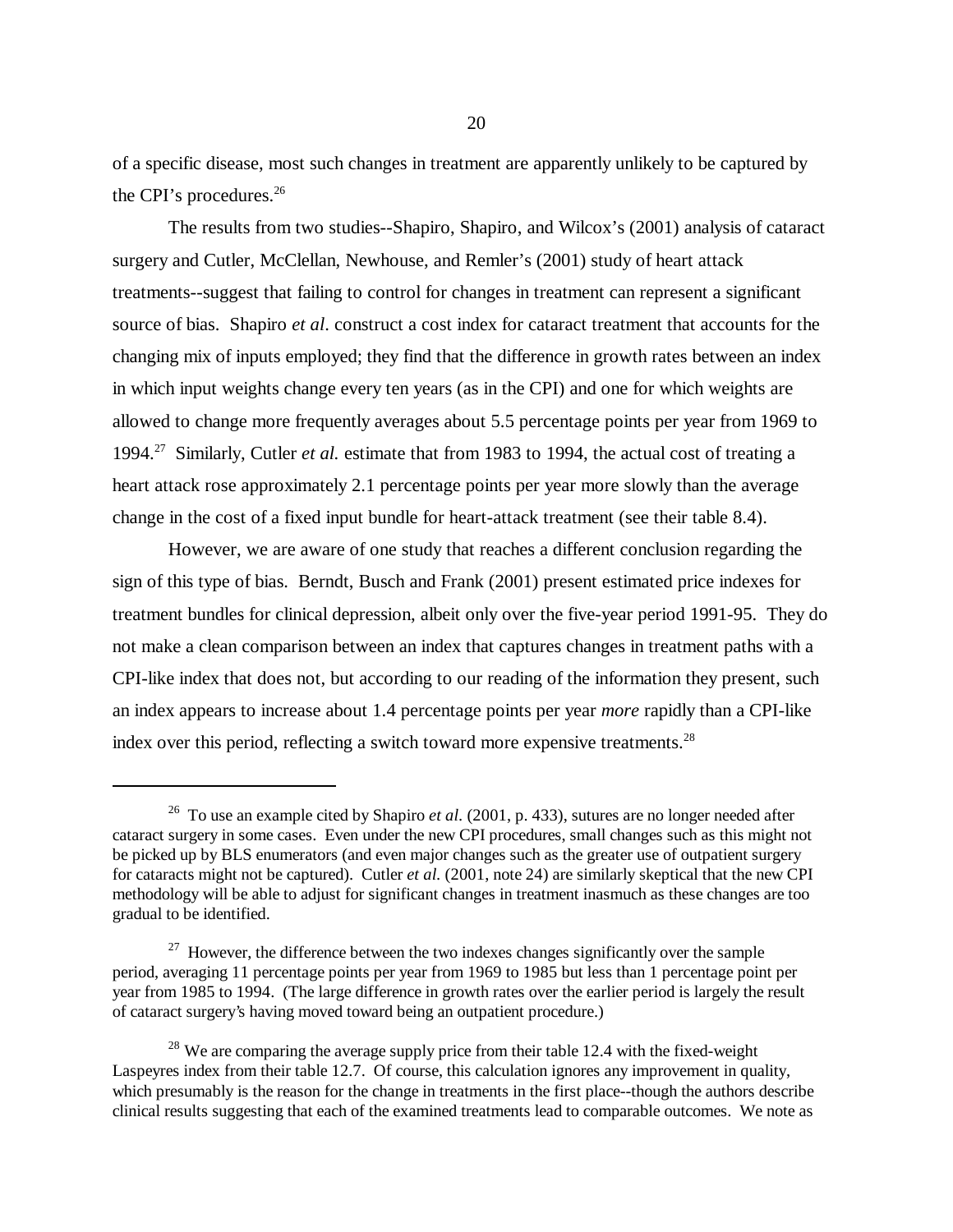of a specific disease, most such changes in treatment are apparently unlikely to be captured by the CPI's procedures.[26]

The results from two studies--Shapiro, Shapiro, and Wilcox's (2001) analysis of cataract surgery and Cutler, McClellan, Newhouse, and Remler's (2001) study of heart attack treatments--suggest that failing to control for changes in treatment can represent a significant source of bias. Shapiro *et al*. construct a cost index for cataract treatment that accounts for the changing mix of inputs employed; they find that the difference in growth rates between an index in which input weights change every ten years (as in the CPI) and one for which weights are allowed to change more frequently averages about 5.5 percentage points per year from 1969 to 1994.[27] Similarly, Cutler *et al.* estimate that from 1983 to 1994, the actual cost of treating a heart attack rose approximately 2.1 percentage points per year more slowly than the average change in the cost of a fixed input bundle for heart-attack treatment (see their table 8.4).

However, we are aware of one study that reaches a different conclusion regarding the sign of this type of bias. Berndt, Busch and Frank (2001) present estimated price indexes for treatment bundles for clinical depression, albeit only over the five-year period 1991-95. They do not make a clean comparison between an index that captures changes in treatment paths with a CPI-like index that does not, but according to our reading of the information they present, such an index appears to increase about 1.4 percentage points per year *more* rapidly than a CPI-like index over this period, reflecting a switch toward more expensive treatments.[28]

---

[26] To use an example cited by Shapiro *et al.* (2001, p. 433), sutures are no longer needed after cataract surgery in some cases. Even under the new CPI procedures, small changes such as this might not be picked up by BLS enumerators (and even major changes such as the greater use of outpatient surgery for cataracts might not be captured). Cutler *et al.* (2001, note 24) are similarly skeptical that the new CPI methodology will be able to adjust for significant changes in treatment inasmuch as these changes are too gradual to be identified.

[27] However, the difference between the two indexes changes significantly over the sample period, averaging 11 percentage points per year from 1969 to 1985 but less than 1 percentage point per year from 1985 to 1994. (The large difference in growth rates over the earlier period is largely the result of cataract surgery's having moved toward being an outpatient procedure.)

[28] We are comparing the average supply price from their table 12.4 with the fixed-weight Laspeyres index from their table 12.7. Of course, this calculation ignores any improvement in quality, which presumably is the reason for the change in treatments in the first place--though the authors describe clinical results suggesting that each of the examined treatments lead to comparable outcomes. We note as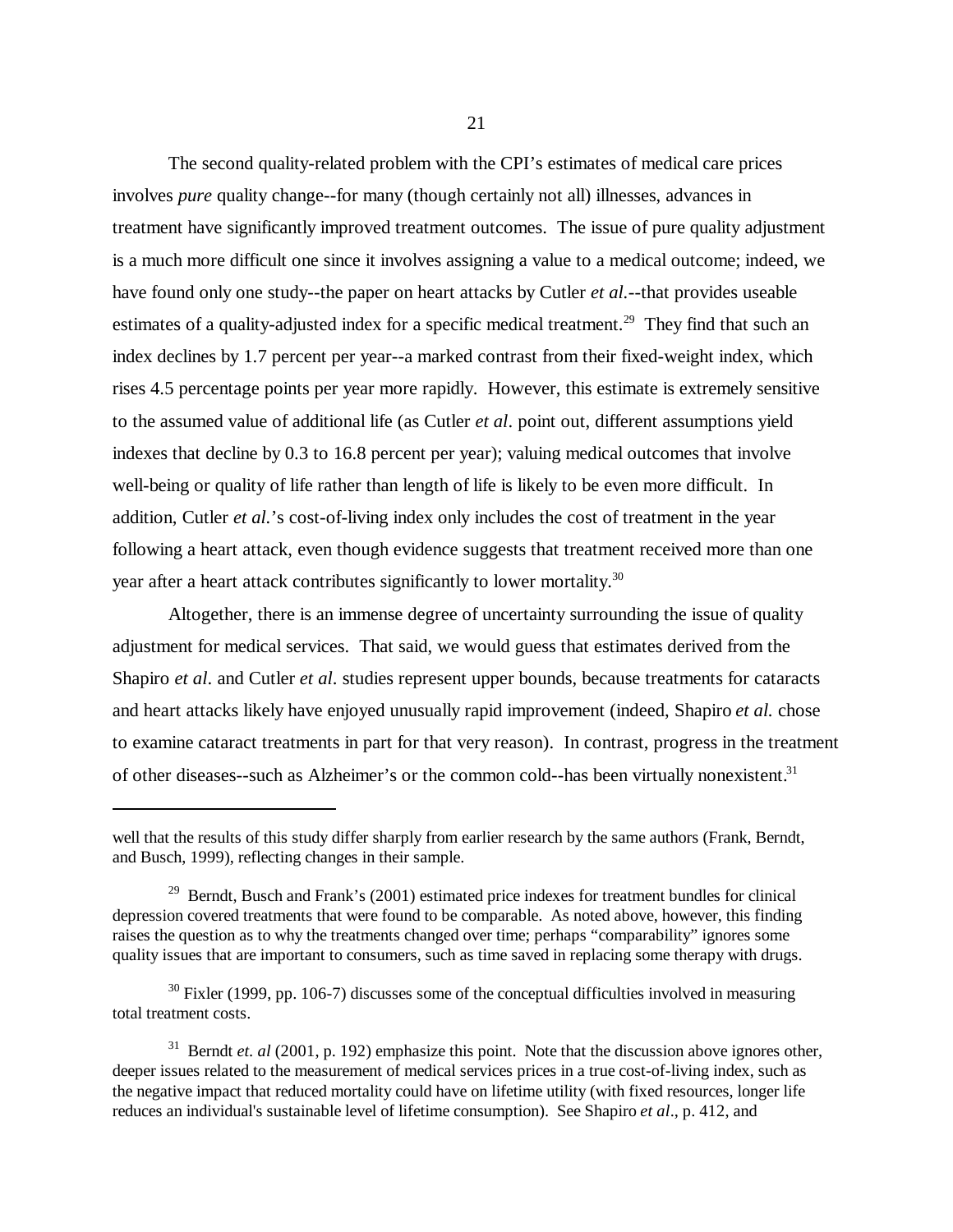The second quality-related problem with the CPI's estimates of medical care prices involves *pure* quality change--for many (though certainly not all) illnesses, advances in treatment have significantly improved treatment outcomes. The issue of pure quality adjustment is a much more difficult one since it involves assigning a value to a medical outcome; indeed, we have found only one study--the paper on heart attacks by Cutler *et al.*--that provides useable estimates of a quality-adjusted index for a specific medical treatment.[29] They find that such an index declines by 1.7 percent per year--a marked contrast from their fixed-weight index, which rises 4.5 percentage points per year more rapidly. However, this estimate is extremely sensitive to the assumed value of additional life (as Cutler *et al*. point out, different assumptions yield indexes that decline by 0.3 to 16.8 percent per year); valuing medical outcomes that involve well-being or quality of life rather than length of life is likely to be even more difficult. In addition, Cutler *et al.*'s cost-of-living index only includes the cost of treatment in the year following a heart attack, even though evidence suggests that treatment received more than one year after a heart attack contributes significantly to lower mortality.[30]

Altogether, there is an immense degree of uncertainty surrounding the issue of quality adjustment for medical services. That said, we would guess that estimates derived from the Shapiro *et al*. and Cutler *et al*. studies represent upper bounds, because treatments for cataracts and heart attacks likely have enjoyed unusually rapid improvement (indeed, Shapiro *et al.* chose to examine cataract treatments in part for that very reason). In contrast, progress in the treatment of other diseases--such as Alzheimer's or the common cold--has been virtually nonexistent.[31]

---

well that the results of this study differ sharply from earlier research by the same authors (Frank, Berndt, and Busch, 1999), reflecting changes in their sample.

[29] Berndt, Busch and Frank's (2001) estimated price indexes for treatment bundles for clinical depression covered treatments that were found to be comparable. As noted above, however, this finding raises the question as to why the treatments changed over time; perhaps "comparability" ignores some quality issues that are important to consumers, such as time saved in replacing some therapy with drugs.

[30] Fixler (1999, pp. 106-7) discusses some of the conceptual difficulties involved in measuring total treatment costs.

[31] Berndt *et. al* (2001, p. 192) emphasize this point. Note that the discussion above ignores other, deeper issues related to the measurement of medical services prices in a true cost-of-living index, such as the negative impact that reduced mortality could have on lifetime utility (with fixed resources, longer life reduces an individual's sustainable level of lifetime consumption). See Shapiro *et al*., p. 412, and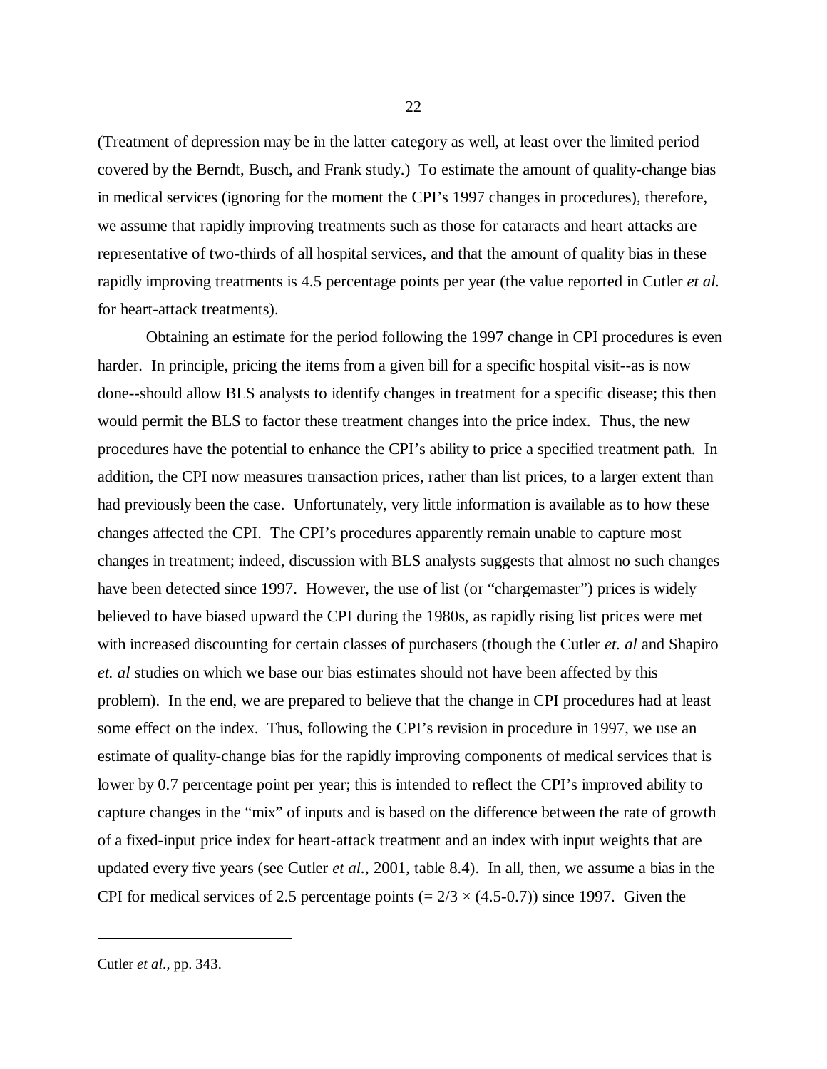(Treatment of depression may be in the latter category as well, at least over the limited period covered by the Berndt, Busch, and Frank study.) To estimate the amount of quality-change bias in medical services (ignoring for the moment the CPI's 1997 changes in procedures), therefore, we assume that rapidly improving treatments such as those for cataracts and heart attacks are representative of two-thirds of all hospital services, and that the amount of quality bias in these rapidly improving treatments is 4.5 percentage points per year (the value reported in Cutler *et al.* for heart-attack treatments).

Obtaining an estimate for the period following the 1997 change in CPI procedures is even harder. In principle, pricing the items from a given bill for a specific hospital visit--as is now done--should allow BLS analysts to identify changes in treatment for a specific disease; this then would permit the BLS to factor these treatment changes into the price index. Thus, the new procedures have the potential to enhance the CPI's ability to price a specified treatment path. In addition, the CPI now measures transaction prices, rather than list prices, to a larger extent than had previously been the case. Unfortunately, very little information is available as to how these changes affected the CPI. The CPI's procedures apparently remain unable to capture most changes in treatment; indeed, discussion with BLS analysts suggests that almost no such changes have been detected since 1997. However, the use of list (or "chargemaster") prices is widely believed to have biased upward the CPI during the 1980s, as rapidly rising list prices were met with increased discounting for certain classes of purchasers (though the Cutler *et. al* and Shapiro *et. al* studies on which we base our bias estimates should not have been affected by this problem). In the end, we are prepared to believe that the change in CPI procedures had at least some effect on the index. Thus, following the CPI's revision in procedure in 1997, we use an estimate of quality-change bias for the rapidly improving components of medical services that is lower by 0.7 percentage point per year; this is intended to reflect the CPI's improved ability to capture changes in the "mix" of inputs and is based on the difference between the rate of growth of a fixed-input price index for heart-attack treatment and an index with input weights that are updated every five years (see Cutler *et al.*, 2001, table 8.4). In all, then, we assume a bias in the CPI for medical services of 2.5 percentage points ($= 2/3 \times (4.5\text{-}0.7)$) since 1997. Given the

---

Cutler *et al.*, pp. 343.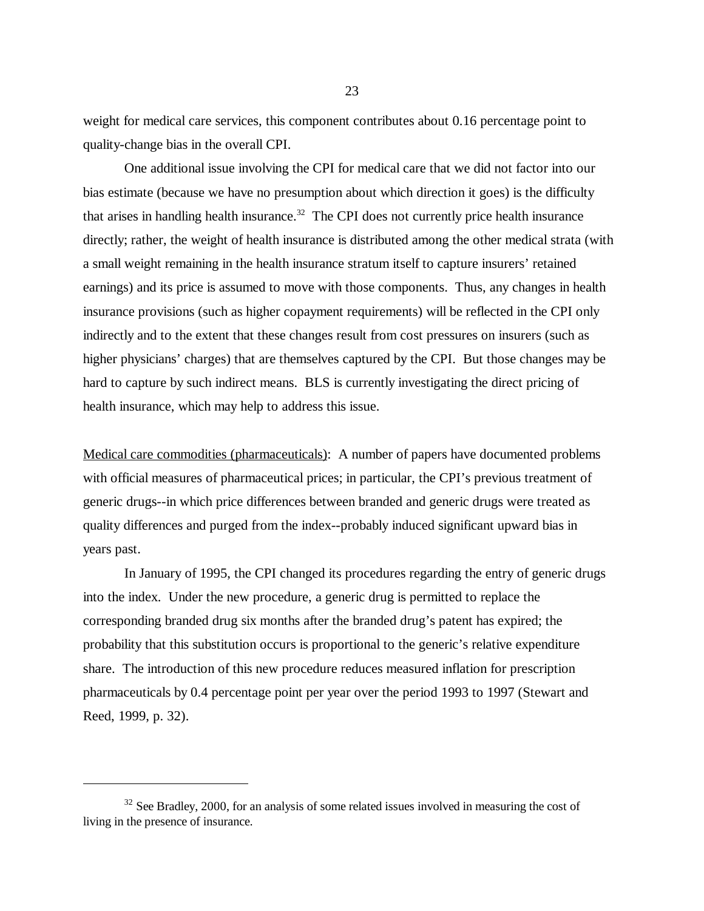weight for medical care services, this component contributes about 0.16 percentage point to quality-change bias in the overall CPI.

One additional issue involving the CPI for medical care that we did not factor into our bias estimate (because we have no presumption about which direction it goes) is the difficulty that arises in handling health insurance.[32] The CPI does not currently price health insurance directly; rather, the weight of health insurance is distributed among the other medical strata (with a small weight remaining in the health insurance stratum itself to capture insurers' retained earnings) and its price is assumed to move with those components. Thus, any changes in health insurance provisions (such as higher copayment requirements) will be reflected in the CPI only indirectly and to the extent that these changes result from cost pressures on insurers (such as higher physicians' charges) that are themselves captured by the CPI. But those changes may be hard to capture by such indirect means. BLS is currently investigating the direct pricing of health insurance, which may help to address this issue.

<u>Medical care commodities (pharmaceuticals)</u>: A number of papers have documented problems with official measures of pharmaceutical prices; in particular, the CPI's previous treatment of generic drugs--in which price differences between branded and generic drugs were treated as quality differences and purged from the index--probably induced significant upward bias in years past.

In January of 1995, the CPI changed its procedures regarding the entry of generic drugs into the index. Under the new procedure, a generic drug is permitted to replace the corresponding branded drug six months after the branded drug's patent has expired; the probability that this substitution occurs is proportional to the generic's relative expenditure share. The introduction of this new procedure reduces measured inflation for prescription pharmaceuticals by 0.4 percentage point per year over the period 1993 to 1997 (Stewart and Reed, 1999, p. 32).

---

[32] See Bradley, 2000, for an analysis of some related issues involved in measuring the cost of living in the presence of insurance.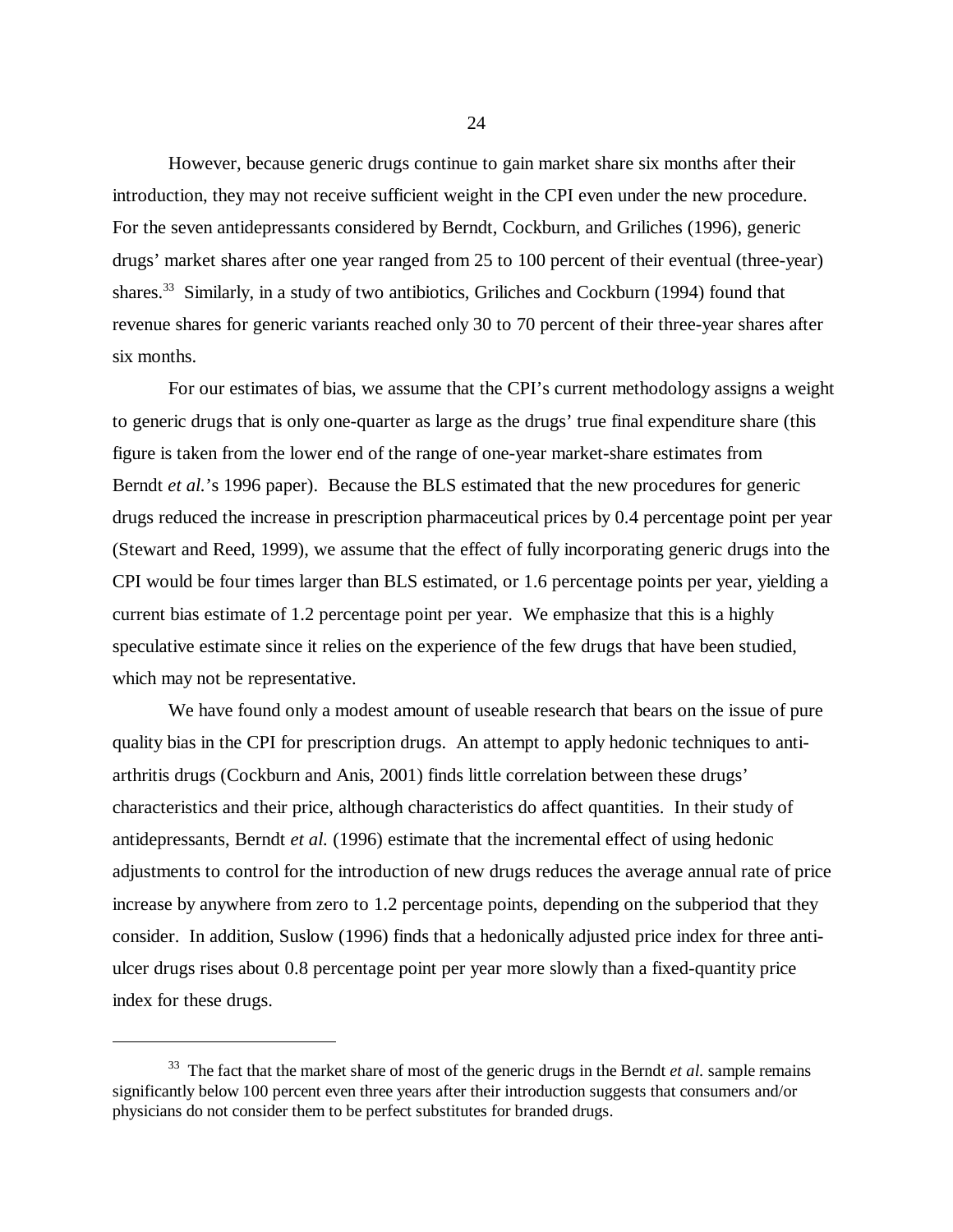However, because generic drugs continue to gain market share six months after their introduction, they may not receive sufficient weight in the CPI even under the new procedure. For the seven antidepressants considered by Berndt, Cockburn, and Griliches (1996), generic drugs' market shares after one year ranged from 25 to 100 percent of their eventual (three-year) shares.[33] Similarly, in a study of two antibiotics, Griliches and Cockburn (1994) found that revenue shares for generic variants reached only 30 to 70 percent of their three-year shares after six months.

For our estimates of bias, we assume that the CPI's current methodology assigns a weight to generic drugs that is only one-quarter as large as the drugs' true final expenditure share (this figure is taken from the lower end of the range of one-year market-share estimates from Berndt *et al.*'s 1996 paper). Because the BLS estimated that the new procedures for generic drugs reduced the increase in prescription pharmaceutical prices by 0.4 percentage point per year (Stewart and Reed, 1999), we assume that the effect of fully incorporating generic drugs into the CPI would be four times larger than BLS estimated, or 1.6 percentage points per year, yielding a current bias estimate of 1.2 percentage point per year. We emphasize that this is a highly speculative estimate since it relies on the experience of the few drugs that have been studied, which may not be representative.

We have found only a modest amount of useable research that bears on the issue of pure quality bias in the CPI for prescription drugs. An attempt to apply hedonic techniques to anti-arthritis drugs (Cockburn and Anis, 2001) finds little correlation between these drugs' characteristics and their price, although characteristics do affect quantities. In their study of antidepressants, Berndt *et al.* (1996) estimate that the incremental effect of using hedonic adjustments to control for the introduction of new drugs reduces the average annual rate of price increase by anywhere from zero to 1.2 percentage points, depending on the subperiod that they consider. In addition, Suslow (1996) finds that a hedonically adjusted price index for three anti-ulcer drugs rises about 0.8 percentage point per year more slowly than a fixed-quantity price index for these drugs.

---

[33] The fact that the market share of most of the generic drugs in the Berndt *et al.* sample remains significantly below 100 percent even three years after their introduction suggests that consumers and/or physicians do not consider them to be perfect substitutes for branded drugs.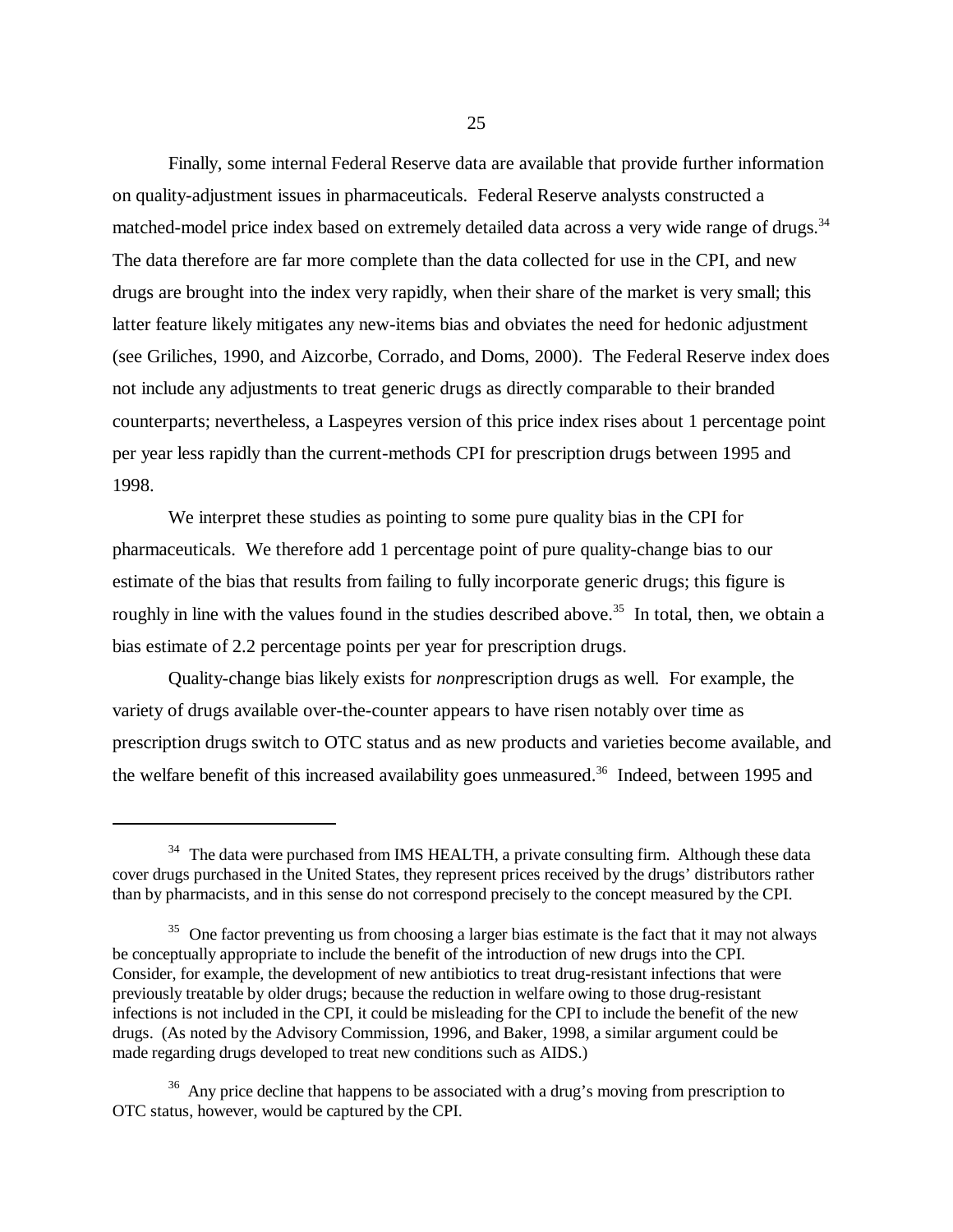Finally, some internal Federal Reserve data are available that provide further information on quality-adjustment issues in pharmaceuticals. Federal Reserve analysts constructed a matched-model price index based on extremely detailed data across a very wide range of drugs.[34] The data therefore are far more complete than the data collected for use in the CPI, and new drugs are brought into the index very rapidly, when their share of the market is very small; this latter feature likely mitigates any new-items bias and obviates the need for hedonic adjustment (see Griliches, 1990, and Aizcorbe, Corrado, and Doms, 2000). The Federal Reserve index does not include any adjustments to treat generic drugs as directly comparable to their branded counterparts; nevertheless, a Laspeyres version of this price index rises about 1 percentage point per year less rapidly than the current-methods CPI for prescription drugs between 1995 and 1998.

We interpret these studies as pointing to some pure quality bias in the CPI for pharmaceuticals. We therefore add 1 percentage point of pure quality-change bias to our estimate of the bias that results from failing to fully incorporate generic drugs; this figure is roughly in line with the values found in the studies described above.[35] In total, then, we obtain a bias estimate of 2.2 percentage points per year for prescription drugs.

Quality-change bias likely exists for *non*prescription drugs as well. For example, the variety of drugs available over-the-counter appears to have risen notably over time as prescription drugs switch to OTC status and as new products and varieties become available, and the welfare benefit of this increased availability goes unmeasured.[36] Indeed, between 1995 and

---

[34] The data were purchased from IMS HEALTH, a private consulting firm. Although these data cover drugs purchased in the United States, they represent prices received by the drugs' distributors rather than by pharmacists, and in this sense do not correspond precisely to the concept measured by the CPI.

[35] One factor preventing us from choosing a larger bias estimate is the fact that it may not always be conceptually appropriate to include the benefit of the introduction of new drugs into the CPI. Consider, for example, the development of new antibiotics to treat drug-resistant infections that were previously treatable by older drugs; because the reduction in welfare owing to those drug-resistant infections is not included in the CPI, it could be misleading for the CPI to include the benefit of the new drugs. (As noted by the Advisory Commission, 1996, and Baker, 1998, a similar argument could be made regarding drugs developed to treat new conditions such as AIDS.)

[36] Any price decline that happens to be associated with a drug's moving from prescription to OTC status, however, would be captured by the CPI.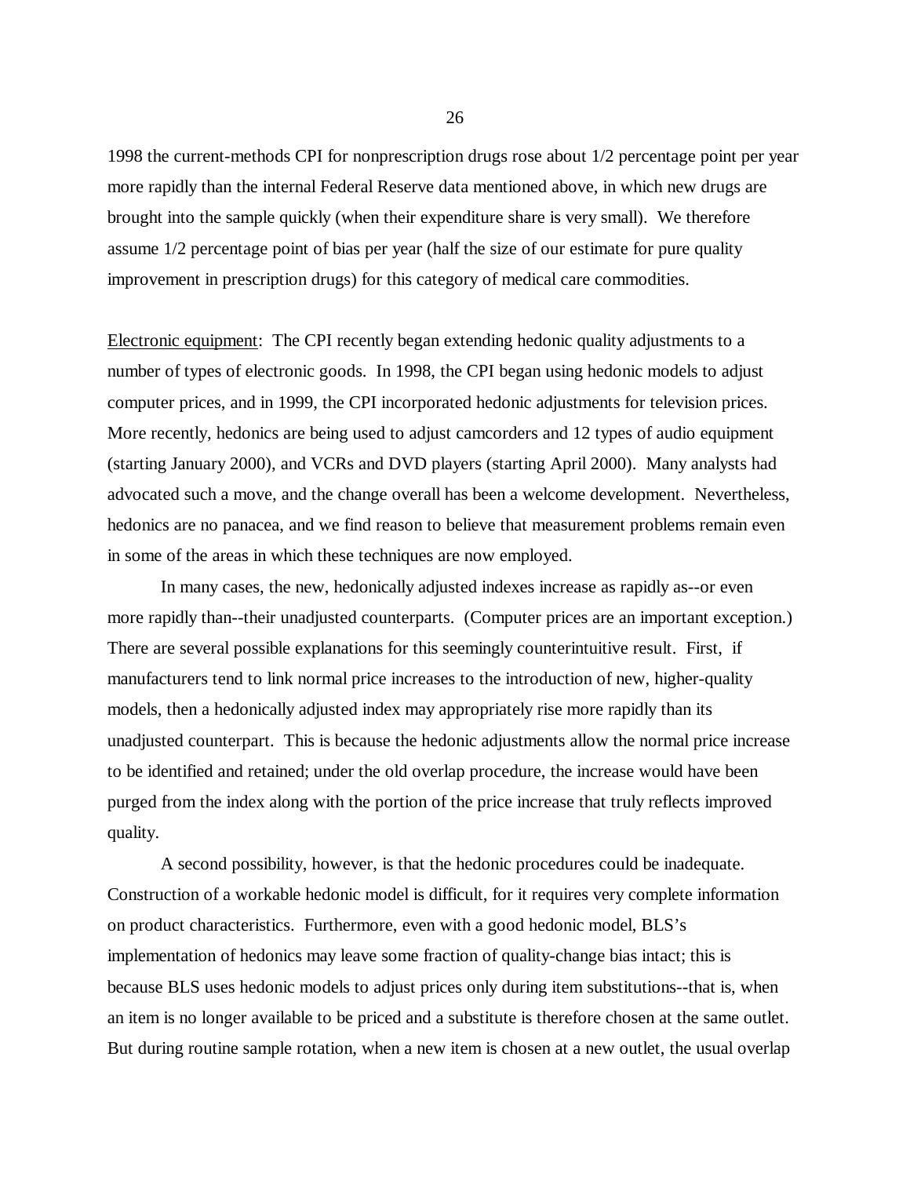1998 the current-methods CPI for nonprescription drugs rose about 1/2 percentage point per year more rapidly than the internal Federal Reserve data mentioned above, in which new drugs are brought into the sample quickly (when their expenditure share is very small). We therefore assume 1/2 percentage point of bias per year (half the size of our estimate for pure quality improvement in prescription drugs) for this category of medical care commodities.

Electronic equipment: The CPI recently began extending hedonic quality adjustments to a number of types of electronic goods. In 1998, the CPI began using hedonic models to adjust computer prices, and in 1999, the CPI incorporated hedonic adjustments for television prices. More recently, hedonics are being used to adjust camcorders and 12 types of audio equipment (starting January 2000), and VCRs and DVD players (starting April 2000). Many analysts had advocated such a move, and the change overall has been a welcome development. Nevertheless, hedonics are no panacea, and we find reason to believe that measurement problems remain even in some of the areas in which these techniques are now employed.

In many cases, the new, hedonically adjusted indexes increase as rapidly as--or even more rapidly than--their unadjusted counterparts. (Computer prices are an important exception.) There are several possible explanations for this seemingly counterintuitive result. First, if manufacturers tend to link normal price increases to the introduction of new, higher-quality models, then a hedonically adjusted index may appropriately rise more rapidly than its unadjusted counterpart. This is because the hedonic adjustments allow the normal price increase to be identified and retained; under the old overlap procedure, the increase would have been purged from the index along with the portion of the price increase that truly reflects improved quality.

A second possibility, however, is that the hedonic procedures could be inadequate. Construction of a workable hedonic model is difficult, for it requires very complete information on product characteristics. Furthermore, even with a good hedonic model, BLS's implementation of hedonics may leave some fraction of quality-change bias intact; this is because BLS uses hedonic models to adjust prices only during item substitutions--that is, when an item is no longer available to be priced and a substitute is therefore chosen at the same outlet. But during routine sample rotation, when a new item is chosen at a new outlet, the usual overlap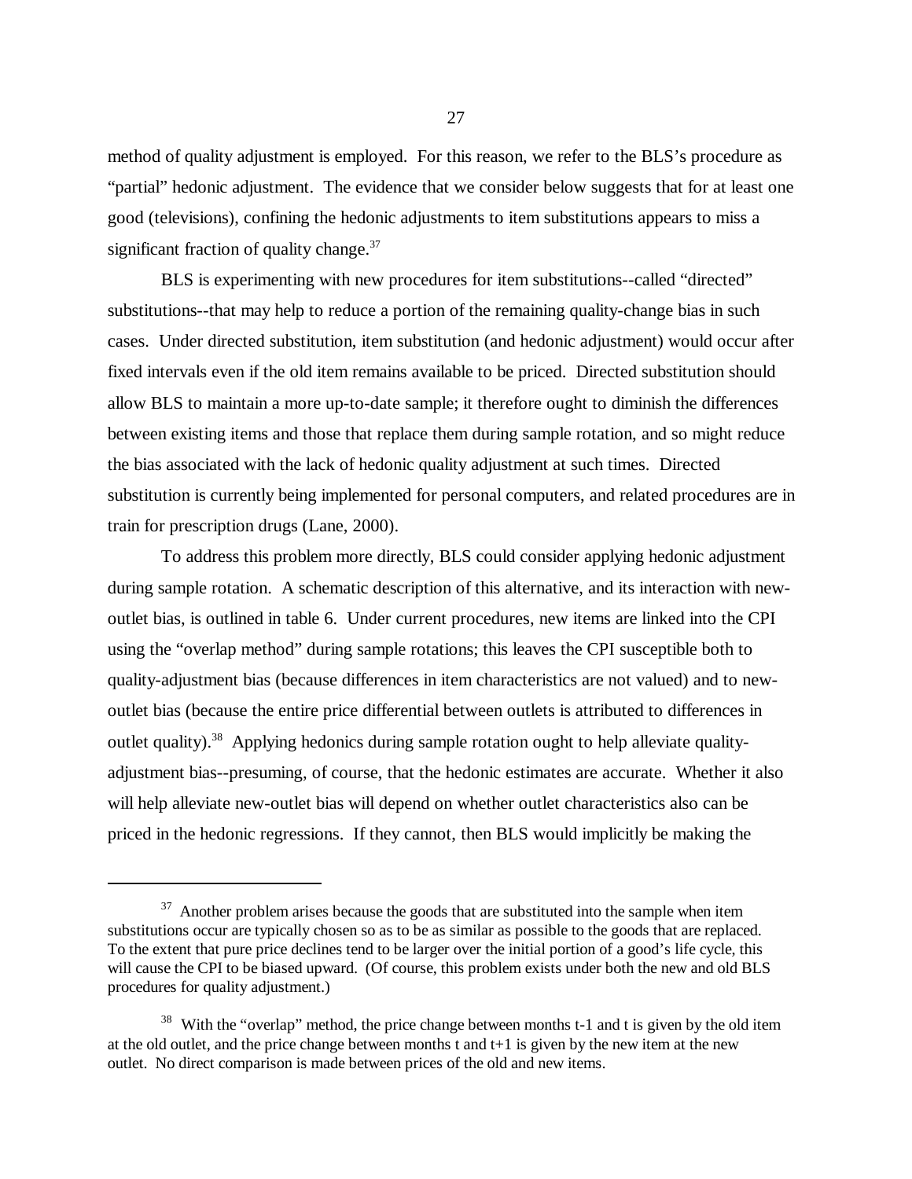method of quality adjustment is employed. For this reason, we refer to the BLS's procedure as "partial" hedonic adjustment. The evidence that we consider below suggests that for at least one good (televisions), confining the hedonic adjustments to item substitutions appears to miss a significant fraction of quality change.[37]

BLS is experimenting with new procedures for item substitutions--called "directed" substitutions--that may help to reduce a portion of the remaining quality-change bias in such cases. Under directed substitution, item substitution (and hedonic adjustment) would occur after fixed intervals even if the old item remains available to be priced. Directed substitution should allow BLS to maintain a more up-to-date sample; it therefore ought to diminish the differences between existing items and those that replace them during sample rotation, and so might reduce the bias associated with the lack of hedonic quality adjustment at such times. Directed substitution is currently being implemented for personal computers, and related procedures are in train for prescription drugs (Lane, 2000).

To address this problem more directly, BLS could consider applying hedonic adjustment during sample rotation. A schematic description of this alternative, and its interaction with new-outlet bias, is outlined in table 6. Under current procedures, new items are linked into the CPI using the "overlap method" during sample rotations; this leaves the CPI susceptible both to quality-adjustment bias (because differences in item characteristics are not valued) and to new-outlet bias (because the entire price differential between outlets is attributed to differences in outlet quality).[38] Applying hedonics during sample rotation ought to help alleviate quality-adjustment bias--presuming, of course, that the hedonic estimates are accurate. Whether it also will help alleviate new-outlet bias will depend on whether outlet characteristics also can be priced in the hedonic regressions. If they cannot, then BLS would implicitly be making the

---

[37] Another problem arises because the goods that are substituted into the sample when item substitutions occur are typically chosen so as to be as similar as possible to the goods that are replaced. To the extent that pure price declines tend to be larger over the initial portion of a good's life cycle, this will cause the CPI to be biased upward. (Of course, this problem exists under both the new and old BLS procedures for quality adjustment.)

[38] With the "overlap" method, the price change between months t-1 and t is given by the old item at the old outlet, and the price change between months t and t+1 is given by the new item at the new outlet. No direct comparison is made between prices of the old and new items.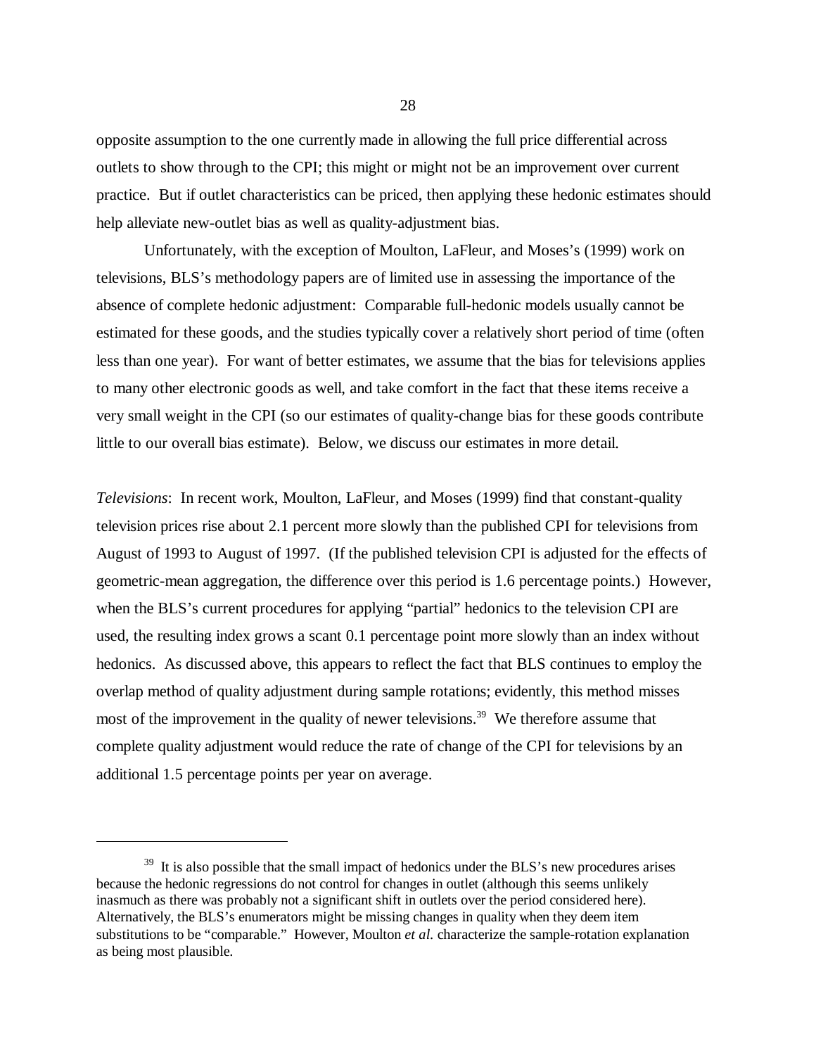opposite assumption to the one currently made in allowing the full price differential across outlets to show through to the CPI; this might or might not be an improvement over current practice. But if outlet characteristics can be priced, then applying these hedonic estimates should help alleviate new-outlet bias as well as quality-adjustment bias.

Unfortunately, with the exception of Moulton, LaFleur, and Moses's (1999) work on televisions, BLS's methodology papers are of limited use in assessing the importance of the absence of complete hedonic adjustment: Comparable full-hedonic models usually cannot be estimated for these goods, and the studies typically cover a relatively short period of time (often less than one year). For want of better estimates, we assume that the bias for televisions applies to many other electronic goods as well, and take comfort in the fact that these items receive a very small weight in the CPI (so our estimates of quality-change bias for these goods contribute little to our overall bias estimate). Below, we discuss our estimates in more detail.

*Televisions*: In recent work, Moulton, LaFleur, and Moses (1999) find that constant-quality television prices rise about 2.1 percent more slowly than the published CPI for televisions from August of 1993 to August of 1997. (If the published television CPI is adjusted for the effects of geometric-mean aggregation, the difference over this period is 1.6 percentage points.) However, when the BLS's current procedures for applying "partial" hedonics to the television CPI are used, the resulting index grows a scant 0.1 percentage point more slowly than an index without hedonics. As discussed above, this appears to reflect the fact that BLS continues to employ the overlap method of quality adjustment during sample rotations; evidently, this method misses most of the improvement in the quality of newer televisions.[39] We therefore assume that complete quality adjustment would reduce the rate of change of the CPI for televisions by an additional 1.5 percentage points per year on average.

---

[39] It is also possible that the small impact of hedonics under the BLS's new procedures arises because the hedonic regressions do not control for changes in outlet (although this seems unlikely inasmuch as there was probably not a significant shift in outlets over the period considered here). Alternatively, the BLS's enumerators might be missing changes in quality when they deem item substitutions to be "comparable." However, Moulton *et al.* characterize the sample-rotation explanation as being most plausible.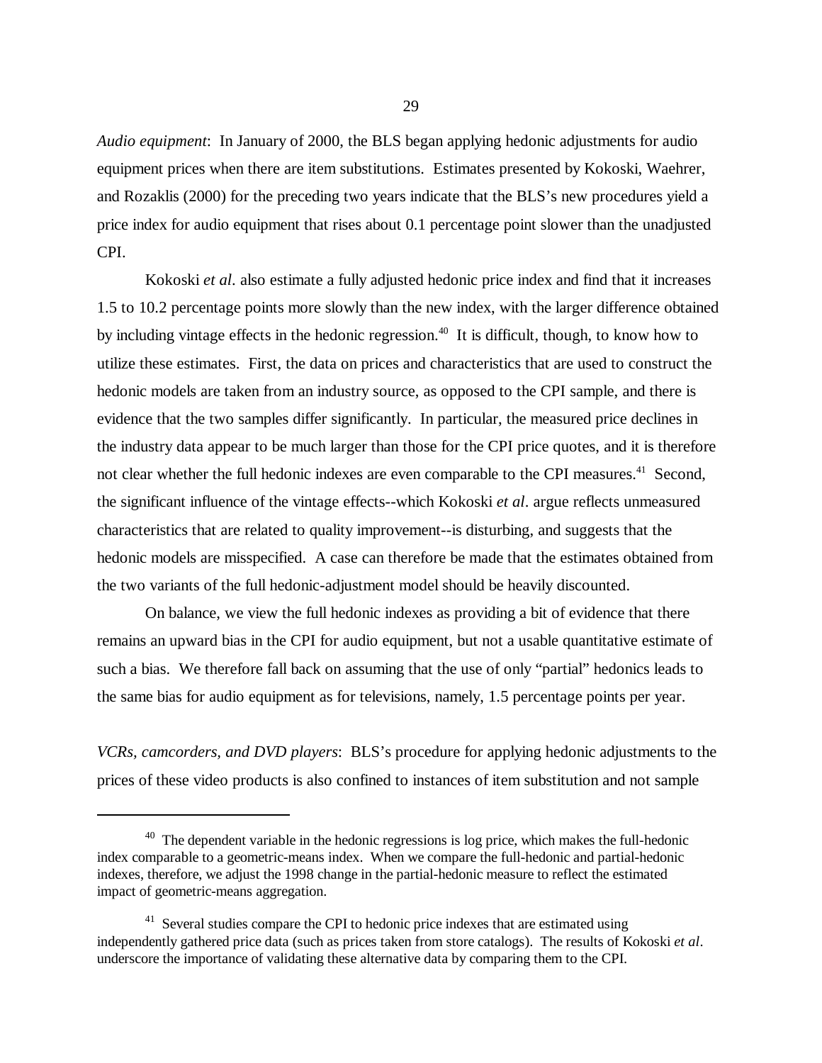*Audio equipment*: In January of 2000, the BLS began applying hedonic adjustments for audio equipment prices when there are item substitutions. Estimates presented by Kokoski, Waehrer, and Rozaklis (2000) for the preceding two years indicate that the BLS's new procedures yield a price index for audio equipment that rises about 0.1 percentage point slower than the unadjusted CPI.

Kokoski *et al*. also estimate a fully adjusted hedonic price index and find that it increases 1.5 to 10.2 percentage points more slowly than the new index, with the larger difference obtained by including vintage effects in the hedonic regression.[40] It is difficult, though, to know how to utilize these estimates. First, the data on prices and characteristics that are used to construct the hedonic models are taken from an industry source, as opposed to the CPI sample, and there is evidence that the two samples differ significantly. In particular, the measured price declines in the industry data appear to be much larger than those for the CPI price quotes, and it is therefore not clear whether the full hedonic indexes are even comparable to the CPI measures.[41] Second, the significant influence of the vintage effects--which Kokoski *et al*. argue reflects unmeasured characteristics that are related to quality improvement--is disturbing, and suggests that the hedonic models are misspecified. A case can therefore be made that the estimates obtained from the two variants of the full hedonic-adjustment model should be heavily discounted.

On balance, we view the full hedonic indexes as providing a bit of evidence that there remains an upward bias in the CPI for audio equipment, but not a usable quantitative estimate of such a bias. We therefore fall back on assuming that the use of only "partial" hedonics leads to the same bias for audio equipment as for televisions, namely, 1.5 percentage points per year.

*VCRs, camcorders, and DVD players*: BLS's procedure for applying hedonic adjustments to the prices of these video products is also confined to instances of item substitution and not sample

---

[40] The dependent variable in the hedonic regressions is log price, which makes the full-hedonic index comparable to a geometric-means index. When we compare the full-hedonic and partial-hedonic indexes, therefore, we adjust the 1998 change in the partial-hedonic measure to reflect the estimated impact of geometric-means aggregation.

[41] Several studies compare the CPI to hedonic price indexes that are estimated using independently gathered price data (such as prices taken from store catalogs). The results of Kokoski *et al*. underscore the importance of validating these alternative data by comparing them to the CPI.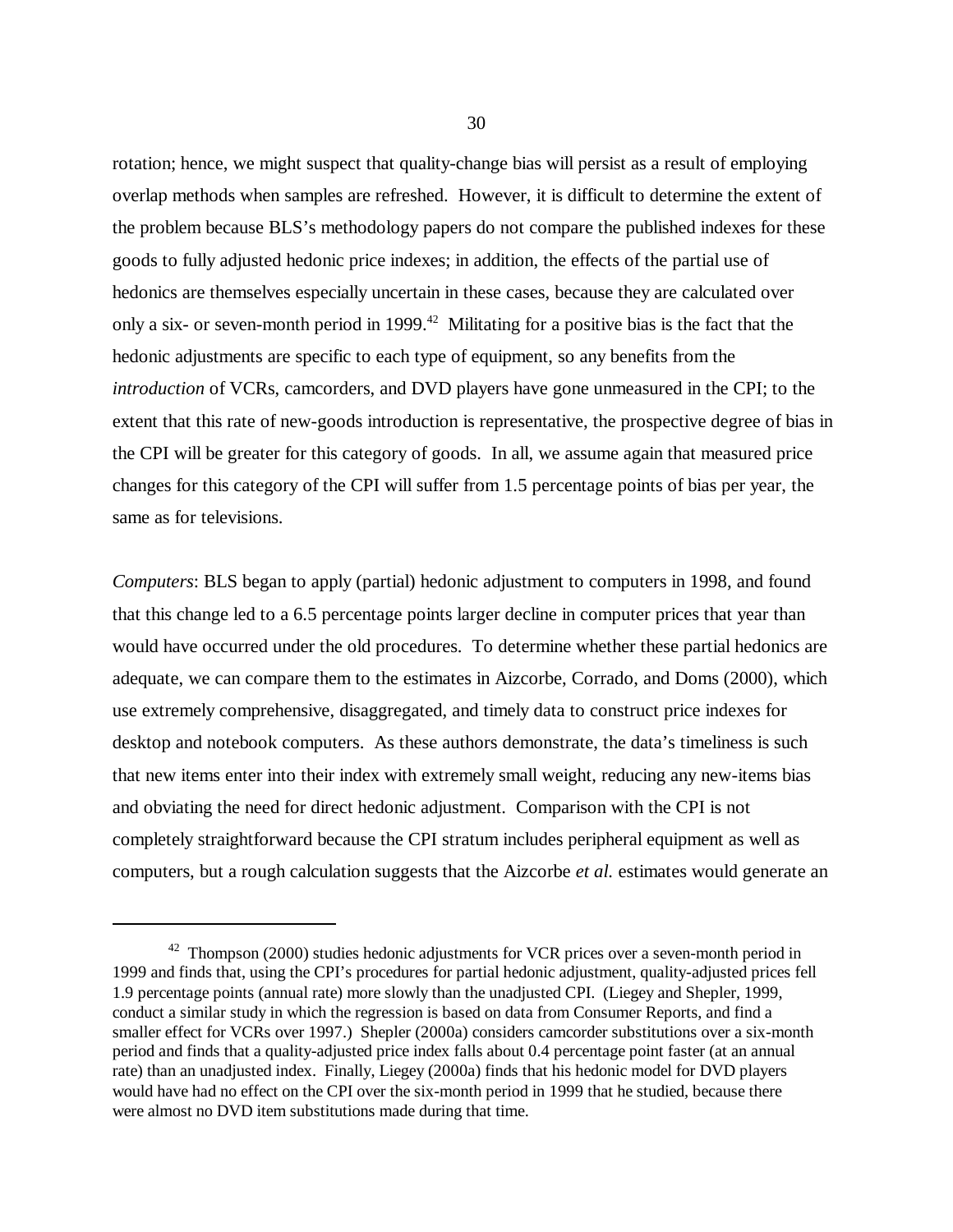rotation; hence, we might suspect that quality-change bias will persist as a result of employing overlap methods when samples are refreshed. However, it is difficult to determine the extent of the problem because BLS's methodology papers do not compare the published indexes for these goods to fully adjusted hedonic price indexes; in addition, the effects of the partial use of hedonics are themselves especially uncertain in these cases, because they are calculated over only a six- or seven-month period in 1999.[42] Militating for a positive bias is the fact that the hedonic adjustments are specific to each type of equipment, so any benefits from the *introduction* of VCRs, camcorders, and DVD players have gone unmeasured in the CPI; to the extent that this rate of new-goods introduction is representative, the prospective degree of bias in the CPI will be greater for this category of goods. In all, we assume again that measured price changes for this category of the CPI will suffer from 1.5 percentage points of bias per year, the same as for televisions.

*Computers*: BLS began to apply (partial) hedonic adjustment to computers in 1998, and found that this change led to a 6.5 percentage points larger decline in computer prices that year than would have occurred under the old procedures. To determine whether these partial hedonics are adequate, we can compare them to the estimates in Aizcorbe, Corrado, and Doms (2000), which use extremely comprehensive, disaggregated, and timely data to construct price indexes for desktop and notebook computers. As these authors demonstrate, the data's timeliness is such that new items enter into their index with extremely small weight, reducing any new-items bias and obviating the need for direct hedonic adjustment. Comparison with the CPI is not completely straightforward because the CPI stratum includes peripheral equipment as well as computers, but a rough calculation suggests that the Aizcorbe *et al.* estimates would generate an

---

[42] Thompson (2000) studies hedonic adjustments for VCR prices over a seven-month period in 1999 and finds that, using the CPI's procedures for partial hedonic adjustment, quality-adjusted prices fell 1.9 percentage points (annual rate) more slowly than the unadjusted CPI. (Liegey and Shepler, 1999, conduct a similar study in which the regression is based on data from Consumer Reports, and find a smaller effect for VCRs over 1997.) Shepler (2000a) considers camcorder substitutions over a six-month period and finds that a quality-adjusted price index falls about 0.4 percentage point faster (at an annual rate) than an unadjusted index. Finally, Liegey (2000a) finds that his hedonic model for DVD players would have had no effect on the CPI over the six-month period in 1999 that he studied, because there were almost no DVD item substitutions made during that time.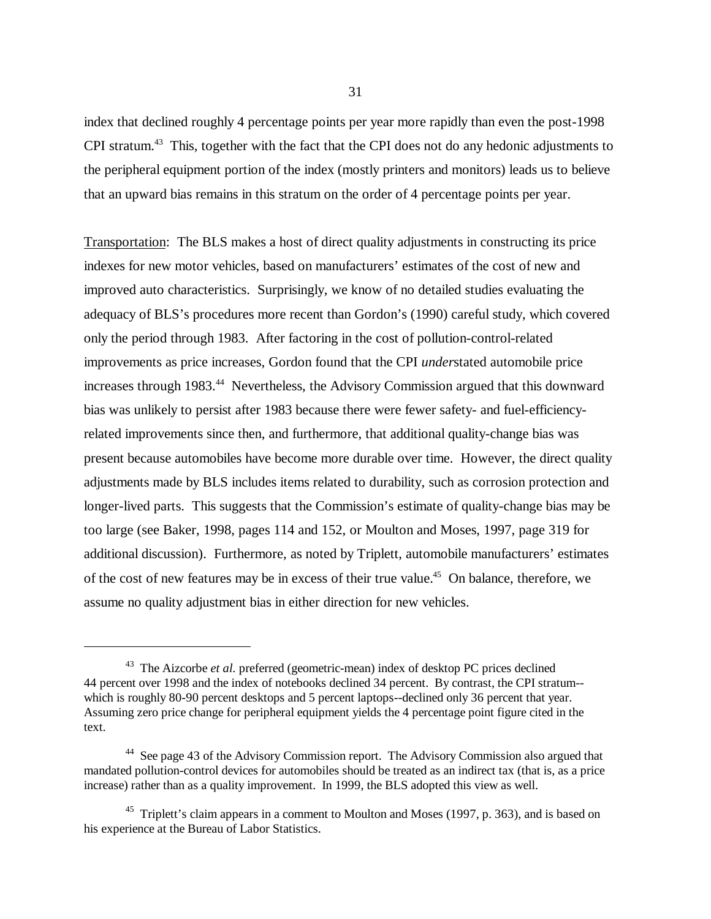index that declined roughly 4 percentage points per year more rapidly than even the post-1998 CPI stratum.[43] This, together with the fact that the CPI does not do any hedonic adjustments to the peripheral equipment portion of the index (mostly printers and monitors) leads us to believe that an upward bias remains in this stratum on the order of 4 percentage points per year.

<u>Transportation</u>: The BLS makes a host of direct quality adjustments in constructing its price indexes for new motor vehicles, based on manufacturers' estimates of the cost of new and improved auto characteristics. Surprisingly, we know of no detailed studies evaluating the adequacy of BLS's procedures more recent than Gordon's (1990) careful study, which covered only the period through 1983. After factoring in the cost of pollution-control-related improvements as price increases, Gordon found that the CPI *under*stated automobile price increases through 1983.[44] Nevertheless, the Advisory Commission argued that this downward bias was unlikely to persist after 1983 because there were fewer safety- and fuel-efficiency-related improvements since then, and furthermore, that additional quality-change bias was present because automobiles have become more durable over time. However, the direct quality adjustments made by BLS includes items related to durability, such as corrosion protection and longer-lived parts. This suggests that the Commission's estimate of quality-change bias may be too large (see Baker, 1998, pages 114 and 152, or Moulton and Moses, 1997, page 319 for additional discussion). Furthermore, as noted by Triplett, automobile manufacturers' estimates of the cost of new features may be in excess of their true value.[45] On balance, therefore, we assume no quality adjustment bias in either direction for new vehicles.

---

[43] The Aizcorbe *et al.* preferred (geometric-mean) index of desktop PC prices declined 44 percent over 1998 and the index of notebooks declined 34 percent. By contrast, the CPI stratum--which is roughly 80-90 percent desktops and 5 percent laptops--declined only 36 percent that year. Assuming zero price change for peripheral equipment yields the 4 percentage point figure cited in the text.

[44] See page 43 of the Advisory Commission report. The Advisory Commission also argued that mandated pollution-control devices for automobiles should be treated as an indirect tax (that is, as a price increase) rather than as a quality improvement. In 1999, the BLS adopted this view as well.

[45] Triplett's claim appears in a comment to Moulton and Moses (1997, p. 363), and is based on his experience at the Bureau of Labor Statistics.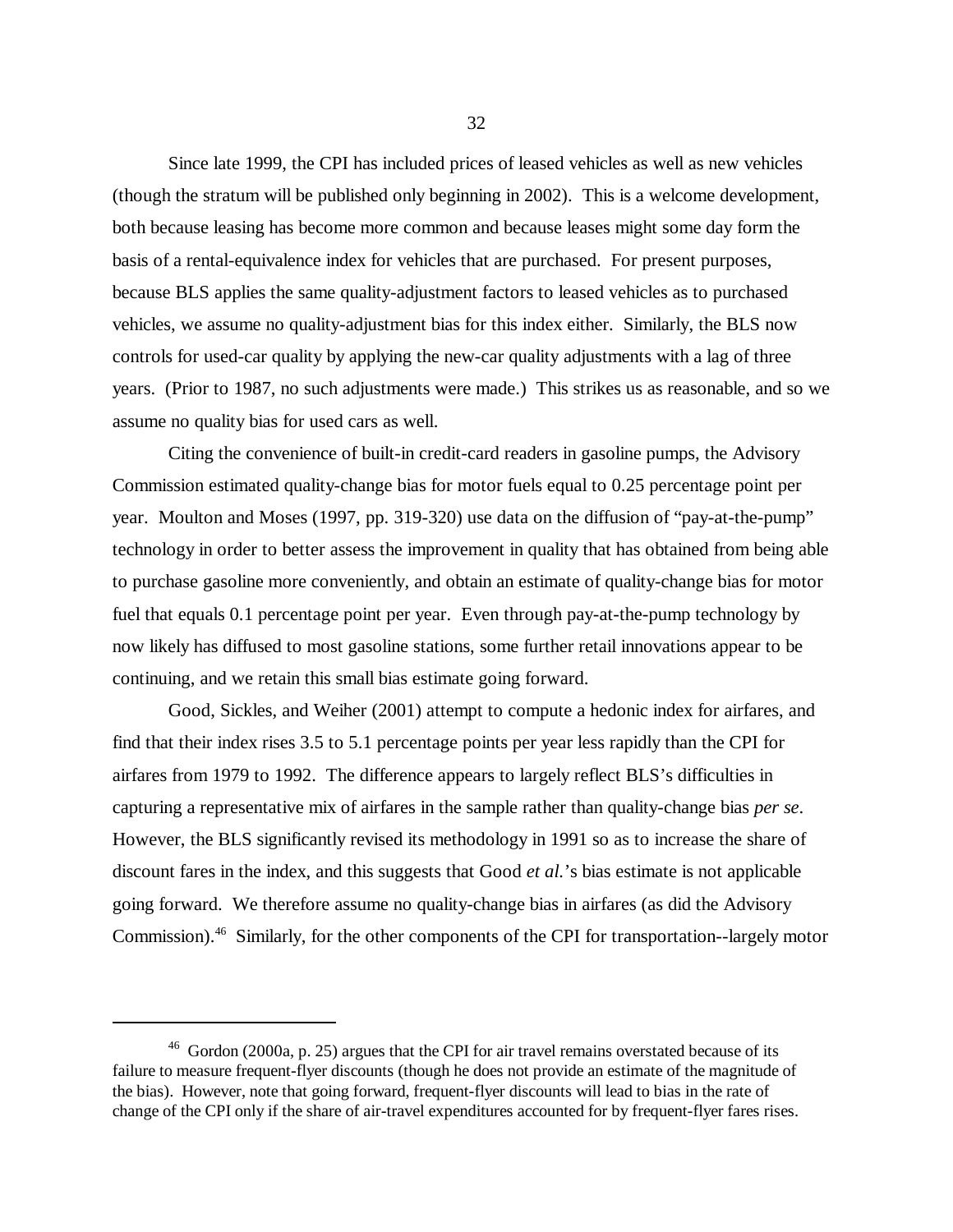Since late 1999, the CPI has included prices of leased vehicles as well as new vehicles (though the stratum will be published only beginning in 2002). This is a welcome development, both because leasing has become more common and because leases might some day form the basis of a rental-equivalence index for vehicles that are purchased. For present purposes, because BLS applies the same quality-adjustment factors to leased vehicles as to purchased vehicles, we assume no quality-adjustment bias for this index either. Similarly, the BLS now controls for used-car quality by applying the new-car quality adjustments with a lag of three years. (Prior to 1987, no such adjustments were made.) This strikes us as reasonable, and so we assume no quality bias for used cars as well.

Citing the convenience of built-in credit-card readers in gasoline pumps, the Advisory Commission estimated quality-change bias for motor fuels equal to 0.25 percentage point per year. Moulton and Moses (1997, pp. 319-320) use data on the diffusion of "pay-at-the-pump" technology in order to better assess the improvement in quality that has obtained from being able to purchase gasoline more conveniently, and obtain an estimate of quality-change bias for motor fuel that equals 0.1 percentage point per year. Even through pay-at-the-pump technology by now likely has diffused to most gasoline stations, some further retail innovations appear to be continuing, and we retain this small bias estimate going forward.

Good, Sickles, and Weiher (2001) attempt to compute a hedonic index for airfares, and find that their index rises 3.5 to 5.1 percentage points per year less rapidly than the CPI for airfares from 1979 to 1992. The difference appears to largely reflect BLS's difficulties in capturing a representative mix of airfares in the sample rather than quality-change bias *per se*. However, the BLS significantly revised its methodology in 1991 so as to increase the share of discount fares in the index, and this suggests that Good *et al.*'s bias estimate is not applicable going forward. We therefore assume no quality-change bias in airfares (as did the Advisory Commission).[46] Similarly, for the other components of the CPI for transportation--largely motor

[46] Gordon (2000a, p. 25) argues that the CPI for air travel remains overstated because of its failure to measure frequent-flyer discounts (though he does not provide an estimate of the magnitude of the bias). However, note that going forward, frequent-flyer discounts will lead to bias in the rate of change of the CPI only if the share of air-travel expenditures accounted for by frequent-flyer fares rises.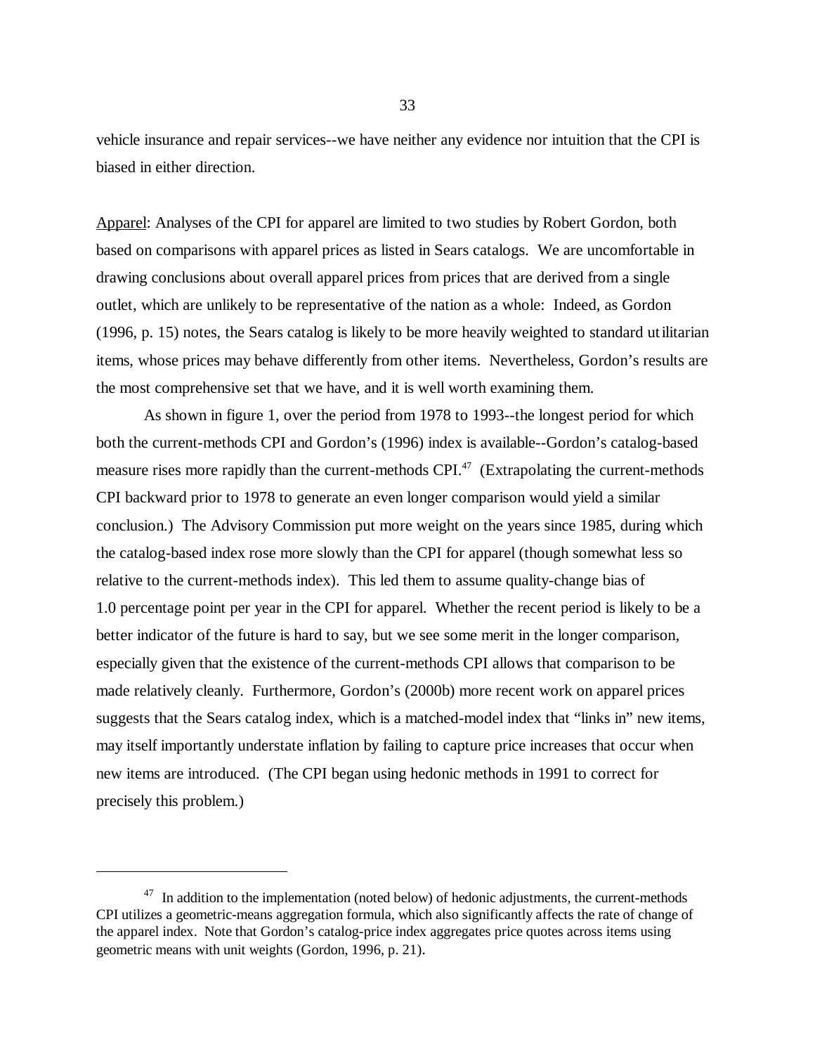vehicle insurance and repair services--we have neither any evidence nor intuition that the CPI is biased in either direction.

<u>Apparel</u>: Analyses of the CPI for apparel are limited to two studies by Robert Gordon, both based on comparisons with apparel prices as listed in Sears catalogs. We are uncomfortable in drawing conclusions about overall apparel prices from prices that are derived from a single outlet, which are unlikely to be representative of the nation as a whole: Indeed, as Gordon (1996, p. 15) notes, the Sears catalog is likely to be more heavily weighted to standard utilitarian items, whose prices may behave differently from other items. Nevertheless, Gordon's results are the most comprehensive set that we have, and it is well worth examining them.

As shown in figure 1, over the period from 1978 to 1993--the longest period for which both the current-methods CPI and Gordon's (1996) index is available--Gordon's catalog-based measure rises more rapidly than the current-methods CPI.[47] (Extrapolating the current-methods CPI backward prior to 1978 to generate an even longer comparison would yield a similar conclusion.) The Advisory Commission put more weight on the years since 1985, during which the catalog-based index rose more slowly than the CPI for apparel (though somewhat less so relative to the current-methods index). This led them to assume quality-change bias of 1.0 percentage point per year in the CPI for apparel. Whether the recent period is likely to be a better indicator of the future is hard to say, but we see some merit in the longer comparison, especially given that the existence of the current-methods CPI allows that comparison to be made relatively cleanly. Furthermore, Gordon's (2000b) more recent work on apparel prices suggests that the Sears catalog index, which is a matched-model index that "links in" new items, may itself importantly understate inflation by failing to capture price increases that occur when new items are introduced. (The CPI began using hedonic methods in 1991 to correct for precisely this problem.)

---

[47] In addition to the implementation (noted below) of hedonic adjustments, the current-methods CPI utilizes a geometric-means aggregation formula, which also significantly affects the rate of change of the apparel index. Note that Gordon's catalog-price index aggregates price quotes across items using geometric means with unit weights (Gordon, 1996, p. 21).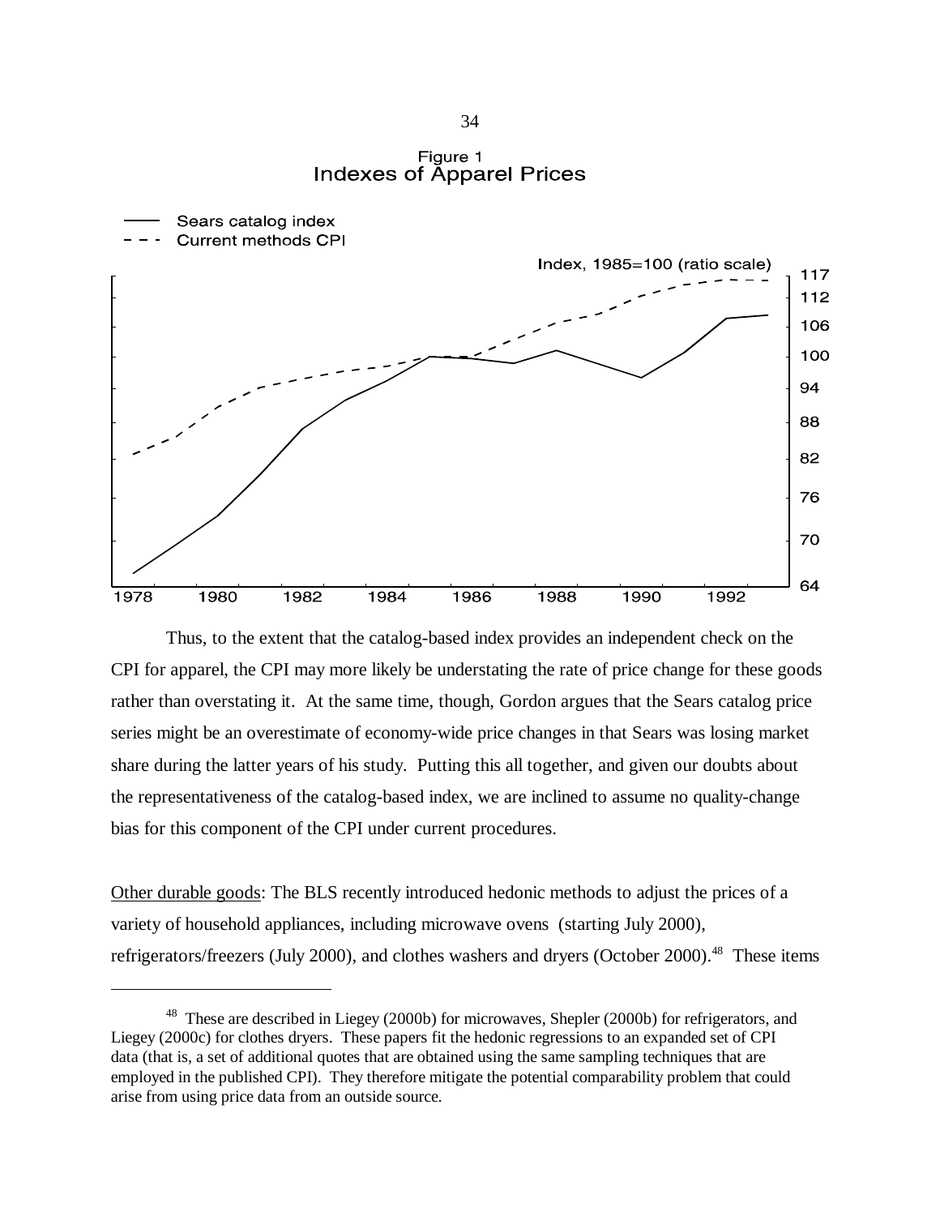Figure 1
Indexes of Apparel Prices

Thus, to the extent that the catalog-based index provides an independent check on the CPI for apparel, the CPI may more likely be understating the rate of price change for these goods rather than overstating it. At the same time, though, Gordon argues that the Sears catalog price series might be an overestimate of economy-wide price changes in that Sears was losing market share during the latter years of his study. Putting this all together, and given our doubts about the representativeness of the catalog-based index, we are inclined to assume no quality-change bias for this component of the CPI under current procedures.

<u>Other durable goods</u>: The BLS recently introduced hedonic methods to adjust the prices of a variety of household appliances, including microwave ovens (starting July 2000), refrigerators/freezers (July 2000), and clothes washers and dryers (October 2000).[48] These items

---

[48] These are described in Liegey (2000b) for microwaves, Shepler (2000b) for refrigerators, and Liegey (2000c) for clothes dryers. These papers fit the hedonic regressions to an expanded set of CPI data (that is, a set of additional quotes that are obtained using the same sampling techniques that are employed in the published CPI). They therefore mitigate the potential comparability problem that could arise from using price data from an outside source.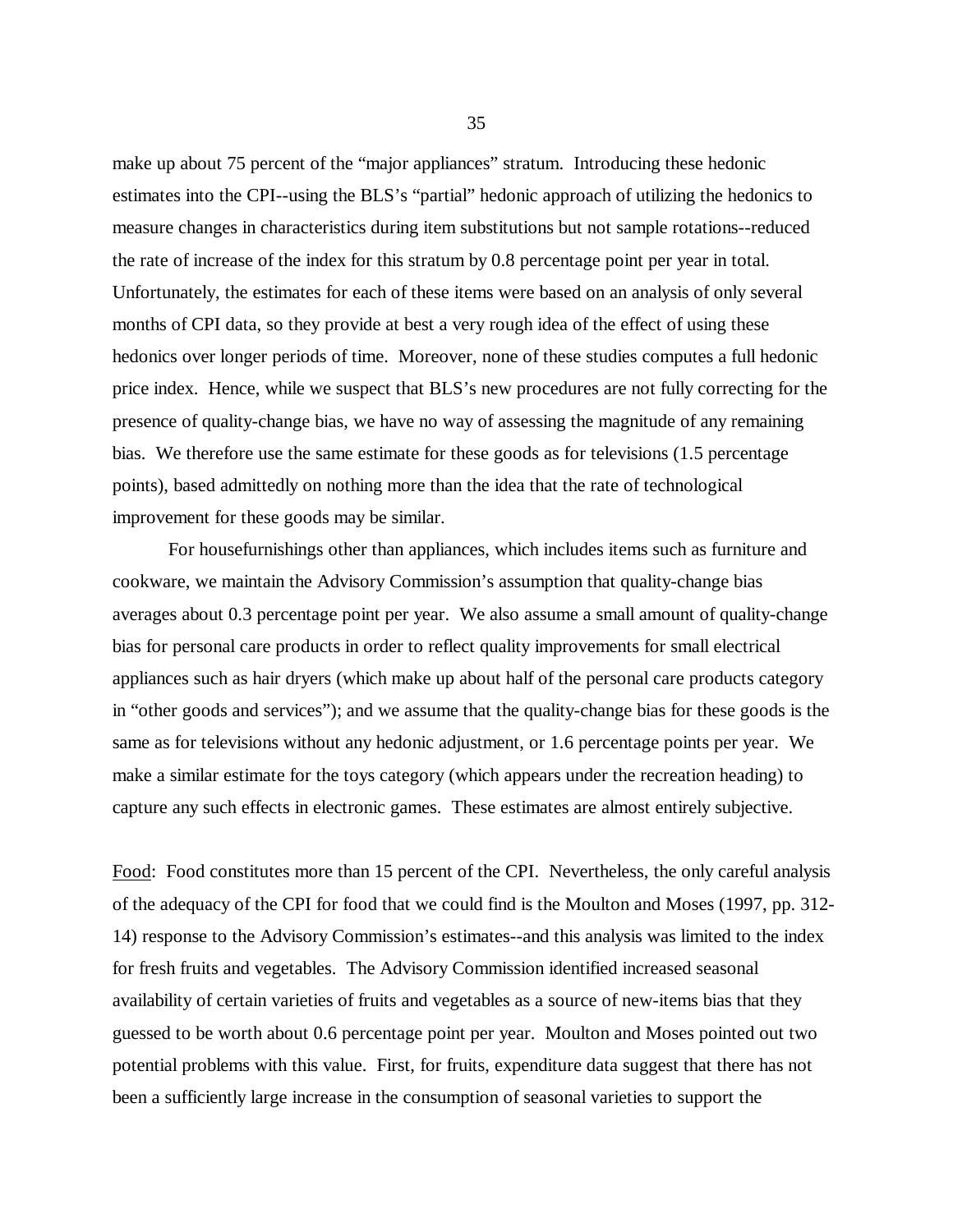make up about 75 percent of the "major appliances" stratum. Introducing these hedonic estimates into the CPI--using the BLS's "partial" hedonic approach of utilizing the hedonics to measure changes in characteristics during item substitutions but not sample rotations--reduced the rate of increase of the index for this stratum by 0.8 percentage point per year in total. Unfortunately, the estimates for each of these items were based on an analysis of only several months of CPI data, so they provide at best a very rough idea of the effect of using these hedonics over longer periods of time. Moreover, none of these studies computes a full hedonic price index. Hence, while we suspect that BLS's new procedures are not fully correcting for the presence of quality-change bias, we have no way of assessing the magnitude of any remaining bias. We therefore use the same estimate for these goods as for televisions (1.5 percentage points), based admittedly on nothing more than the idea that the rate of technological improvement for these goods may be similar.

For housefurnishings other than appliances, which includes items such as furniture and cookware, we maintain the Advisory Commission's assumption that quality-change bias averages about 0.3 percentage point per year. We also assume a small amount of quality-change bias for personal care products in order to reflect quality improvements for small electrical appliances such as hair dryers (which make up about half of the personal care products category in "other goods and services"); and we assume that the quality-change bias for these goods is the same as for televisions without any hedonic adjustment, or 1.6 percentage points per year. We make a similar estimate for the toys category (which appears under the recreation heading) to capture any such effects in electronic games. These estimates are almost entirely subjective.

Food: Food constitutes more than 15 percent of the CPI. Nevertheless, the only careful analysis of the adequacy of the CPI for food that we could find is the Moulton and Moses (1997, pp. 312-14) response to the Advisory Commission's estimates--and this analysis was limited to the index for fresh fruits and vegetables. The Advisory Commission identified increased seasonal availability of certain varieties of fruits and vegetables as a source of new-items bias that they guessed to be worth about 0.6 percentage point per year. Moulton and Moses pointed out two potential problems with this value. First, for fruits, expenditure data suggest that there has not been a sufficiently large increase in the consumption of seasonal varieties to support the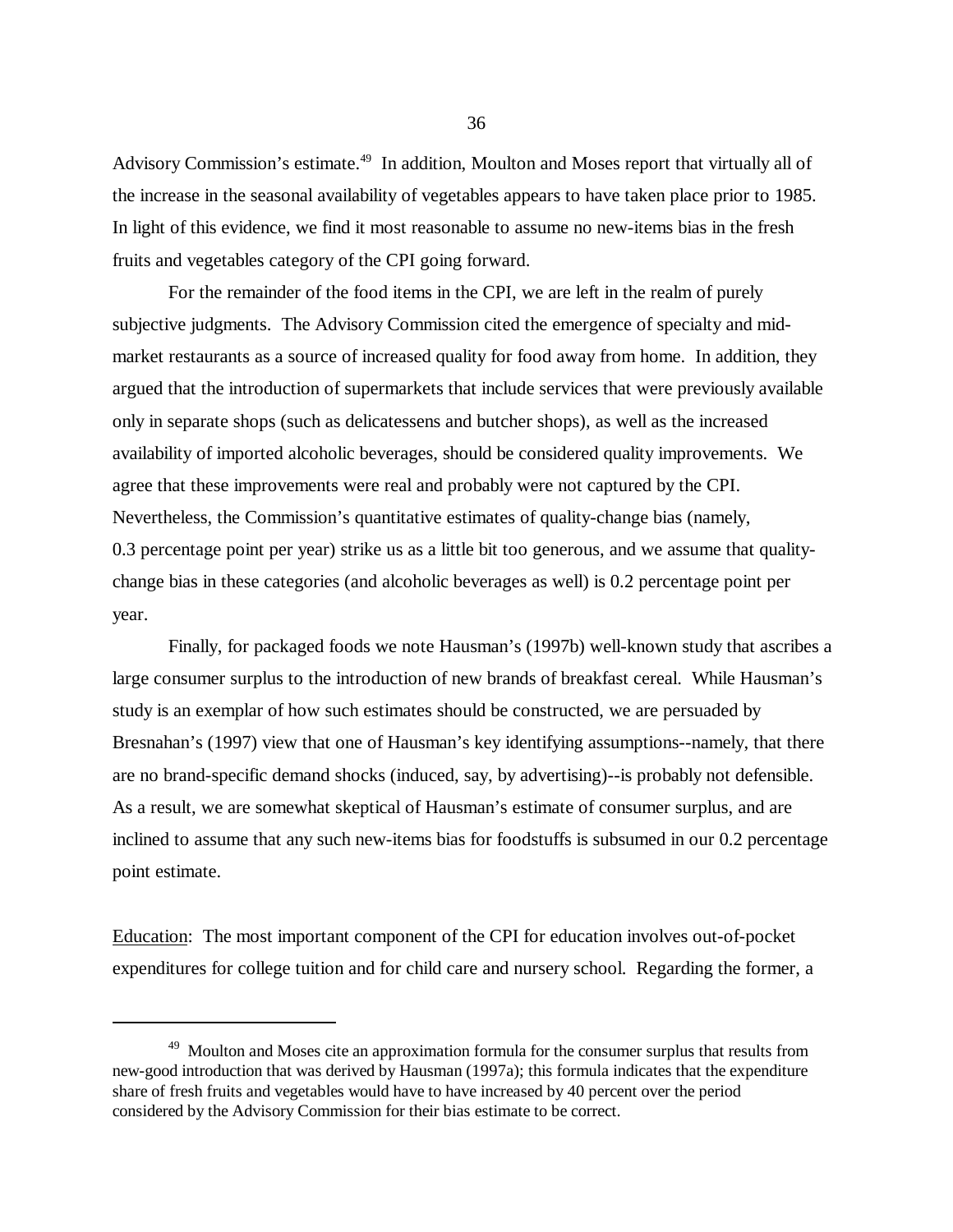Advisory Commission's estimate.[49] In addition, Moulton and Moses report that virtually all of the increase in the seasonal availability of vegetables appears to have taken place prior to 1985. In light of this evidence, we find it most reasonable to assume no new-items bias in the fresh fruits and vegetables category of the CPI going forward.

For the remainder of the food items in the CPI, we are left in the realm of purely subjective judgments. The Advisory Commission cited the emergence of specialty and mid-market restaurants as a source of increased quality for food away from home. In addition, they argued that the introduction of supermarkets that include services that were previously available only in separate shops (such as delicatessens and butcher shops), as well as the increased availability of imported alcoholic beverages, should be considered quality improvements. We agree that these improvements were real and probably were not captured by the CPI. Nevertheless, the Commission's quantitative estimates of quality-change bias (namely, 0.3 percentage point per year) strike us as a little bit too generous, and we assume that quality-change bias in these categories (and alcoholic beverages as well) is 0.2 percentage point per year.

Finally, for packaged foods we note Hausman's (1997b) well-known study that ascribes a large consumer surplus to the introduction of new brands of breakfast cereal. While Hausman's study is an exemplar of how such estimates should be constructed, we are persuaded by Bresnahan's (1997) view that one of Hausman's key identifying assumptions--namely, that there are no brand-specific demand shocks (induced, say, by advertising)--is probably not defensible. As a result, we are somewhat skeptical of Hausman's estimate of consumer surplus, and are inclined to assume that any such new-items bias for foodstuffs is subsumed in our 0.2 percentage point estimate.

Education: The most important component of the CPI for education involves out-of-pocket expenditures for college tuition and for child care and nursery school. Regarding the former, a

---

[49] Moulton and Moses cite an approximation formula for the consumer surplus that results from new-good introduction that was derived by Hausman (1997a); this formula indicates that the expenditure share of fresh fruits and vegetables would have to have increased by 40 percent over the period considered by the Advisory Commission for their bias estimate to be correct.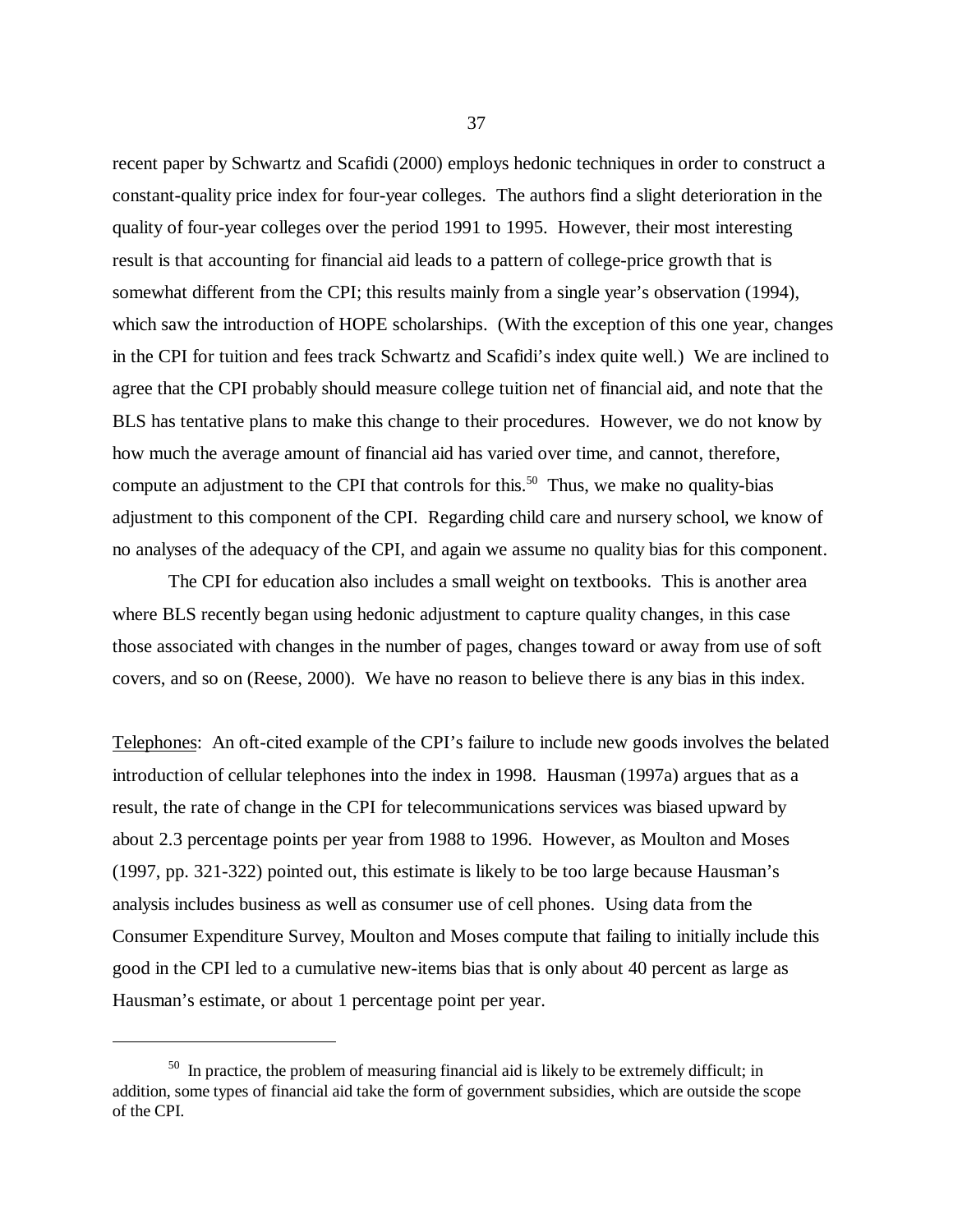recent paper by Schwartz and Scafidi (2000) employs hedonic techniques in order to construct a constant-quality price index for four-year colleges. The authors find a slight deterioration in the quality of four-year colleges over the period 1991 to 1995. However, their most interesting result is that accounting for financial aid leads to a pattern of college-price growth that is somewhat different from the CPI; this results mainly from a single year's observation (1994), which saw the introduction of HOPE scholarships. (With the exception of this one year, changes in the CPI for tuition and fees track Schwartz and Scafidi's index quite well.) We are inclined to agree that the CPI probably should measure college tuition net of financial aid, and note that the BLS has tentative plans to make this change to their procedures. However, we do not know by how much the average amount of financial aid has varied over time, and cannot, therefore, compute an adjustment to the CPI that controls for this.[50] Thus, we make no quality-bias adjustment to this component of the CPI. Regarding child care and nursery school, we know of no analyses of the adequacy of the CPI, and again we assume no quality bias for this component.

The CPI for education also includes a small weight on textbooks. This is another area where BLS recently began using hedonic adjustment to capture quality changes, in this case those associated with changes in the number of pages, changes toward or away from use of soft covers, and so on (Reese, 2000). We have no reason to believe there is any bias in this index.

Telephones: An oft-cited example of the CPI's failure to include new goods involves the belated introduction of cellular telephones into the index in 1998. Hausman (1997a) argues that as a result, the rate of change in the CPI for telecommunications services was biased upward by about 2.3 percentage points per year from 1988 to 1996. However, as Moulton and Moses (1997, pp. 321-322) pointed out, this estimate is likely to be too large because Hausman's analysis includes business as well as consumer use of cell phones. Using data from the Consumer Expenditure Survey, Moulton and Moses compute that failing to initially include this good in the CPI led to a cumulative new-items bias that is only about 40 percent as large as Hausman's estimate, or about 1 percentage point per year.

---

[50] In practice, the problem of measuring financial aid is likely to be extremely difficult; in addition, some types of financial aid take the form of government subsidies, which are outside the scope of the CPI.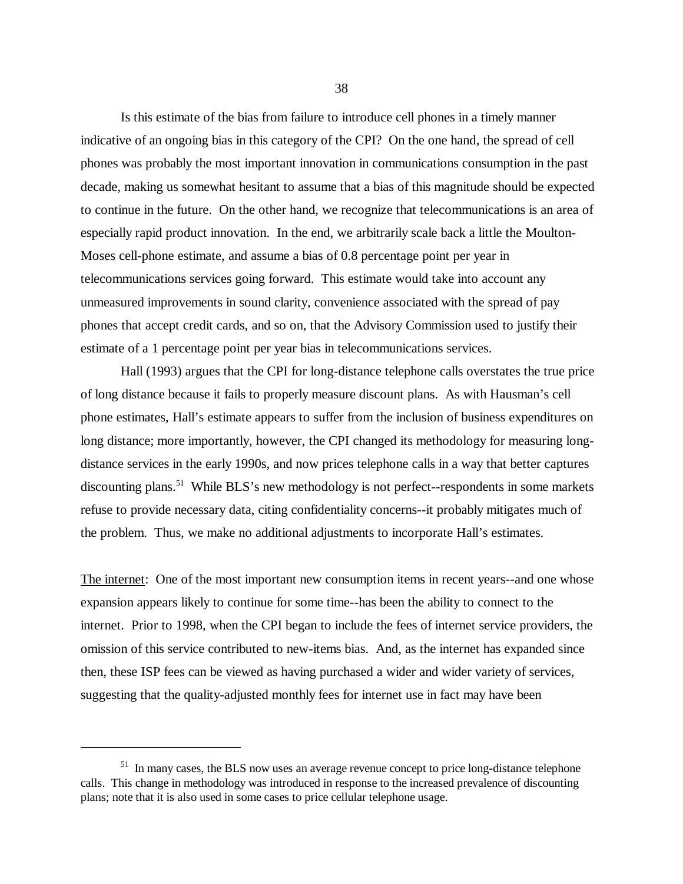Is this estimate of the bias from failure to introduce cell phones in a timely manner indicative of an ongoing bias in this category of the CPI? On the one hand, the spread of cell phones was probably the most important innovation in communications consumption in the past decade, making us somewhat hesitant to assume that a bias of this magnitude should be expected to continue in the future. On the other hand, we recognize that telecommunications is an area of especially rapid product innovation. In the end, we arbitrarily scale back a little the Moulton-Moses cell-phone estimate, and assume a bias of 0.8 percentage point per year in telecommunications services going forward. This estimate would take into account any unmeasured improvements in sound clarity, convenience associated with the spread of pay phones that accept credit cards, and so on, that the Advisory Commission used to justify their estimate of a 1 percentage point per year bias in telecommunications services.

Hall (1993) argues that the CPI for long-distance telephone calls overstates the true price of long distance because it fails to properly measure discount plans. As with Hausman's cell phone estimates, Hall's estimate appears to suffer from the inclusion of business expenditures on long distance; more importantly, however, the CPI changed its methodology for measuring long-distance services in the early 1990s, and now prices telephone calls in a way that better captures discounting plans.[51] While BLS's new methodology is not perfect--respondents in some markets refuse to provide necessary data, citing confidentiality concerns--it probably mitigates much of the problem. Thus, we make no additional adjustments to incorporate Hall's estimates.

<u>The internet</u>: One of the most important new consumption items in recent years--and one whose expansion appears likely to continue for some time--has been the ability to connect to the internet. Prior to 1998, when the CPI began to include the fees of internet service providers, the omission of this service contributed to new-items bias. And, as the internet has expanded since then, these ISP fees can be viewed as having purchased a wider and wider variety of services, suggesting that the quality-adjusted monthly fees for internet use in fact may have been

---

[51] In many cases, the BLS now uses an average revenue concept to price long-distance telephone calls. This change in methodology was introduced in response to the increased prevalence of discounting plans; note that it is also used in some cases to price cellular telephone usage.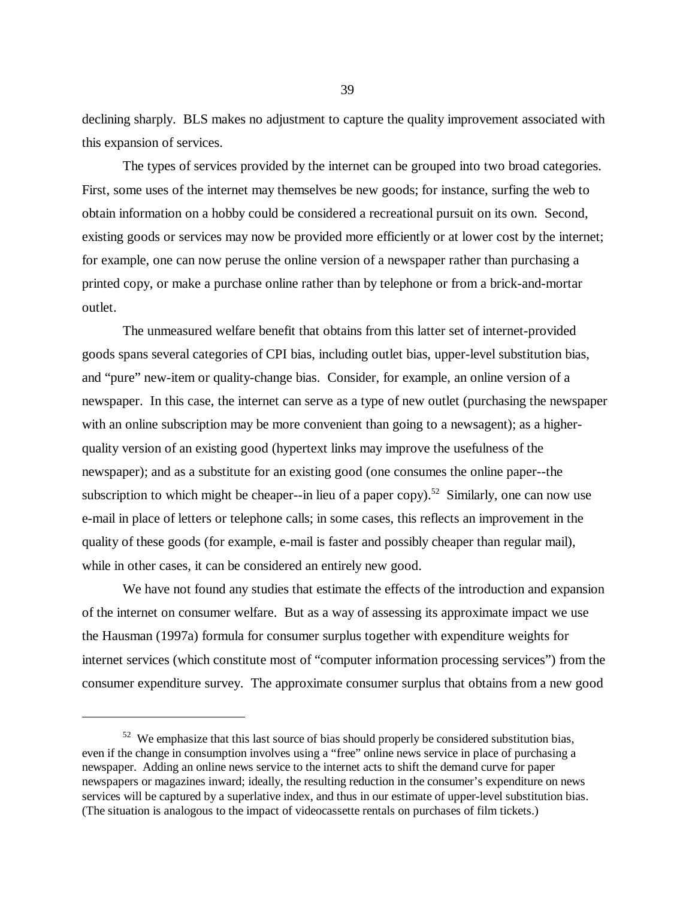declining sharply. BLS makes no adjustment to capture the quality improvement associated with this expansion of services.

The types of services provided by the internet can be grouped into two broad categories. First, some uses of the internet may themselves be new goods; for instance, surfing the web to obtain information on a hobby could be considered a recreational pursuit on its own. Second, existing goods or services may now be provided more efficiently or at lower cost by the internet; for example, one can now peruse the online version of a newspaper rather than purchasing a printed copy, or make a purchase online rather than by telephone or from a brick-and-mortar outlet.

The unmeasured welfare benefit that obtains from this latter set of internet-provided goods spans several categories of CPI bias, including outlet bias, upper-level substitution bias, and "pure" new-item or quality-change bias. Consider, for example, an online version of a newspaper. In this case, the internet can serve as a type of new outlet (purchasing the newspaper with an online subscription may be more convenient than going to a newsagent); as a higher-quality version of an existing good (hypertext links may improve the usefulness of the newspaper); and as a substitute for an existing good (one consumes the online paper--the subscription to which might be cheaper--in lieu of a paper copy).[52] Similarly, one can now use e-mail in place of letters or telephone calls; in some cases, this reflects an improvement in the quality of these goods (for example, e-mail is faster and possibly cheaper than regular mail), while in other cases, it can be considered an entirely new good.

We have not found any studies that estimate the effects of the introduction and expansion of the internet on consumer welfare. But as a way of assessing its approximate impact we use the Hausman (1997a) formula for consumer surplus together with expenditure weights for internet services (which constitute most of "computer information processing services") from the consumer expenditure survey. The approximate consumer surplus that obtains from a new good

[52] We emphasize that this last source of bias should properly be considered substitution bias, even if the change in consumption involves using a "free" online news service in place of purchasing a newspaper. Adding an online news service to the internet acts to shift the demand curve for paper newspapers or magazines inward; ideally, the resulting reduction in the consumer's expenditure on news services will be captured by a superlative index, and thus in our estimate of upper-level substitution bias. (The situation is analogous to the impact of videocassette rentals on purchases of film tickets.)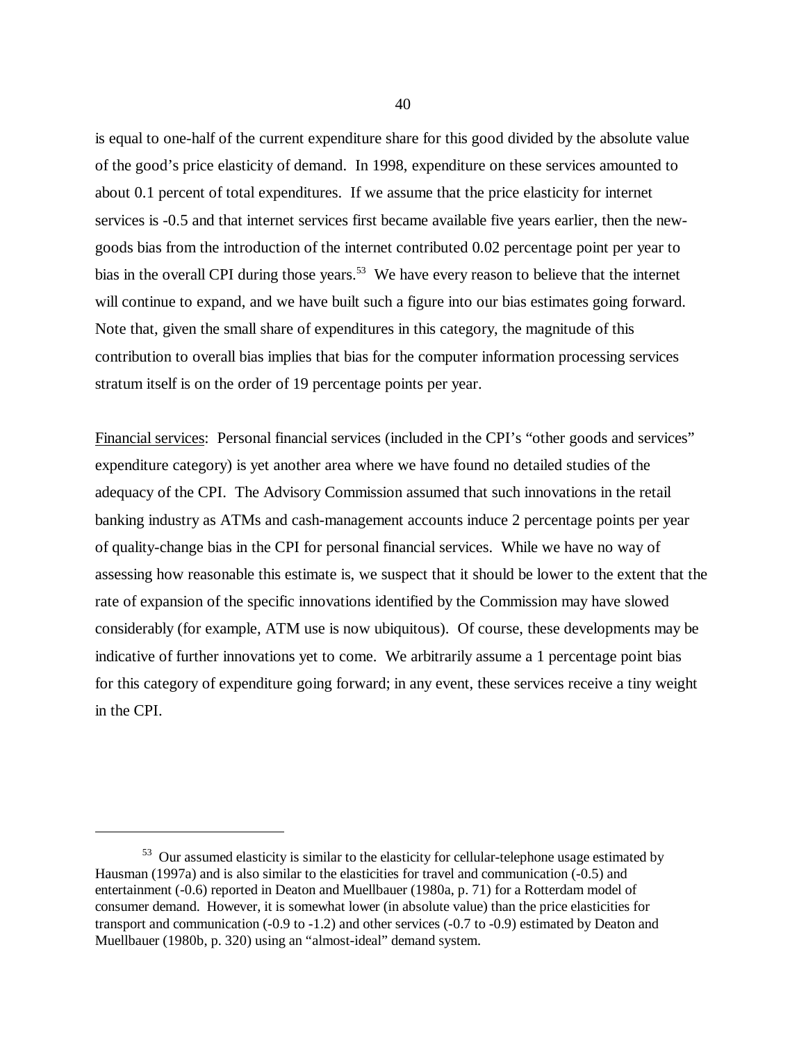is equal to one-half of the current expenditure share for this good divided by the absolute value of the good's price elasticity of demand. In 1998, expenditure on these services amounted to about 0.1 percent of total expenditures. If we assume that the price elasticity for internet services is -0.5 and that internet services first became available five years earlier, then the new-goods bias from the introduction of the internet contributed 0.02 percentage point per year to bias in the overall CPI during those years.[53] We have every reason to believe that the internet will continue to expand, and we have built such a figure into our bias estimates going forward. Note that, given the small share of expenditures in this category, the magnitude of this contribution to overall bias implies that bias for the computer information processing services stratum itself is on the order of 19 percentage points per year.

Financial services: Personal financial services (included in the CPI's "other goods and services" expenditure category) is yet another area where we have found no detailed studies of the adequacy of the CPI. The Advisory Commission assumed that such innovations in the retail banking industry as ATMs and cash-management accounts induce 2 percentage points per year of quality-change bias in the CPI for personal financial services. While we have no way of assessing how reasonable this estimate is, we suspect that it should be lower to the extent that the rate of expansion of the specific innovations identified by the Commission may have slowed considerably (for example, ATM use is now ubiquitous). Of course, these developments may be indicative of further innovations yet to come. We arbitrarily assume a 1 percentage point bias for this category of expenditure going forward; in any event, these services receive a tiny weight in the CPI.

[53] Our assumed elasticity is similar to the elasticity for cellular-telephone usage estimated by Hausman (1997a) and is also similar to the elasticities for travel and communication (-0.5) and entertainment (-0.6) reported in Deaton and Muellbauer (1980a, p. 71) for a Rotterdam model of consumer demand. However, it is somewhat lower (in absolute value) than the price elasticities for transport and communication (-0.9 to -1.2) and other services (-0.7 to -0.9) estimated by Deaton and Muellbauer (1980b, p. 320) using an "almost-ideal" demand system.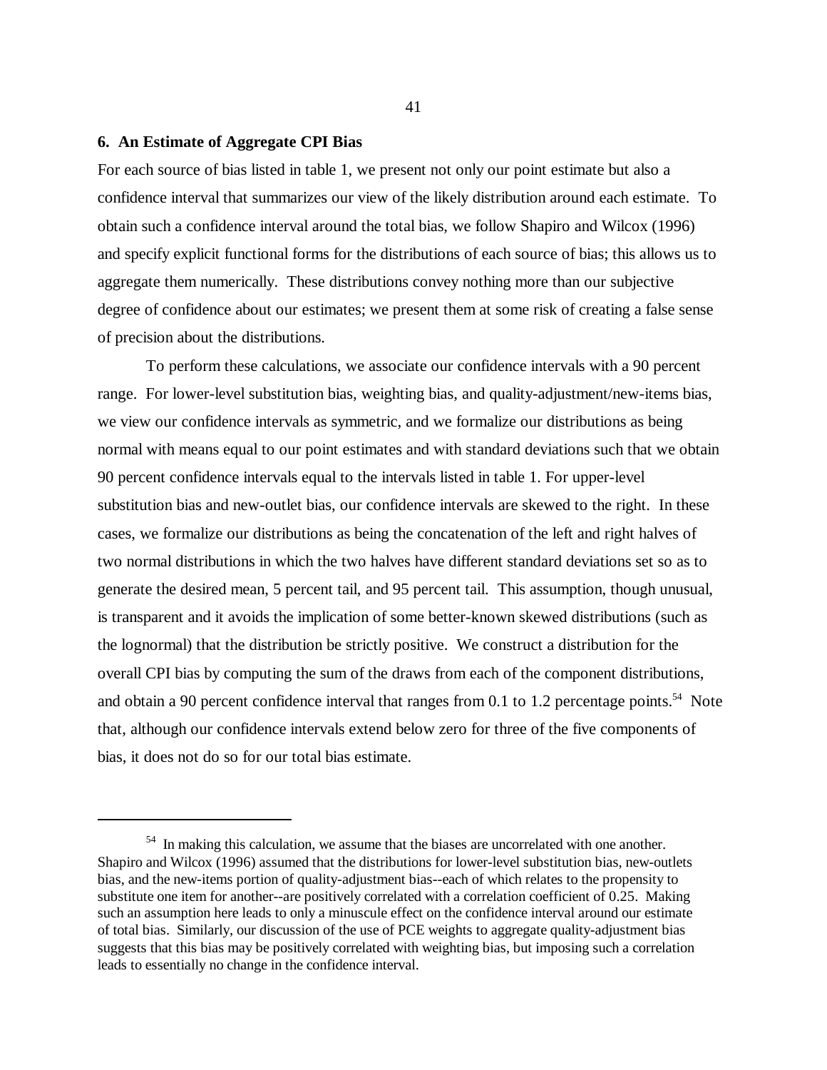## 6. An Estimate of Aggregate CPI Bias

For each source of bias listed in table 1, we present not only our point estimate but also a confidence interval that summarizes our view of the likely distribution around each estimate. To obtain such a confidence interval around the total bias, we follow Shapiro and Wilcox (1996) and specify explicit functional forms for the distributions of each source of bias; this allows us to aggregate them numerically. These distributions convey nothing more than our subjective degree of confidence about our estimates; we present them at some risk of creating a false sense of precision about the distributions.

To perform these calculations, we associate our confidence intervals with a 90 percent range. For lower-level substitution bias, weighting bias, and quality-adjustment/new-items bias, we view our confidence intervals as symmetric, and we formalize our distributions as being normal with means equal to our point estimates and with standard deviations such that we obtain 90 percent confidence intervals equal to the intervals listed in table 1. For upper-level substitution bias and new-outlet bias, our confidence intervals are skewed to the right. In these cases, we formalize our distributions as being the concatenation of the left and right halves of two normal distributions in which the two halves have different standard deviations set so as to generate the desired mean, 5 percent tail, and 95 percent tail. This assumption, though unusual, is transparent and it avoids the implication of some better-known skewed distributions (such as the lognormal) that the distribution be strictly positive. We construct a distribution for the overall CPI bias by computing the sum of the draws from each of the component distributions, and obtain a 90 percent confidence interval that ranges from 0.1 to 1.2 percentage points.[54] Note that, although our confidence intervals extend below zero for three of the five components of bias, it does not do so for our total bias estimate.

---

[54] In making this calculation, we assume that the biases are uncorrelated with one another. Shapiro and Wilcox (1996) assumed that the distributions for lower-level substitution bias, new-outlets bias, and the new-items portion of quality-adjustment bias--each of which relates to the propensity to substitute one item for another--are positively correlated with a correlation coefficient of 0.25. Making such an assumption here leads to only a minuscule effect on the confidence interval around our estimate of total bias. Similarly, our discussion of the use of PCE weights to aggregate quality-adjustment bias suggests that this bias may be positively correlated with weighting bias, but imposing such a correlation leads to essentially no change in the confidence interval.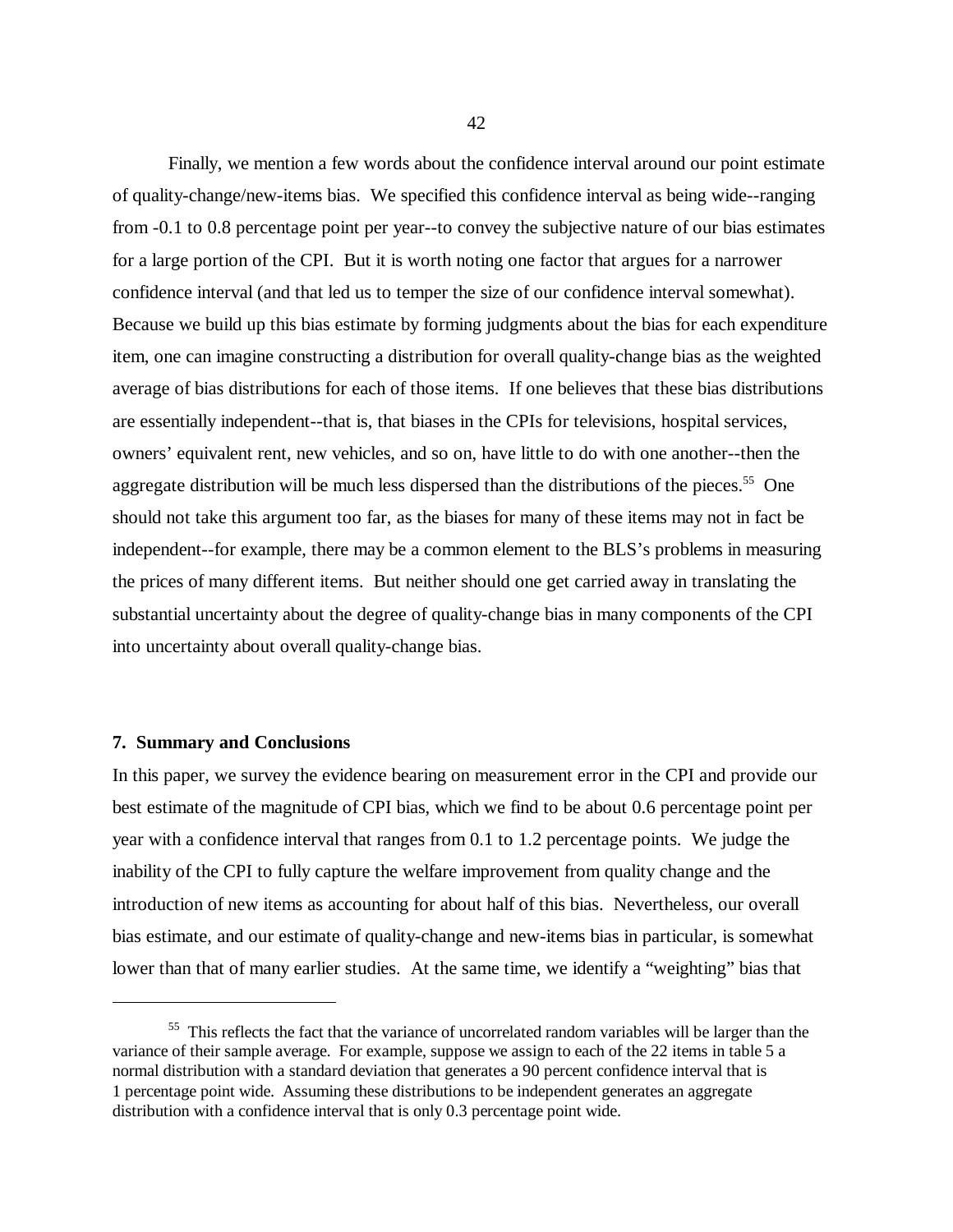Finally, we mention a few words about the confidence interval around our point estimate of quality-change/new-items bias. We specified this confidence interval as being wide--ranging from -0.1 to 0.8 percentage point per year--to convey the subjective nature of our bias estimates for a large portion of the CPI. But it is worth noting one factor that argues for a narrower confidence interval (and that led us to temper the size of our confidence interval somewhat). Because we build up this bias estimate by forming judgments about the bias for each expenditure item, one can imagine constructing a distribution for overall quality-change bias as the weighted average of bias distributions for each of those items. If one believes that these bias distributions are essentially independent--that is, that biases in the CPIs for televisions, hospital services, owners' equivalent rent, new vehicles, and so on, have little to do with one another--then the aggregate distribution will be much less dispersed than the distributions of the pieces.[55] One should not take this argument too far, as the biases for many of these items may not in fact be independent--for example, there may be a common element to the BLS's problems in measuring the prices of many different items. But neither should one get carried away in translating the substantial uncertainty about the degree of quality-change bias in many components of the CPI into uncertainty about overall quality-change bias.

## 7. Summary and Conclusions

In this paper, we survey the evidence bearing on measurement error in the CPI and provide our best estimate of the magnitude of CPI bias, which we find to be about 0.6 percentage point per year with a confidence interval that ranges from 0.1 to 1.2 percentage points. We judge the inability of the CPI to fully capture the welfare improvement from quality change and the introduction of new items as accounting for about half of this bias. Nevertheless, our overall bias estimate, and our estimate of quality-change and new-items bias in particular, is somewhat lower than that of many earlier studies. At the same time, we identify a "weighting" bias that

---

[55] This reflects the fact that the variance of uncorrelated random variables will be larger than the variance of their sample average. For example, suppose we assign to each of the 22 items in table 5 a normal distribution with a standard deviation that generates a 90 percent confidence interval that is 1 percentage point wide. Assuming these distributions to be independent generates an aggregate distribution with a confidence interval that is only 0.3 percentage point wide.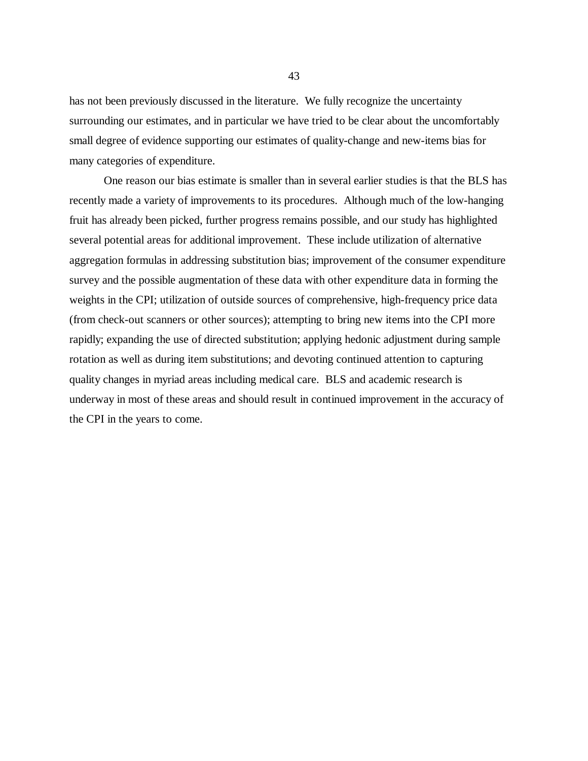has not been previously discussed in the literature. We fully recognize the uncertainty surrounding our estimates, and in particular we have tried to be clear about the uncomfortably small degree of evidence supporting our estimates of quality-change and new-items bias for many categories of expenditure.

One reason our bias estimate is smaller than in several earlier studies is that the BLS has recently made a variety of improvements to its procedures. Although much of the low-hanging fruit has already been picked, further progress remains possible, and our study has highlighted several potential areas for additional improvement. These include utilization of alternative aggregation formulas in addressing substitution bias; improvement of the consumer expenditure survey and the possible augmentation of these data with other expenditure data in forming the weights in the CPI; utilization of outside sources of comprehensive, high-frequency price data (from check-out scanners or other sources); attempting to bring new items into the CPI more rapidly; expanding the use of directed substitution; applying hedonic adjustment during sample rotation as well as during item substitutions; and devoting continued attention to capturing quality changes in myriad areas including medical care. BLS and academic research is underway in most of these areas and should result in continued improvement in the accuracy of the CPI in the years to come.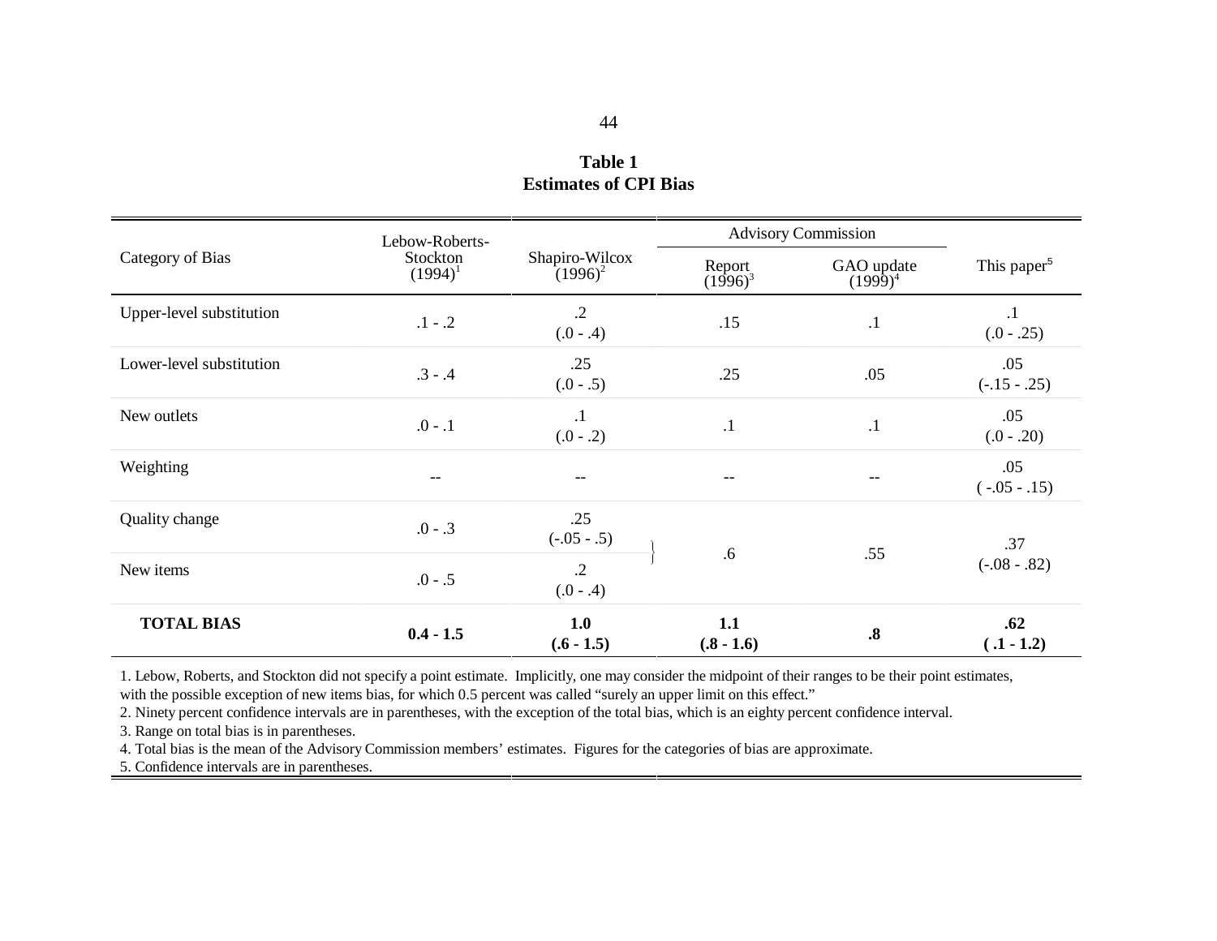**Table 1**
**Estimates of CPI Bias**

| Category of Bias | Lebow-Roberts-Stockton (1994)[1] | Shapiro-Wilcox (1996)[2] | Advisory Commission | | This paper[5] |
|---|---|---|---|---|---|
| | | | Report (1996)[3] | GAO update (1999)[4] | |
| Upper-level substitution | .1 - .2 | .2 (.0 - .4) | .15 | .1 | .1 (.0 - .25) |
| Lower-level substitution | .3 - .4 | .25 (.0 - .5) | .25 | .05 | .05 (-.15 - .25) |
| New outlets | .0 - .1 | .1 (.0 - .2) | .1 | .1 | .05 (.0 - .20) |
| Weighting | -- | -- | -- | -- | .05 ( -.05 - .15) |
| Quality change | .0 - .3 | .25 (-.05 - .5) | .6 | .55 | .37 (-.08 - .82) |
| New items | .0 - .5 | .2 (.0 - .4) | | | |
| **TOTAL BIAS** | **0.4 - 1.5** | **1.0 (.6 - 1.5)** | **1.1 (.8 - 1.6)** | **.8** | **.62 ( .1 - 1.2)** |

1. Lebow, Roberts, and Stockton did not specify a point estimate. Implicitly, one may consider the midpoint of their ranges to be their point estimates, with the possible exception of new items bias, for which 0.5 percent was called "surely an upper limit on this effect."
2. Ninety percent confidence intervals are in parentheses, with the exception of the total bias, which is an eighty percent confidence interval.
3. Range on total bias is in parentheses.
4. Total bias is the mean of the Advisory Commission members' estimates. Figures for the categories of bias are approximate.
5. Confidence intervals are in parentheses.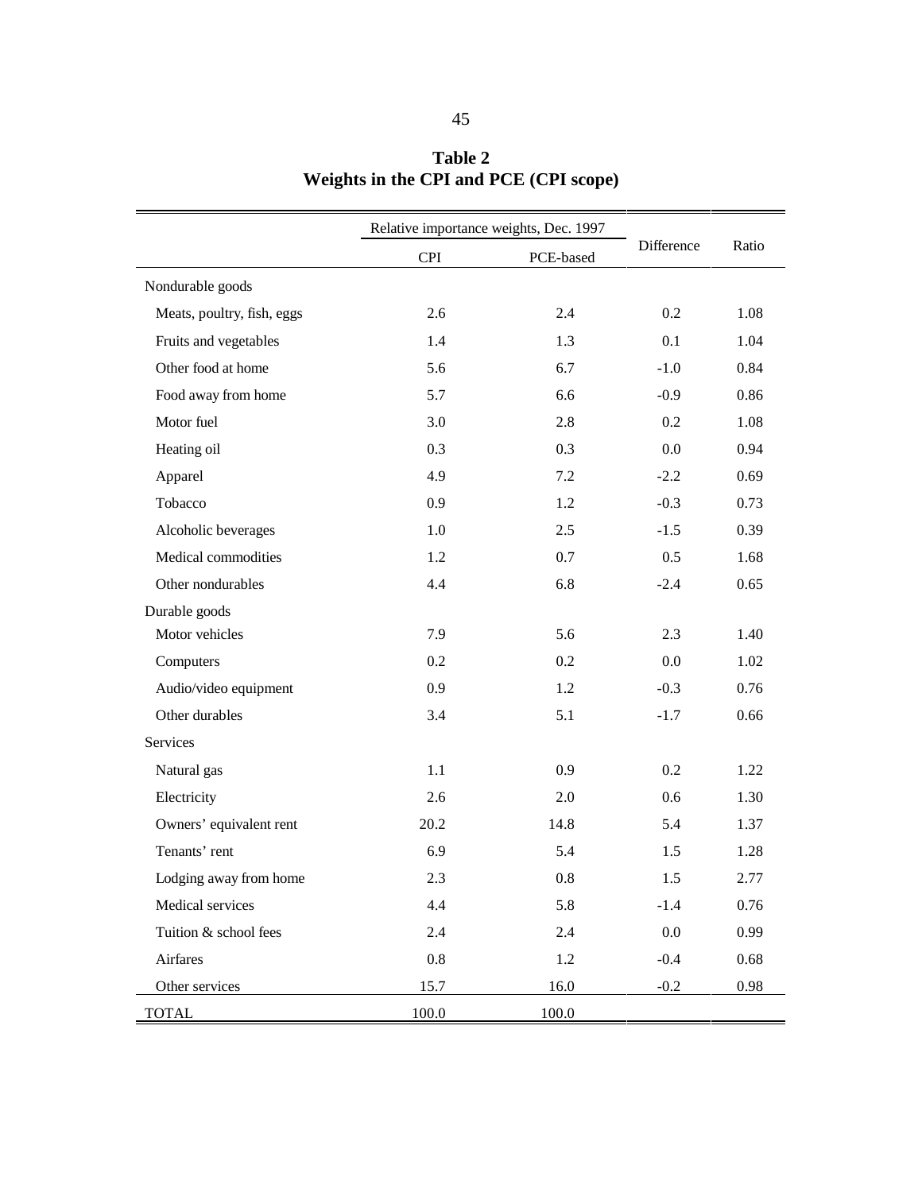**Table 2**
**Weights in the CPI and PCE (CPI scope)**

| | Relative importance weights, Dec. 1997 | | Difference | Ratio |
|---|---|---|---|---|
| | CPI | PCE-based | | |
| Nondurable goods | | | | |
| Meats, poultry, fish, eggs | 2.6 | 2.4 | 0.2 | 1.08 |
| Fruits and vegetables | 1.4 | 1.3 | 0.1 | 1.04 |
| Other food at home | 5.6 | 6.7 | -1.0 | 0.84 |
| Food away from home | 5.7 | 6.6 | -0.9 | 0.86 |
| Motor fuel | 3.0 | 2.8 | 0.2 | 1.08 |
| Heating oil | 0.3 | 0.3 | 0.0 | 0.94 |
| Apparel | 4.9 | 7.2 | -2.2 | 0.69 |
| Tobacco | 0.9 | 1.2 | -0.3 | 0.73 |
| Alcoholic beverages | 1.0 | 2.5 | -1.5 | 0.39 |
| Medical commodities | 1.2 | 0.7 | 0.5 | 1.68 |
| Other nondurables | 4.4 | 6.8 | -2.4 | 0.65 |
| Durable goods | | | | |
| Motor vehicles | 7.9 | 5.6 | 2.3 | 1.40 |
| Computers | 0.2 | 0.2 | 0.0 | 1.02 |
| Audio/video equipment | 0.9 | 1.2 | -0.3 | 0.76 |
| Other durables | 3.4 | 5.1 | -1.7 | 0.66 |
| Services | | | | |
| Natural gas | 1.1 | 0.9 | 0.2 | 1.22 |
| Electricity | 2.6 | 2.0 | 0.6 | 1.30 |
| Owners' equivalent rent | 20.2 | 14.8 | 5.4 | 1.37 |
| Tenants' rent | 6.9 | 5.4 | 1.5 | 1.28 |
| Lodging away from home | 2.3 | 0.8 | 1.5 | 2.77 |
| Medical services | 4.4 | 5.8 | -1.4 | 0.76 |
| Tuition & school fees | 2.4 | 2.4 | 0.0 | 0.99 |
| Airfares | 0.8 | 1.2 | -0.4 | 0.68 |
| Other services | 15.7 | 16.0 | -0.2 | 0.98 |
| TOTAL | 100.0 | 100.0 | | |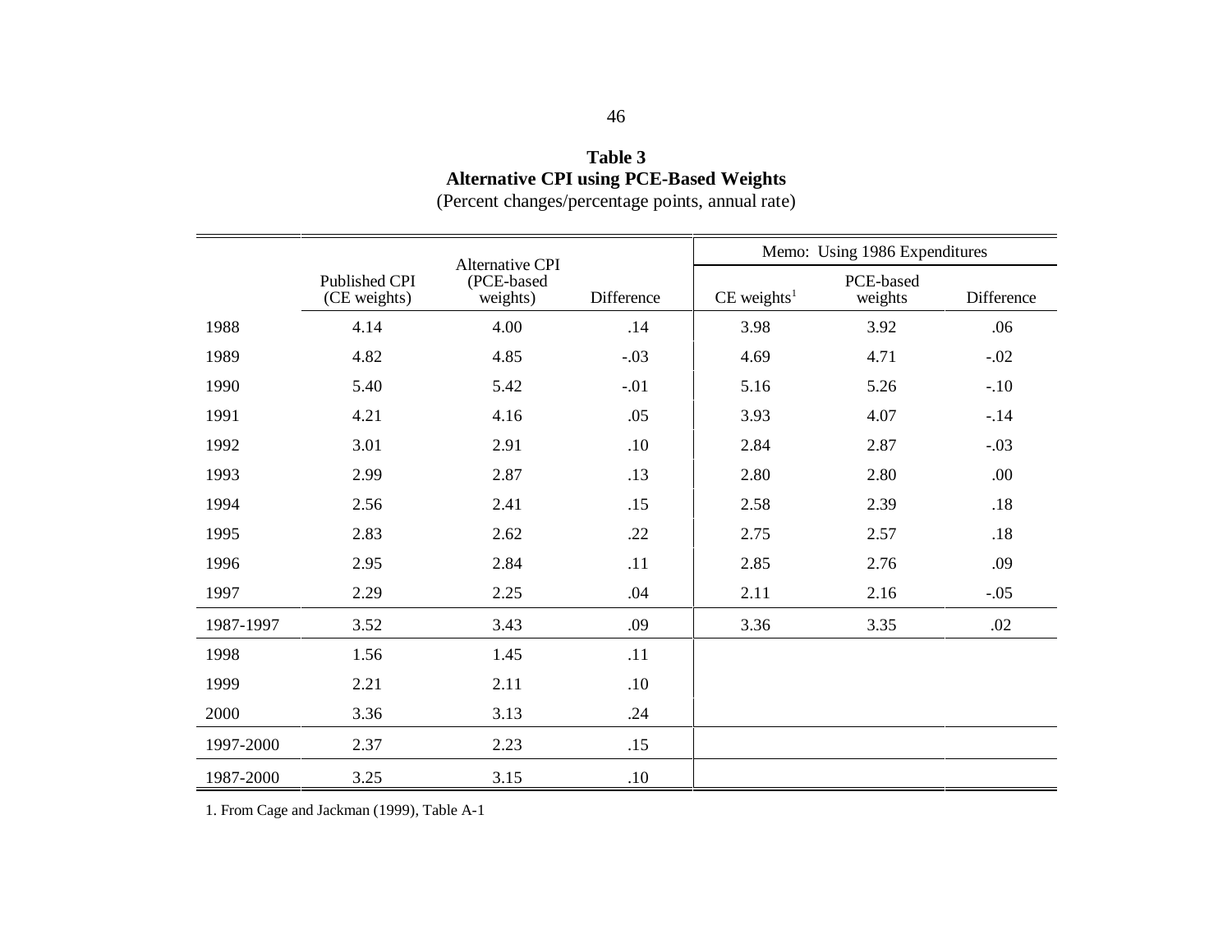**Table 3**
**Alternative CPI using PCE-Based Weights**
(Percent changes/percentage points, annual rate)

| | | | | Memo: Using 1986 Expenditures | | |
|---|---|---|---|---|---|---|
| | Published CPI (CE weights) | Alternative CPI (PCE-based weights) | Difference | CE weights[1] | PCE-based weights | Difference |
| 1988 | 4.14 | 4.00 | .14 | 3.98 | 3.92 | .06 |
| 1989 | 4.82 | 4.85 | -.03 | 4.69 | 4.71 | -.02 |
| 1990 | 5.40 | 5.42 | -.01 | 5.16 | 5.26 | -.10 |
| 1991 | 4.21 | 4.16 | .05 | 3.93 | 4.07 | -.14 |
| 1992 | 3.01 | 2.91 | .10 | 2.84 | 2.87 | -.03 |
| 1993 | 2.99 | 2.87 | .13 | 2.80 | 2.80 | .00 |
| 1994 | 2.56 | 2.41 | .15 | 2.58 | 2.39 | .18 |
| 1995 | 2.83 | 2.62 | .22 | 2.75 | 2.57 | .18 |
| 1996 | 2.95 | 2.84 | .11 | 2.85 | 2.76 | .09 |
| 1997 | 2.29 | 2.25 | .04 | 2.11 | 2.16 | -.05 |
| 1987-1997 | 3.52 | 3.43 | .09 | 3.36 | 3.35 | .02 |
| 1998 | 1.56 | 1.45 | .11 | | | |
| 1999 | 2.21 | 2.11 | .10 | | | |
| 2000 | 3.36 | 3.13 | .24 | | | |
| 1997-2000 | 2.37 | 2.23 | .15 | | | |
| 1987-2000 | 3.25 | 3.15 | .10 | | | |

1. From Cage and Jackman (1999), Table A-1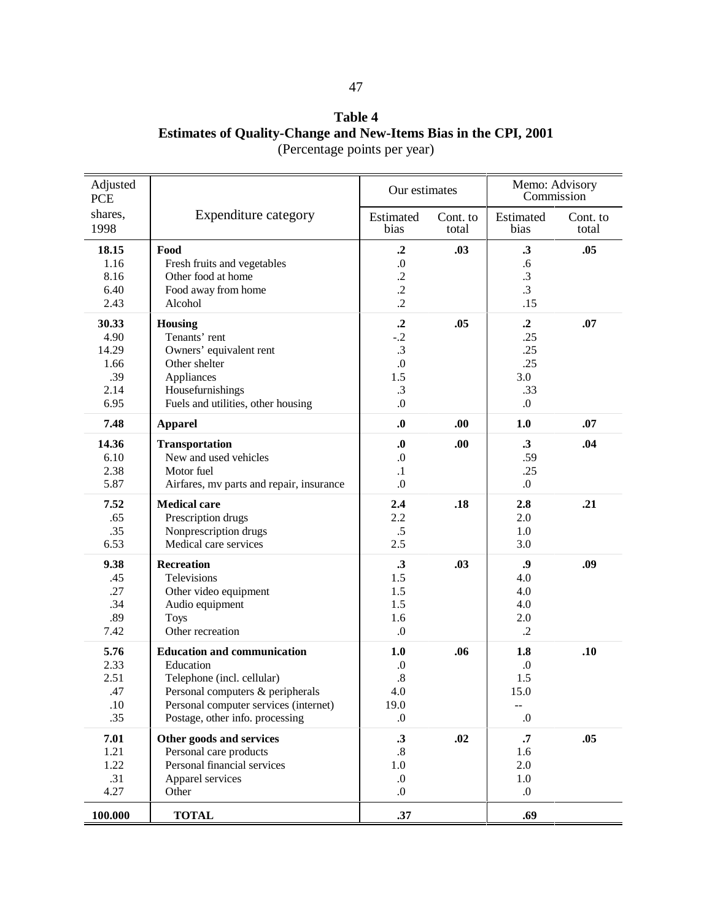**Table 4**
**Estimates of Quality-Change and New-Items Bias in the CPI, 2001**
(Percentage points per year)

| Adjusted PCE shares, 1998 | Expenditure category | Our estimates | | Memo: Advisory Commission | |
|---|---|---|---|---|---|
| | | Estimated bias | Cont. to total | Estimated bias | Cont. to total |
| **18.15** | **Food** | **.2** | **.03** | **.3** | **.05** |
| 1.16 | Fresh fruits and vegetables | .0 | | .6 | |
| 8.16 | Other food at home | .2 | | .3 | |
| 6.40 | Food away from home | .2 | | .3 | |
| 2.43 | Alcohol | .2 | | .15 | |
| **30.33** | **Housing** | **.2** | **.05** | **.2** | **.07** |
| 4.90 | Tenants' rent | -.2 | | .25 | |
| 14.29 | Owners' equivalent rent | .3 | | .25 | |
| 1.66 | Other shelter | .0 | | .25 | |
| .39 | Appliances | 1.5 | | 3.0 | |
| 2.14 | Housefurnishings | .3 | | .33 | |
| 6.95 | Fuels and utilities, other housing | .0 | | .0 | |
| **7.48** | **Apparel** | **.0** | **.00** | **1.0** | **.07** |
| **14.36** | **Transportation** | **.0** | **.00** | **.3** | **.04** |
| 6.10 | New and used vehicles | .0 | | .59 | |
| 2.38 | Motor fuel | .1 | | .25 | |
| 5.87 | Airfares, mv parts and repair, insurance | .0 | | .0 | |
| **7.52** | **Medical care** | **2.4** | **.18** | **2.8** | **.21** |
| .65 | Prescription drugs | 2.2 | | 2.0 | |
| .35 | Nonprescription drugs | .5 | | 1.0 | |
| 6.53 | Medical care services | 2.5 | | 3.0 | |
| **9.38** | **Recreation** | **.3** | **.03** | **.9** | **.09** |
| .45 | Televisions | 1.5 | | 4.0 | |
| .27 | Other video equipment | 1.5 | | 4.0 | |
| .34 | Audio equipment | 1.5 | | 4.0 | |
| .89 | Toys | 1.6 | | 2.0 | |
| 7.42 | Other recreation | .0 | | .2 | |
| **5.76** | **Education and communication** | **1.0** | **.06** | **1.8** | **.10** |
| 2.33 | Education | .0 | | .0 | |
| 2.51 | Telephone (incl. cellular) | .8 | | 1.5 | |
| .47 | Personal computers & peripherals | 4.0 | | 15.0 | |
| .10 | Personal computer services (internet) | 19.0 | | -- | |
| .35 | Postage, other info. processing | .0 | | .0 | |
| **7.01** | **Other goods and services** | **.3** | **.02** | **.7** | **.05** |
| 1.21 | Personal care products | .8 | | 1.6 | |
| 1.22 | Personal financial services | 1.0 | | 2.0 | |
| .31 | Apparel services | .0 | | 1.0 | |
| 4.27 | Other | .0 | | .0 | |
| **100.000** | **TOTAL** | **.37** | | **.69** | |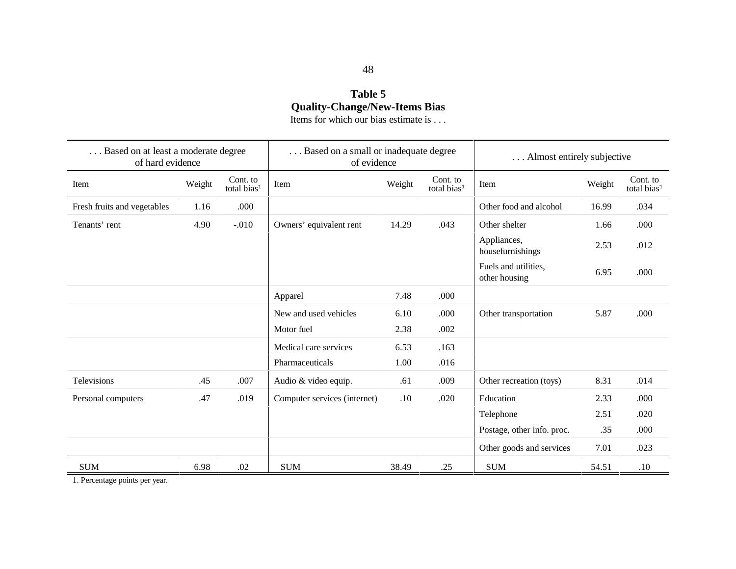**Table 5**
**Quality-Change/New-Items Bias**
Items for which our bias estimate is . . .

| . . . Based on at least a moderate degree of hard evidence | | | . . . Based on a small or inadequate degree of evidence | | | . . . Almost entirely subjective | | |
|---|---|---|---|---|---|---|---|---|
| Item | Weight | Cont. to total bias[1] | Item | Weight | Cont. to total bias[1] | Item | Weight | Cont. to total bias[1] |
| Fresh fruits and vegetables | 1.16 | .000 | | | | Other food and alcohol | 16.99 | .034 |
| Tenants' rent | 4.90 | -.010 | Owners' equivalent rent | 14.29 | .043 | Other shelter | 1.66 | .000 |
| | | | | | | Appliances, housefurnishings | 2.53 | .012 |
| | | | | | | Fuels and utilities, other housing | 6.95 | .000 |
| | | | Apparel | 7.48 | .000 | | | |
| | | | New and used vehicles | 6.10 | .000 | Other transportation | 5.87 | .000 |
| | | | Motor fuel | 2.38 | .002 | | | |
| | | | Medical care services | 6.53 | .163 | | | |
| | | | Pharmaceuticals | 1.00 | .016 | | | |
| Televisions | .45 | .007 | Audio & video equip. | .61 | .009 | Other recreation (toys) | 8.31 | .014 |
| Personal computers | .47 | .019 | Computer services (internet) | .10 | .020 | Education | 2.33 | .000 |
| | | | | | | Telephone | 2.51 | .020 |
| | | | | | | Postage, other info. proc. | .35 | .000 |
| | | | | | | Other goods and services | 7.01 | .023 |
| SUM | 6.98 | .02 | SUM | 38.49 | .25 | SUM | 54.51 | .10 |

1. Percentage points per year.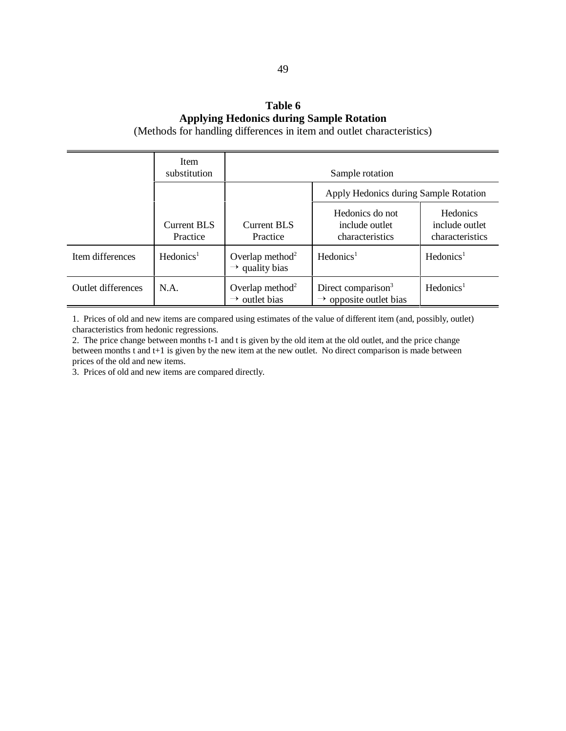**Table 6**
**Applying Hedonics during Sample Rotation**
(Methods for handling differences in item and outlet characteristics)

| | Item substitution | Sample rotation | | |
|---|---|---|---|---|
| | | | Apply Hedonics during Sample Rotation | |
| | Current BLS Practice | Current BLS Practice | Hedonics do not include outlet characteristics | Hedonics include outlet characteristics |
| Item differences | Hedonics[1] | Overlap method[2] → quality bias | Hedonics[1] | Hedonics[1] |
| Outlet differences | N.A. | Overlap method[2] → outlet bias | Direct comparison[3] → opposite outlet bias | Hedonics[1] |

1. Prices of old and new items are compared using estimates of the value of different item (and, possibly, outlet) characteristics from hedonic regressions.
2. The price change between months t-1 and t is given by the old item at the old outlet, and the price change between months t and t+1 is given by the new item at the new outlet. No direct comparison is made between prices of the old and new items.
3. Prices of old and new items are compared directly.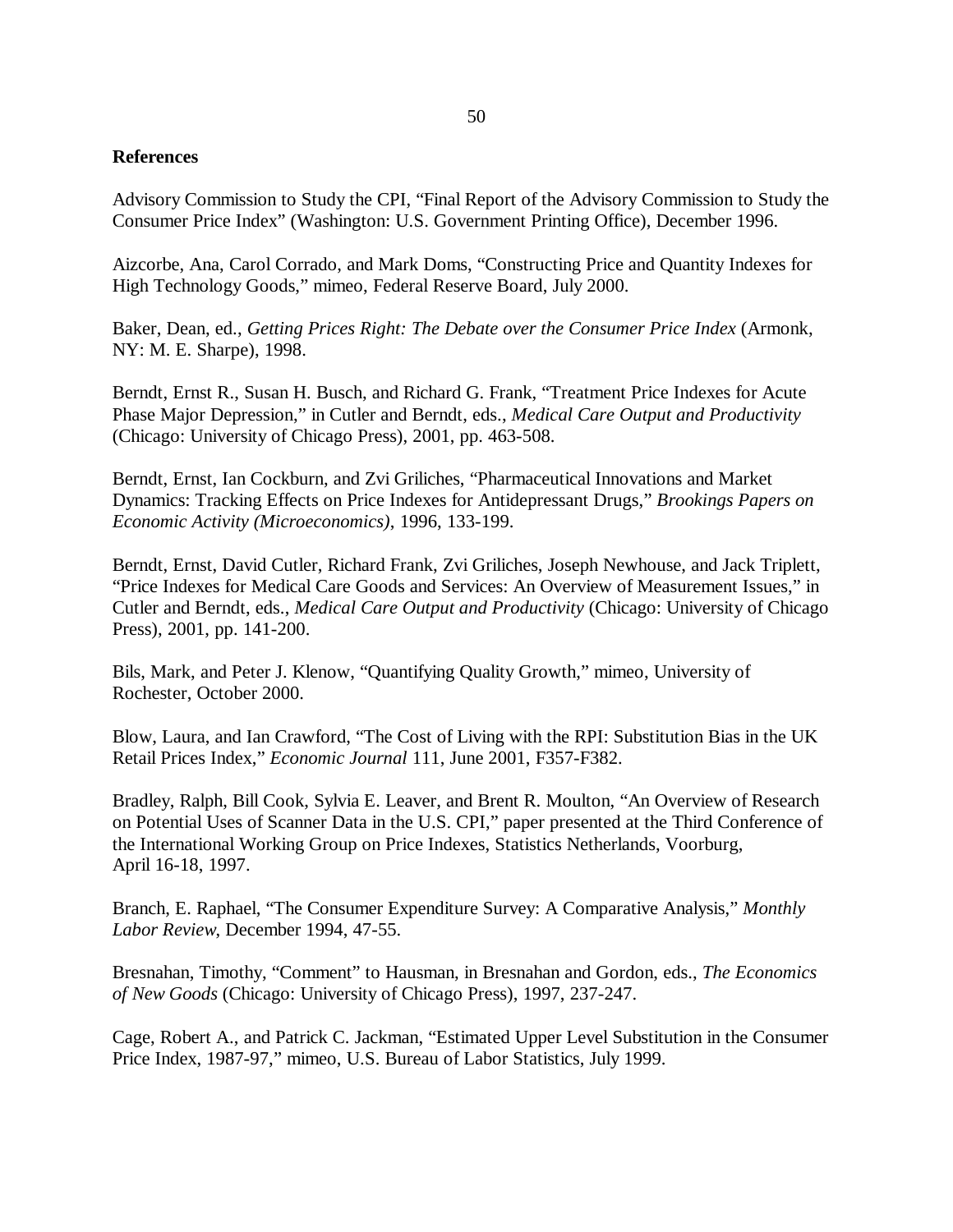**References**

Advisory Commission to Study the CPI, "Final Report of the Advisory Commission to Study the Consumer Price Index" (Washington: U.S. Government Printing Office), December 1996.

Aizcorbe, Ana, Carol Corrado, and Mark Doms, "Constructing Price and Quantity Indexes for High Technology Goods," mimeo, Federal Reserve Board, July 2000.

Baker, Dean, ed., *Getting Prices Right: The Debate over the Consumer Price Index* (Armonk, NY: M. E. Sharpe), 1998.

Berndt, Ernst R., Susan H. Busch, and Richard G. Frank, "Treatment Price Indexes for Acute Phase Major Depression," in Cutler and Berndt, eds., *Medical Care Output and Productivity* (Chicago: University of Chicago Press), 2001, pp. 463-508.

Berndt, Ernst, Ian Cockburn, and Zvi Griliches, "Pharmaceutical Innovations and Market Dynamics: Tracking Effects on Price Indexes for Antidepressant Drugs," *Brookings Papers on Economic Activity (Microeconomics)*, 1996, 133-199.

Berndt, Ernst, David Cutler, Richard Frank, Zvi Griliches, Joseph Newhouse, and Jack Triplett, "Price Indexes for Medical Care Goods and Services: An Overview of Measurement Issues," in Cutler and Berndt, eds., *Medical Care Output and Productivity* (Chicago: University of Chicago Press), 2001, pp. 141-200.

Bils, Mark, and Peter J. Klenow, "Quantifying Quality Growth," mimeo, University of Rochester, October 2000.

Blow, Laura, and Ian Crawford, "The Cost of Living with the RPI: Substitution Bias in the UK Retail Prices Index," *Economic Journal* 111, June 2001, F357-F382.

Bradley, Ralph, Bill Cook, Sylvia E. Leaver, and Brent R. Moulton, "An Overview of Research on Potential Uses of Scanner Data in the U.S. CPI," paper presented at the Third Conference of the International Working Group on Price Indexes, Statistics Netherlands, Voorburg, April 16-18, 1997.

Branch, E. Raphael, "The Consumer Expenditure Survey: A Comparative Analysis," *Monthly Labor Review*, December 1994, 47-55.

Bresnahan, Timothy, "Comment" to Hausman, in Bresnahan and Gordon, eds., *The Economics of New Goods* (Chicago: University of Chicago Press), 1997, 237-247.

Cage, Robert A., and Patrick C. Jackman, "Estimated Upper Level Substitution in the Consumer Price Index, 1987-97," mimeo, U.S. Bureau of Labor Statistics, July 1999.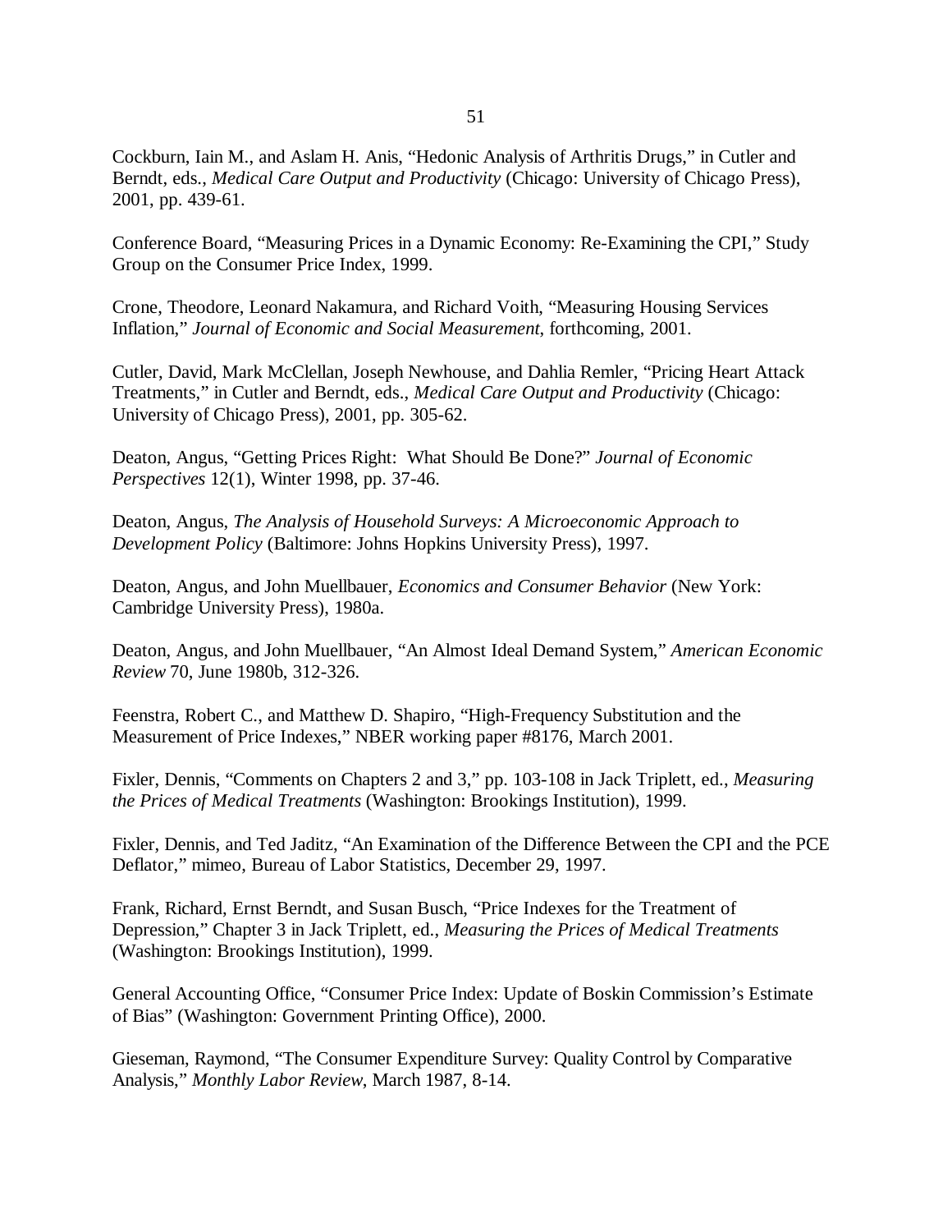Cockburn, Iain M., and Aslam H. Anis, "Hedonic Analysis of Arthritis Drugs," in Cutler and Berndt, eds., *Medical Care Output and Productivity* (Chicago: University of Chicago Press), 2001, pp. 439-61.

Conference Board, "Measuring Prices in a Dynamic Economy: Re-Examining the CPI," Study Group on the Consumer Price Index, 1999.

Crone, Theodore, Leonard Nakamura, and Richard Voith, "Measuring Housing Services Inflation," *Journal of Economic and Social Measurement*, forthcoming, 2001.

Cutler, David, Mark McClellan, Joseph Newhouse, and Dahlia Remler, "Pricing Heart Attack Treatments," in Cutler and Berndt, eds., *Medical Care Output and Productivity* (Chicago: University of Chicago Press), 2001, pp. 305-62.

Deaton, Angus, "Getting Prices Right: What Should Be Done?" *Journal of Economic Perspectives* 12(1), Winter 1998, pp. 37-46.

Deaton, Angus, *The Analysis of Household Surveys: A Microeconomic Approach to Development Policy* (Baltimore: Johns Hopkins University Press), 1997.

Deaton, Angus, and John Muellbauer, *Economics and Consumer Behavior* (New York: Cambridge University Press), 1980a.

Deaton, Angus, and John Muellbauer, "An Almost Ideal Demand System," *American Economic Review* 70, June 1980b, 312-326.

Feenstra, Robert C., and Matthew D. Shapiro, "High-Frequency Substitution and the Measurement of Price Indexes," NBER working paper #8176, March 2001.

Fixler, Dennis, "Comments on Chapters 2 and 3," pp. 103-108 in Jack Triplett, ed., *Measuring the Prices of Medical Treatments* (Washington: Brookings Institution), 1999.

Fixler, Dennis, and Ted Jaditz, "An Examination of the Difference Between the CPI and the PCE Deflator," mimeo, Bureau of Labor Statistics, December 29, 1997.

Frank, Richard, Ernst Berndt, and Susan Busch, "Price Indexes for the Treatment of Depression," Chapter 3 in Jack Triplett, ed., *Measuring the Prices of Medical Treatments* (Washington: Brookings Institution), 1999.

General Accounting Office, "Consumer Price Index: Update of Boskin Commission's Estimate of Bias" (Washington: Government Printing Office), 2000.

Gieseman, Raymond, "The Consumer Expenditure Survey: Quality Control by Comparative Analysis," *Monthly Labor Review*, March 1987, 8-14.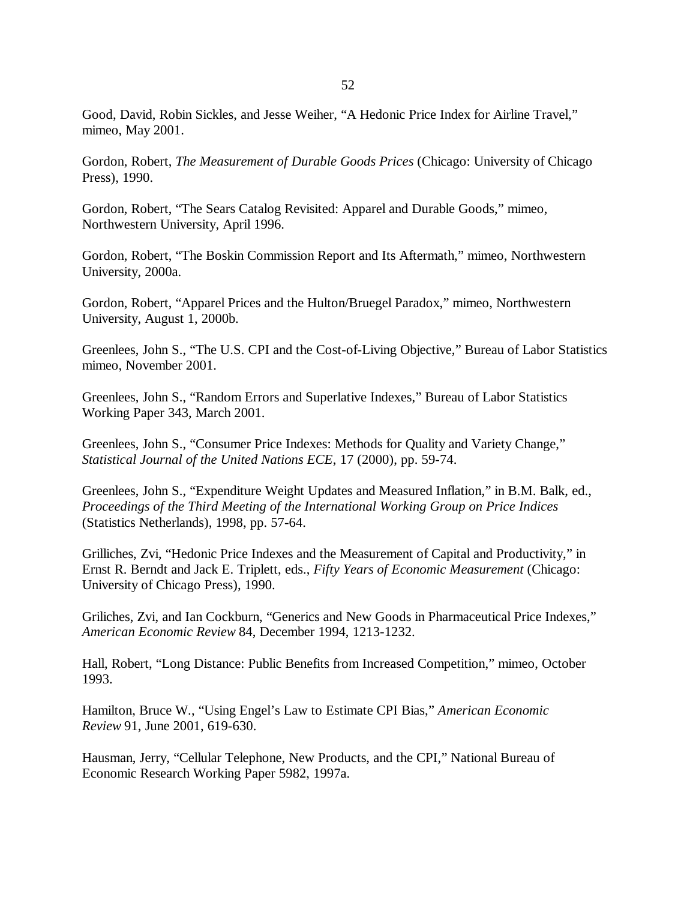Good, David, Robin Sickles, and Jesse Weiher, "A Hedonic Price Index for Airline Travel," mimeo, May 2001.

Gordon, Robert, *The Measurement of Durable Goods Prices* (Chicago: University of Chicago Press), 1990.

Gordon, Robert, "The Sears Catalog Revisited: Apparel and Durable Goods," mimeo, Northwestern University, April 1996.

Gordon, Robert, "The Boskin Commission Report and Its Aftermath," mimeo, Northwestern University, 2000a.

Gordon, Robert, "Apparel Prices and the Hulton/Bruegel Paradox," mimeo, Northwestern University, August 1, 2000b.

Greenlees, John S., "The U.S. CPI and the Cost-of-Living Objective," Bureau of Labor Statistics mimeo, November 2001.

Greenlees, John S., "Random Errors and Superlative Indexes," Bureau of Labor Statistics Working Paper 343, March 2001.

Greenlees, John S., "Consumer Price Indexes: Methods for Quality and Variety Change," *Statistical Journal of the United Nations ECE*, 17 (2000), pp. 59-74.

Greenlees, John S., "Expenditure Weight Updates and Measured Inflation," in B.M. Balk, ed., *Proceedings of the Third Meeting of the International Working Group on Price Indices* (Statistics Netherlands), 1998, pp. 57-64.

Grilliches, Zvi, "Hedonic Price Indexes and the Measurement of Capital and Productivity," in Ernst R. Berndt and Jack E. Triplett, eds., *Fifty Years of Economic Measurement* (Chicago: University of Chicago Press), 1990.

Griliches, Zvi, and Ian Cockburn, "Generics and New Goods in Pharmaceutical Price Indexes," *American Economic Review* 84, December 1994, 1213-1232.

Hall, Robert, "Long Distance: Public Benefits from Increased Competition," mimeo, October 1993.

Hamilton, Bruce W., "Using Engel's Law to Estimate CPI Bias," *American Economic Review* 91, June 2001, 619-630.

Hausman, Jerry, "Cellular Telephone, New Products, and the CPI," National Bureau of Economic Research Working Paper 5982, 1997a.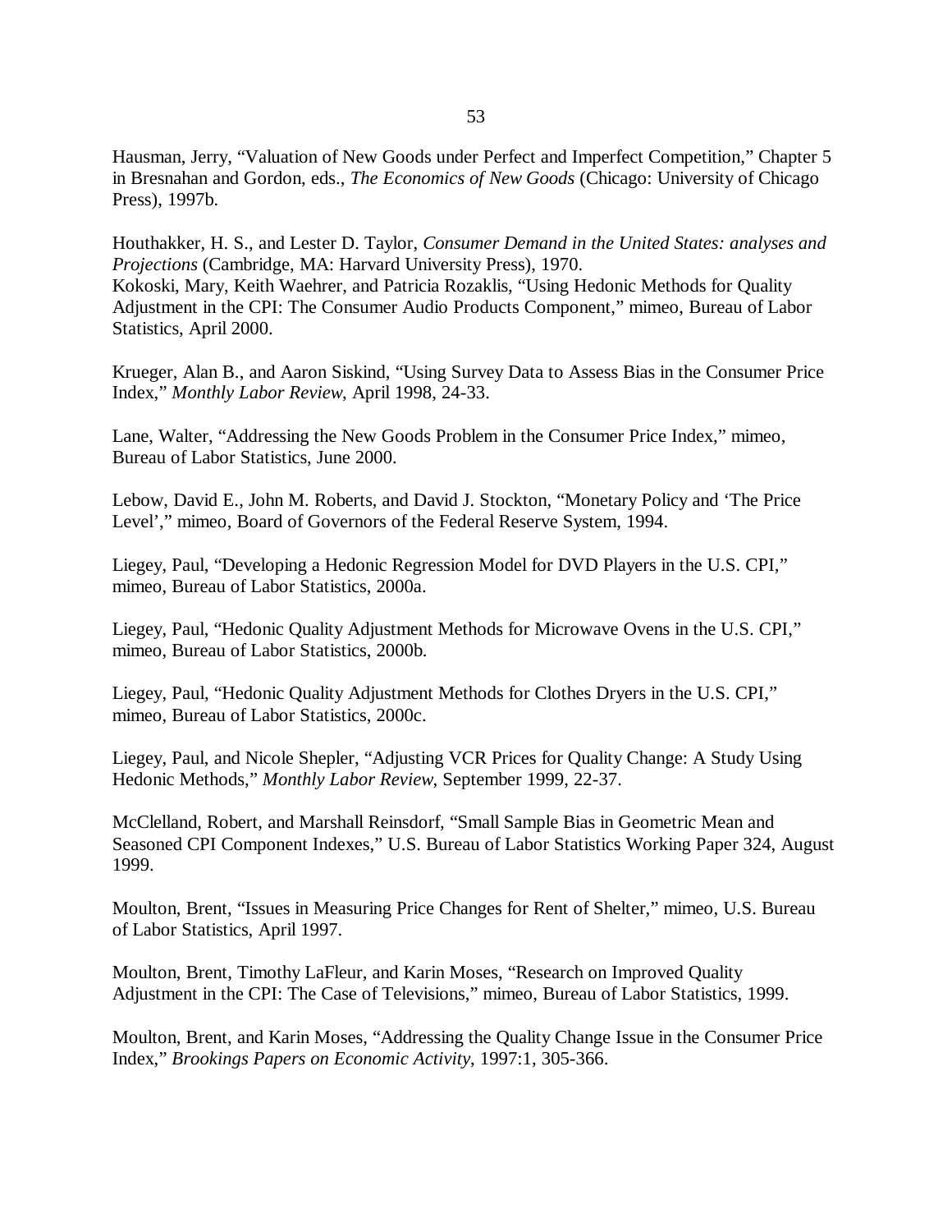Hausman, Jerry, "Valuation of New Goods under Perfect and Imperfect Competition," Chapter 5 in Bresnahan and Gordon, eds., *The Economics of New Goods* (Chicago: University of Chicago Press), 1997b.

Houthakker, H. S., and Lester D. Taylor, *Consumer Demand in the United States: analyses and Projections* (Cambridge, MA: Harvard University Press), 1970.

Kokoski, Mary, Keith Waehrer, and Patricia Rozaklis, "Using Hedonic Methods for Quality Adjustment in the CPI: The Consumer Audio Products Component," mimeo, Bureau of Labor Statistics, April 2000.

Krueger, Alan B., and Aaron Siskind, "Using Survey Data to Assess Bias in the Consumer Price Index," *Monthly Labor Review*, April 1998, 24-33.

Lane, Walter, "Addressing the New Goods Problem in the Consumer Price Index," mimeo, Bureau of Labor Statistics, June 2000.

Lebow, David E., John M. Roberts, and David J. Stockton, "Monetary Policy and 'The Price Level'," mimeo, Board of Governors of the Federal Reserve System, 1994.

Liegey, Paul, "Developing a Hedonic Regression Model for DVD Players in the U.S. CPI," mimeo, Bureau of Labor Statistics, 2000a.

Liegey, Paul, "Hedonic Quality Adjustment Methods for Microwave Ovens in the U.S. CPI," mimeo, Bureau of Labor Statistics, 2000b.

Liegey, Paul, "Hedonic Quality Adjustment Methods for Clothes Dryers in the U.S. CPI," mimeo, Bureau of Labor Statistics, 2000c.

Liegey, Paul, and Nicole Shepler, "Adjusting VCR Prices for Quality Change: A Study Using Hedonic Methods," *Monthly Labor Review*, September 1999, 22-37.

McClelland, Robert, and Marshall Reinsdorf, "Small Sample Bias in Geometric Mean and Seasoned CPI Component Indexes," U.S. Bureau of Labor Statistics Working Paper 324, August 1999.

Moulton, Brent, "Issues in Measuring Price Changes for Rent of Shelter," mimeo, U.S. Bureau of Labor Statistics, April 1997.

Moulton, Brent, Timothy LaFleur, and Karin Moses, "Research on Improved Quality Adjustment in the CPI: The Case of Televisions," mimeo, Bureau of Labor Statistics, 1999.

Moulton, Brent, and Karin Moses, "Addressing the Quality Change Issue in the Consumer Price Index," *Brookings Papers on Economic Activity*, 1997:1, 305-366.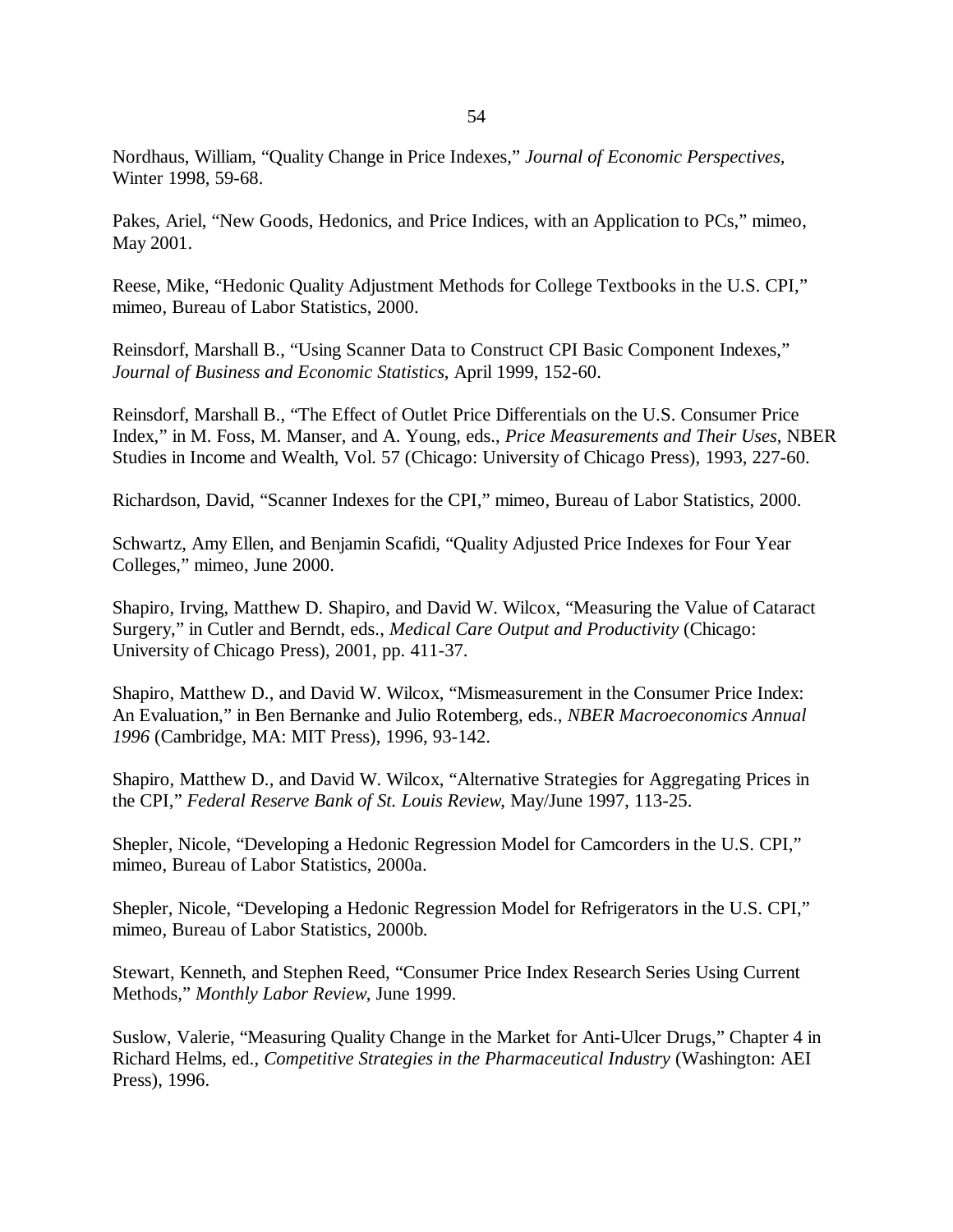Nordhaus, William, “Quality Change in Price Indexes,” *Journal of Economic Perspectives*, Winter 1998, 59-68.

Pakes, Ariel, “New Goods, Hedonics, and Price Indices, with an Application to PCs,” mimeo, May 2001.

Reese, Mike, “Hedonic Quality Adjustment Methods for College Textbooks in the U.S. CPI,” mimeo, Bureau of Labor Statistics, 2000.

Reinsdorf, Marshall B., “Using Scanner Data to Construct CPI Basic Component Indexes,” *Journal of Business and Economic Statistics*, April 1999, 152-60.

Reinsdorf, Marshall B., “The Effect of Outlet Price Differentials on the U.S. Consumer Price Index,” in M. Foss, M. Manser, and A. Young, eds., *Price Measurements and Their Uses*, NBER Studies in Income and Wealth, Vol. 57 (Chicago: University of Chicago Press), 1993, 227-60.

Richardson, David, “Scanner Indexes for the CPI,” mimeo, Bureau of Labor Statistics, 2000.

Schwartz, Amy Ellen, and Benjamin Scafidi, “Quality Adjusted Price Indexes for Four Year Colleges,” mimeo, June 2000.

Shapiro, Irving, Matthew D. Shapiro, and David W. Wilcox, “Measuring the Value of Cataract Surgery,” in Cutler and Berndt, eds., *Medical Care Output and Productivity* (Chicago: University of Chicago Press), 2001, pp. 411-37.

Shapiro, Matthew D., and David W. Wilcox, “Mismeasurement in the Consumer Price Index: An Evaluation,” in Ben Bernanke and Julio Rotemberg, eds., *NBER Macroeconomics Annual 1996* (Cambridge, MA: MIT Press), 1996, 93-142.

Shapiro, Matthew D., and David W. Wilcox, “Alternative Strategies for Aggregating Prices in the CPI,” *Federal Reserve Bank of St. Louis Review*, May/June 1997, 113-25.

Shepler, Nicole, “Developing a Hedonic Regression Model for Camcorders in the U.S. CPI,” mimeo, Bureau of Labor Statistics, 2000a.

Shepler, Nicole, “Developing a Hedonic Regression Model for Refrigerators in the U.S. CPI,” mimeo, Bureau of Labor Statistics, 2000b.

Stewart, Kenneth, and Stephen Reed, “Consumer Price Index Research Series Using Current Methods,” *Monthly Labor Review*, June 1999.

Suslow, Valerie, “Measuring Quality Change in the Market for Anti-Ulcer Drugs,” Chapter 4 in Richard Helms, ed., *Competitive Strategies in the Pharmaceutical Industry* (Washington: AEI Press), 1996.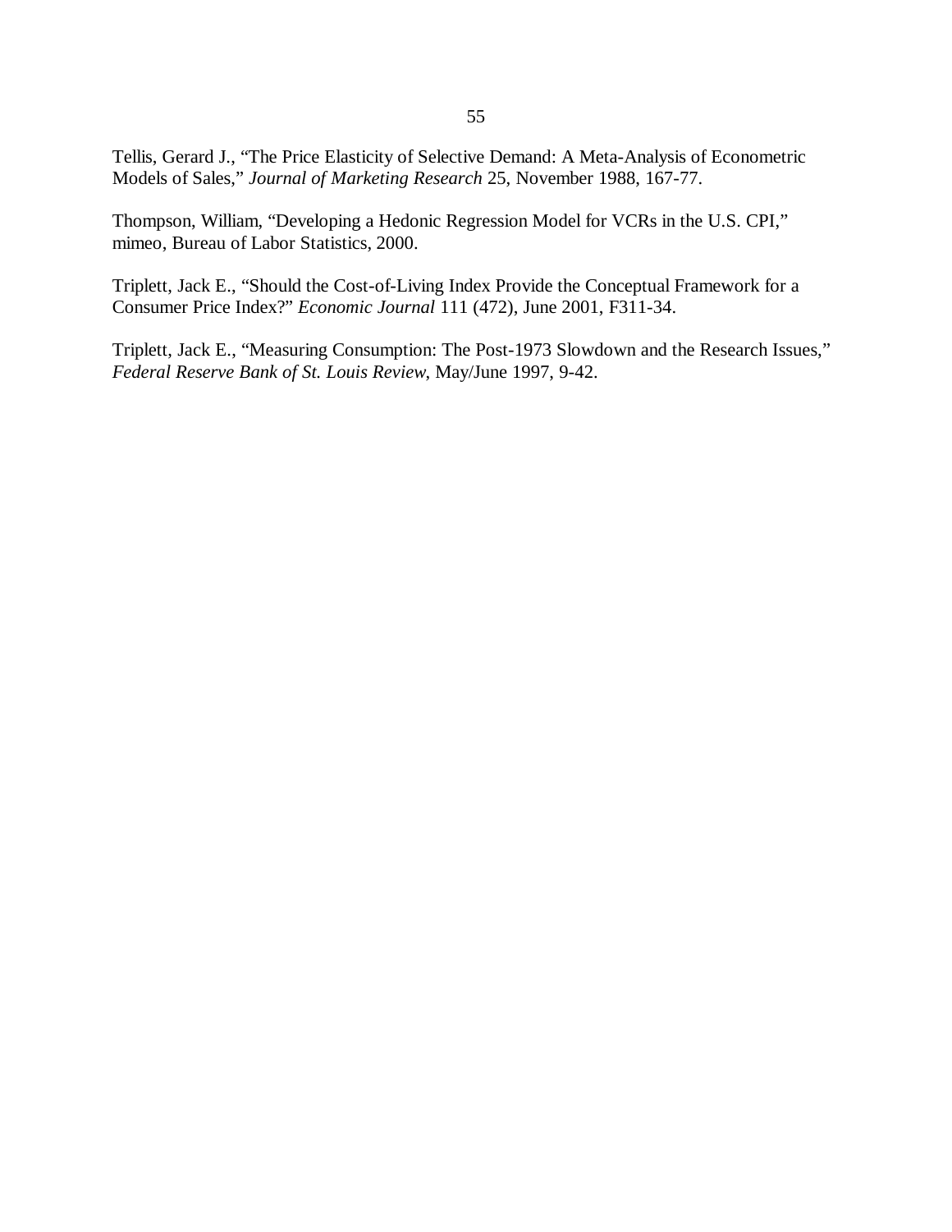Tellis, Gerard J., “The Price Elasticity of Selective Demand: A Meta-Analysis of Econometric Models of Sales,” *Journal of Marketing Research* 25, November 1988, 167-77.

Thompson, William, “Developing a Hedonic Regression Model for VCRs in the U.S. CPI,” mimeo, Bureau of Labor Statistics, 2000.

Triplett, Jack E., “Should the Cost-of-Living Index Provide the Conceptual Framework for a Consumer Price Index?” *Economic Journal* 111 (472), June 2001, F311-34.

Triplett, Jack E., “Measuring Consumption: The Post-1973 Slowdown and the Research Issues,” *Federal Reserve Bank of St. Louis Review*, May/June 1997, 9-42.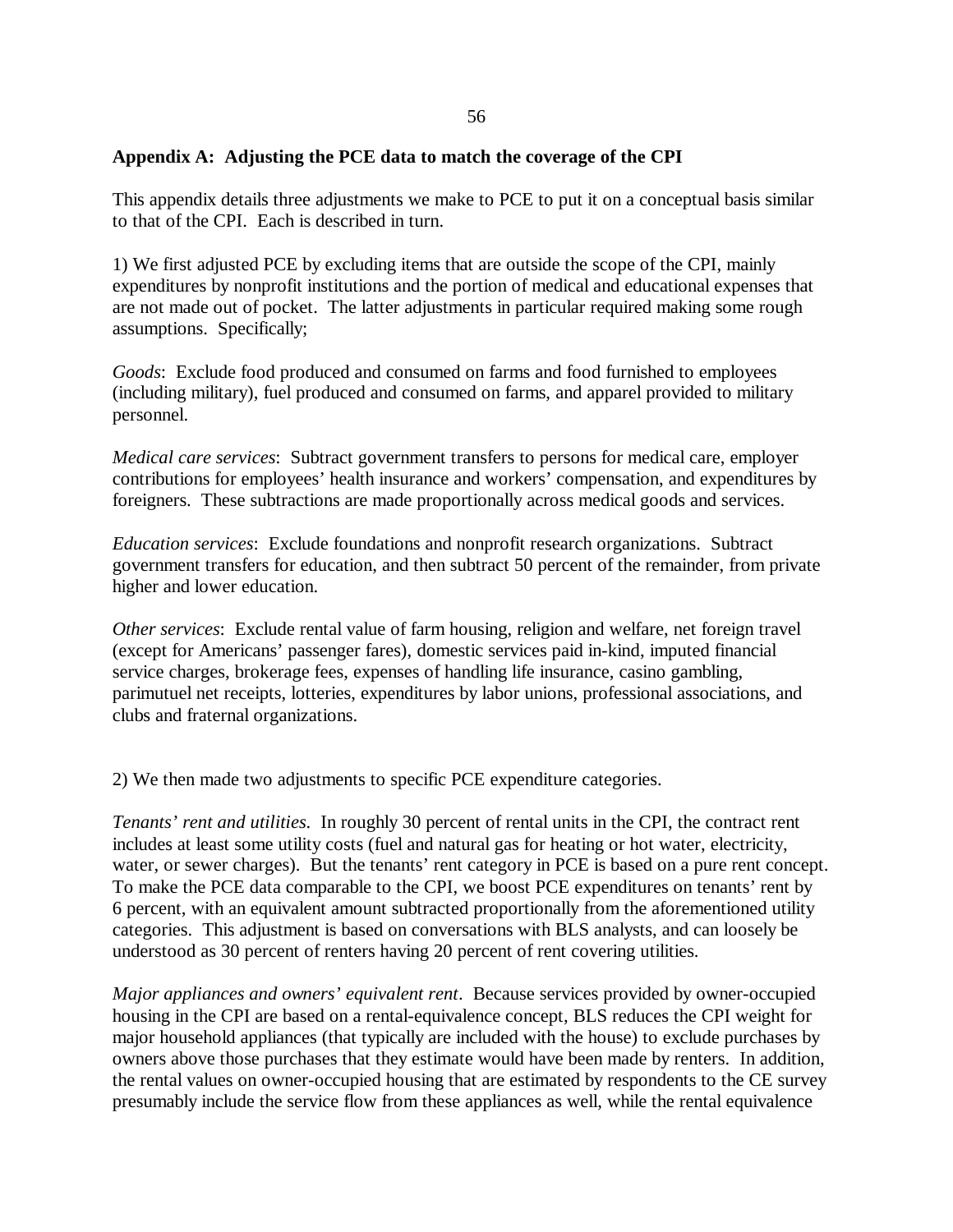## Appendix A: Adjusting the PCE data to match the coverage of the CPI

This appendix details three adjustments we make to PCE to put it on a conceptual basis similar to that of the CPI. Each is described in turn.

1) We first adjusted PCE by excluding items that are outside the scope of the CPI, mainly expenditures by nonprofit institutions and the portion of medical and educational expenses that are not made out of pocket. The latter adjustments in particular required making some rough assumptions. Specifically;

*Goods*: Exclude food produced and consumed on farms and food furnished to employees (including military), fuel produced and consumed on farms, and apparel provided to military personnel.

*Medical care services*: Subtract government transfers to persons for medical care, employer contributions for employees' health insurance and workers' compensation, and expenditures by foreigners. These subtractions are made proportionally across medical goods and services.

*Education services*: Exclude foundations and nonprofit research organizations. Subtract government transfers for education, and then subtract 50 percent of the remainder, from private higher and lower education.

*Other services*: Exclude rental value of farm housing, religion and welfare, net foreign travel (except for Americans' passenger fares), domestic services paid in-kind, imputed financial service charges, brokerage fees, expenses of handling life insurance, casino gambling, parimutuel net receipts, lotteries, expenditures by labor unions, professional associations, and clubs and fraternal organizations.

2) We then made two adjustments to specific PCE expenditure categories.

*Tenants' rent and utilities.* In roughly 30 percent of rental units in the CPI, the contract rent includes at least some utility costs (fuel and natural gas for heating or hot water, electricity, water, or sewer charges). But the tenants' rent category in PCE is based on a pure rent concept. To make the PCE data comparable to the CPI, we boost PCE expenditures on tenants' rent by 6 percent, with an equivalent amount subtracted proportionally from the aforementioned utility categories. This adjustment is based on conversations with BLS analysts, and can loosely be understood as 30 percent of renters having 20 percent of rent covering utilities.

*Major appliances and owners' equivalent rent*. Because services provided by owner-occupied housing in the CPI are based on a rental-equivalence concept, BLS reduces the CPI weight for major household appliances (that typically are included with the house) to exclude purchases by owners above those purchases that they estimate would have been made by renters. In addition, the rental values on owner-occupied housing that are estimated by respondents to the CE survey presumably include the service flow from these appliances as well, while the rental equivalence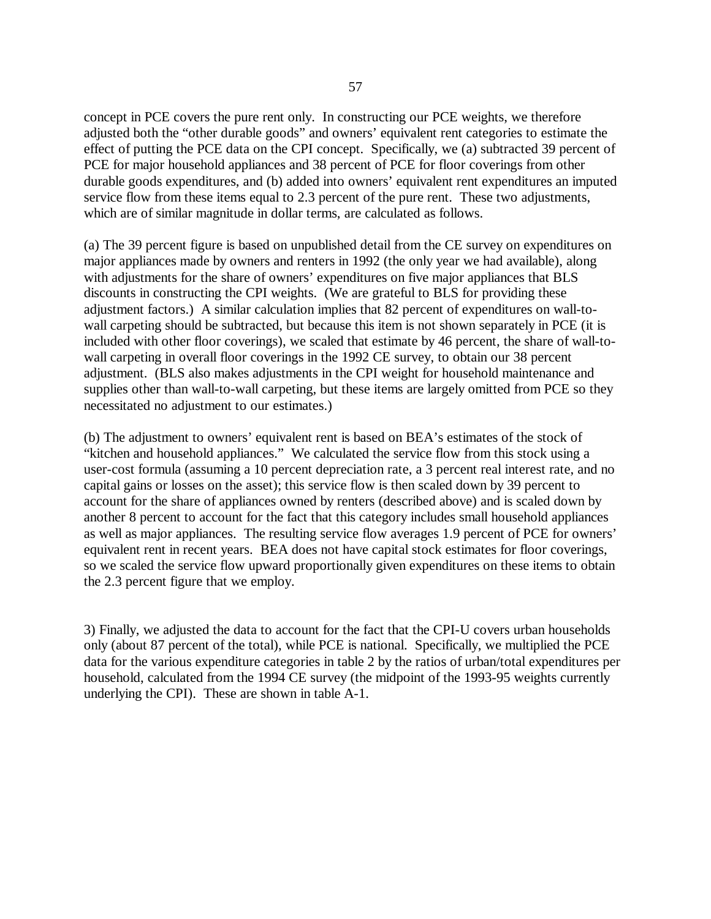concept in PCE covers the pure rent only. In constructing our PCE weights, we therefore adjusted both the "other durable goods" and owners' equivalent rent categories to estimate the effect of putting the PCE data on the CPI concept. Specifically, we (a) subtracted 39 percent of PCE for major household appliances and 38 percent of PCE for floor coverings from other durable goods expenditures, and (b) added into owners' equivalent rent expenditures an imputed service flow from these items equal to 2.3 percent of the pure rent. These two adjustments, which are of similar magnitude in dollar terms, are calculated as follows.

(a) The 39 percent figure is based on unpublished detail from the CE survey on expenditures on major appliances made by owners and renters in 1992 (the only year we had available), along with adjustments for the share of owners' expenditures on five major appliances that BLS discounts in constructing the CPI weights. (We are grateful to BLS for providing these adjustment factors.) A similar calculation implies that 82 percent of expenditures on wall-to-wall carpeting should be subtracted, but because this item is not shown separately in PCE (it is included with other floor coverings), we scaled that estimate by 46 percent, the share of wall-to-wall carpeting in overall floor coverings in the 1992 CE survey, to obtain our 38 percent adjustment. (BLS also makes adjustments in the CPI weight for household maintenance and supplies other than wall-to-wall carpeting, but these items are largely omitted from PCE so they necessitated no adjustment to our estimates.)

(b) The adjustment to owners' equivalent rent is based on BEA's estimates of the stock of "kitchen and household appliances." We calculated the service flow from this stock using a user-cost formula (assuming a 10 percent depreciation rate, a 3 percent real interest rate, and no capital gains or losses on the asset); this service flow is then scaled down by 39 percent to account for the share of appliances owned by renters (described above) and is scaled down by another 8 percent to account for the fact that this category includes small household appliances as well as major appliances. The resulting service flow averages 1.9 percent of PCE for owners' equivalent rent in recent years. BEA does not have capital stock estimates for floor coverings, so we scaled the service flow upward proportionally given expenditures on these items to obtain the 2.3 percent figure that we employ.

3) Finally, we adjusted the data to account for the fact that the CPI-U covers urban households only (about 87 percent of the total), while PCE is national. Specifically, we multiplied the PCE data for the various expenditure categories in table 2 by the ratios of urban/total expenditures per household, calculated from the 1994 CE survey (the midpoint of the 1993-95 weights currently underlying the CPI). These are shown in table A-1.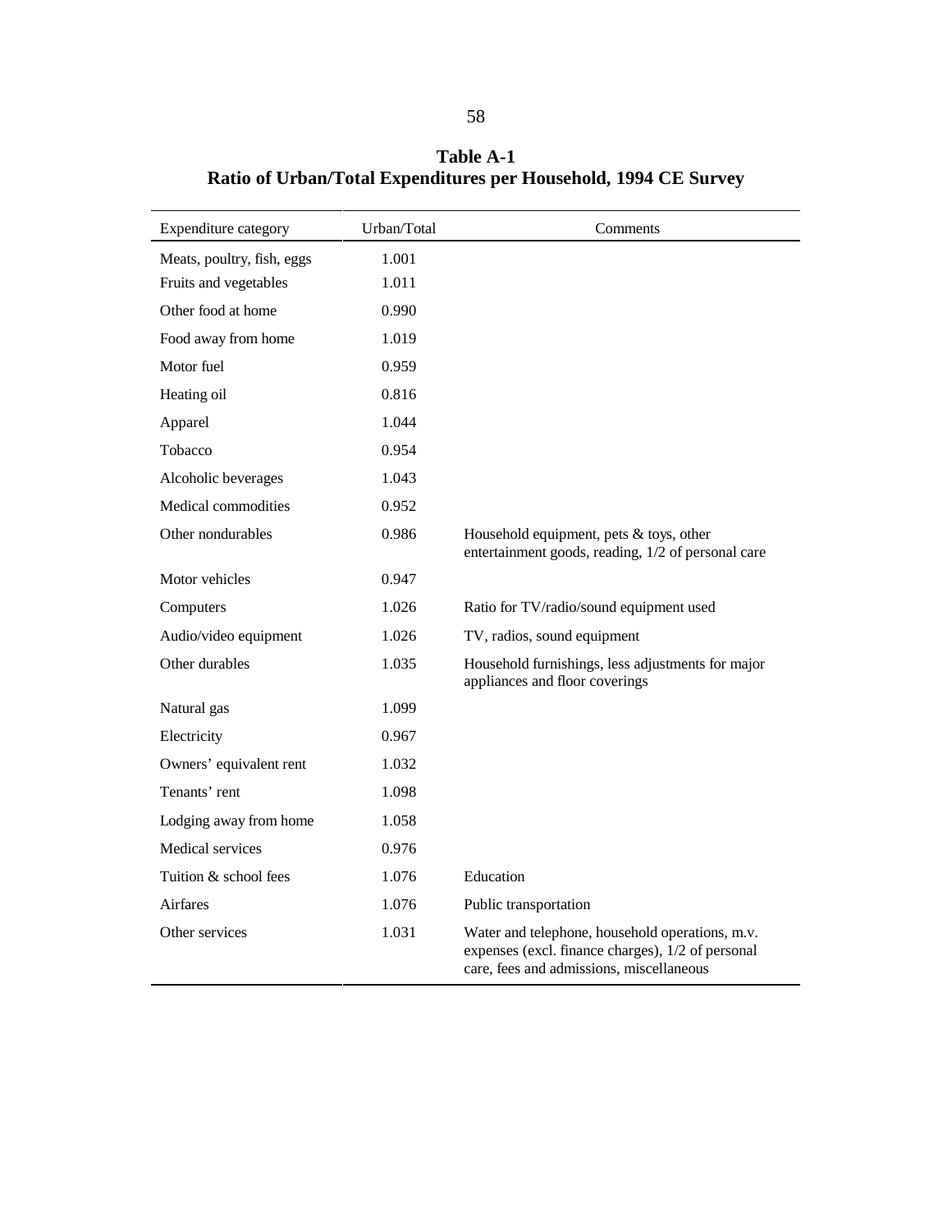**Table A-1**
**Ratio of Urban/Total Expenditures per Household, 1994 CE Survey**

| Expenditure category | Urban/Total | Comments |
|---|---|---|
| Meats, poultry, fish, eggs | 1.001 | |
| Fruits and vegetables | 1.011 | |
| Other food at home | 0.990 | |
| Food away from home | 1.019 | |
| Motor fuel | 0.959 | |
| Heating oil | 0.816 | |
| Apparel | 1.044 | |
| Tobacco | 0.954 | |
| Alcoholic beverages | 1.043 | |
| Medical commodities | 0.952 | |
| Other nondurables | 0.986 | Household equipment, pets & toys, other entertainment goods, reading, 1/2 of personal care |
| Motor vehicles | 0.947 | |
| Computers | 1.026 | Ratio for TV/radio/sound equipment used |
| Audio/video equipment | 1.026 | TV, radios, sound equipment |
| Other durables | 1.035 | Household furnishings, less adjustments for major appliances and floor coverings |
| Natural gas | 1.099 | |
| Electricity | 0.967 | |
| Owners' equivalent rent | 1.032 | |
| Tenants' rent | 1.098 | |
| Lodging away from home | 1.058 | |
| Medical services | 0.976 | |
| Tuition & school fees | 1.076 | Education |
| Airfares | 1.076 | Public transportation |
| Other services | 1.031 | Water and telephone, household operations, m.v. expenses (excl. finance charges), 1/2 of personal care, fees and admissions, miscellaneous |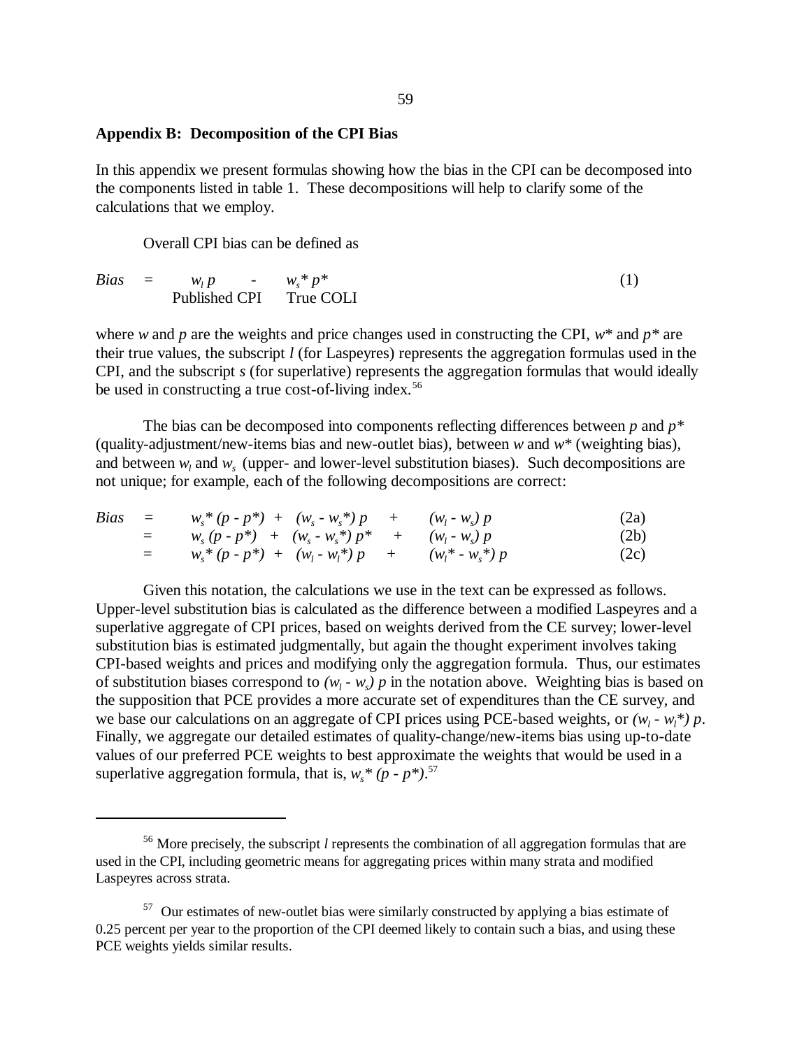### Appendix B: Decomposition of the CPI Bias

In this appendix we present formulas showing how the bias in the CPI can be decomposed into the components listed in table 1. These decompositions will help to clarify some of the calculations that we employ.

Overall CPI bias can be defined as

$$Bias = \underbrace{w_l\, p}_{\text{Published CPI}} - \underbrace{w_s^*\, p^*}_{\text{True COLI}} \qquad (1)$$

where $w$ and $p$ are the weights and price changes used in constructing the CPI, $w^*$ and $p^*$ are their true values, the subscript $l$ (for Laspeyres) represents the aggregation formulas used in the CPI, and the subscript $s$ (for superlative) represents the aggregation formulas that would ideally be used in constructing a true cost-of-living index.[56]

The bias can be decomposed into components reflecting differences between $p$ and $p^*$ (quality-adjustment/new-items bias and new-outlet bias), between $w$ and $w^*$ (weighting bias), and between $w_l$ and $w_s$ (upper- and lower-level substitution biases). Such decompositions are not unique; for example, each of the following decompositions are correct:

$$Bias = w_s^*(p - p^*) + (w_s - w_s^*)\,p + (w_l - w_s)\,p \qquad (2a)$$

$$= w_s(p - p^*) + (w_s - w_s^*)\,p^* + (w_l - w_s)\,p \qquad (2b)$$

$$= w_s^*(p - p^*) + (w_l - w_l^*)\,p + (w_l^* - w_s^*)\,p \qquad (2c)$$

Given this notation, the calculations we use in the text can be expressed as follows. Upper-level substitution bias is calculated as the difference between a modified Laspeyres and a superlative aggregate of CPI prices, based on weights derived from the CE survey; lower-level substitution bias is estimated judgmentally, but again the thought experiment involves taking CPI-based weights and prices and modifying only the aggregation formula. Thus, our estimates of substitution biases correspond to $(w_l - w_s)\,p$ in the notation above. Weighting bias is based on the supposition that PCE provides a more accurate set of expenditures than the CE survey, and we base our calculations on an aggregate of CPI prices using PCE-based weights, or $(w_l - w_l^*)\,p$. Finally, we aggregate our detailed estimates of quality-change/new-items bias using up-to-date values of our preferred PCE weights to best approximate the weights that would be used in a superlative aggregation formula, that is, $w_s^*(p - p^*)$.[57]

---

[56] More precisely, the subscript $l$ represents the combination of all aggregation formulas that are used in the CPI, including geometric means for aggregating prices within many strata and modified Laspeyres across strata.

[57] Our estimates of new-outlet bias were similarly constructed by applying a bias estimate of 0.25 percent per year to the proportion of the CPI deemed likely to contain such a bias, and using these PCE weights yields similar results.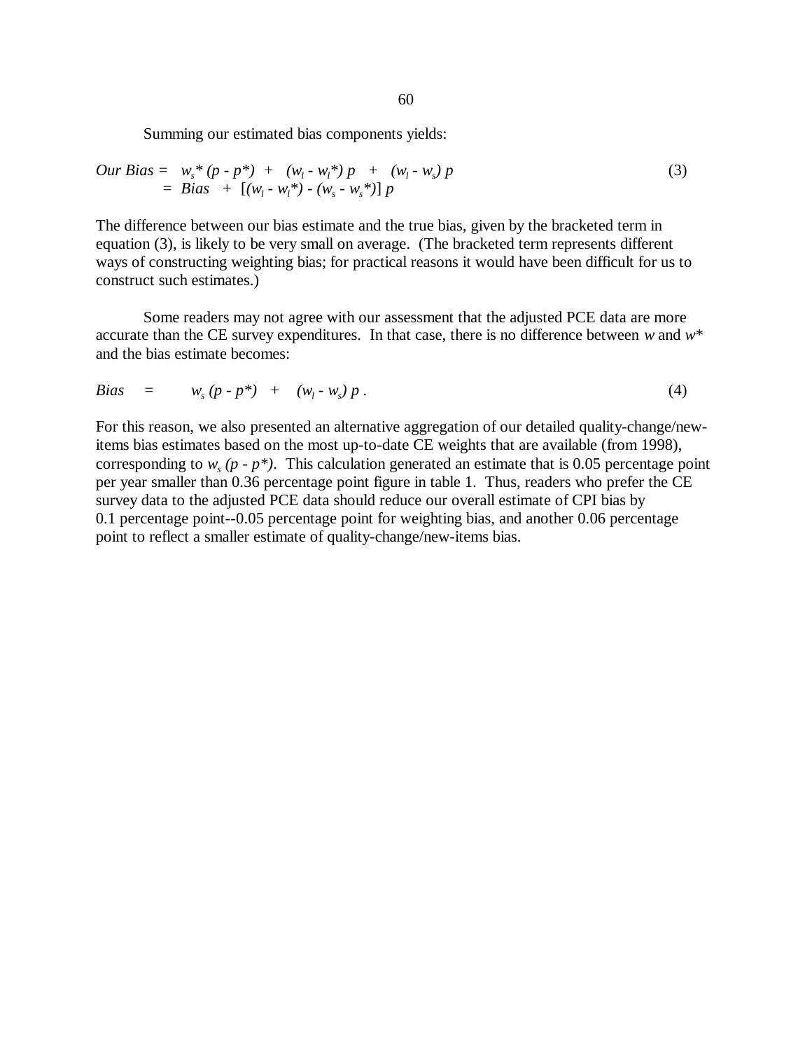Summing our estimated bias components yields:

$$\begin{aligned} \textit{Our Bias} &= w_s^* (p - p^*) + (w_l - w_l^*) p + (w_l - w_s) p \\ &= \textit{Bias} + [(w_l - w_l^*) - (w_s - w_s^*)] p \end{aligned} \tag{3}$$

The difference between our bias estimate and the true bias, given by the bracketed term in equation (3), is likely to be very small on average. (The bracketed term represents different ways of constructing weighting bias; for practical reasons it would have been difficult for us to construct such estimates.)

Some readers may not agree with our assessment that the adjusted PCE data are more accurate than the CE survey expenditures. In that case, there is no difference between $w$ and $w^*$ and the bias estimate becomes:

$$\textit{Bias} = w_s (p - p^*) + (w_l - w_s) p . \tag{4}$$

For this reason, we also presented an alternative aggregation of our detailed quality-change/new-items bias estimates based on the most up-to-date CE weights that are available (from 1998), corresponding to $w_s (p - p^*)$. This calculation generated an estimate that is 0.05 percentage point per year smaller than 0.36 percentage point figure in table 1. Thus, readers who prefer the CE survey data to the adjusted PCE data should reduce our overall estimate of CPI bias by 0.1 percentage point--0.05 percentage point for weighting bias, and another 0.06 percentage point to reflect a smaller estimate of quality-change/new-items bias.